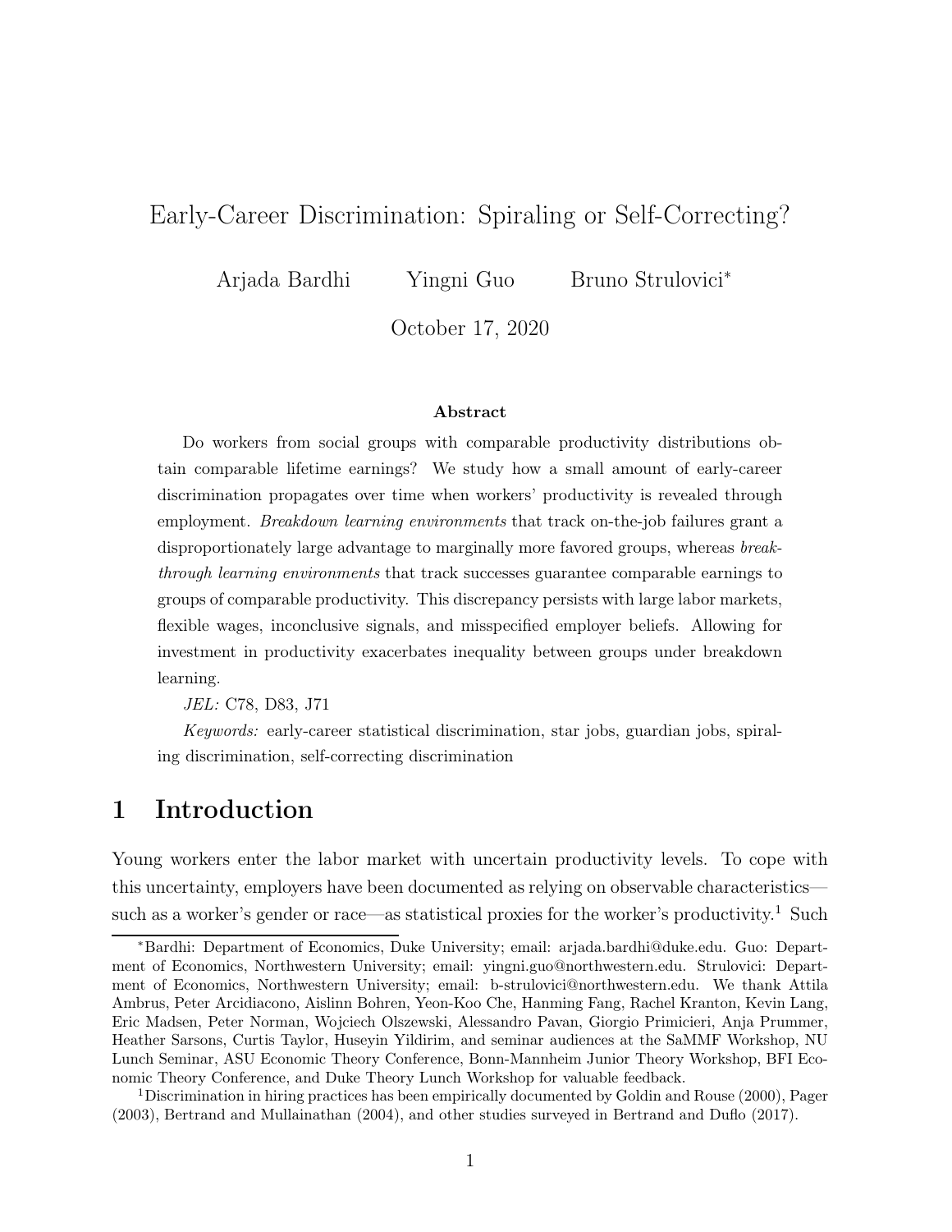# Early-Career Discrimination: Spiraling or Self-Correcting?

Arjada Bardhi Yingni Guo Bruno Strulovici*

October 17, 2020

**Abstract**

Do workers from social groups with comparable productivity distributions obtain comparable lifetime earnings? We study how a small amount of early-career discrimination propagates over time when workers' productivity is revealed through employment. *Breakdown learning environments* that track on-the-job failures grant a disproportionately large advantage to marginally more favored groups, whereas *breakthrough learning environments* that track successes guarantee comparable earnings to groups of comparable productivity. This discrepancy persists with large labor markets, flexible wages, inconclusive signals, and misspecified employer beliefs. Allowing for investment in productivity exacerbates inequality between groups under breakdown learning.

*JEL:* C78, D83, J71

*Keywords:* early-career statistical discrimination, star jobs, guardian jobs, spiraling discrimination, self-correcting discrimination

## 1 Introduction

Young workers enter the labor market with uncertain productivity levels. To cope with this uncertainty, employers have been documented as relying on observable characteristics—such as a worker's gender or race—as statistical proxies for the worker's productivity.[1] Such

*Bardhi: Department of Economics, Duke University; email: arjada.bardhi@duke.edu. Guo: Department of Economics, Northwestern University; email: yingni.guo@northwestern.edu. Strulovici: Department of Economics, Northwestern University; email: b-strulovici@northwestern.edu. We thank Attila Ambrus, Peter Arcidiacono, Aislinn Bohren, Yeon-Koo Che, Hanming Fang, Rachel Kranton, Kevin Lang, Eric Madsen, Peter Norman, Wojciech Olszewski, Alessandro Pavan, Giorgio Primiceri, Anja Prummer, Heather Sarsons, Curtis Taylor, Huseyin Yildirim, and seminar audiences at the SaMMF Workshop, NU Lunch Seminar, ASU Economic Theory Conference, Bonn-Mannheim Junior Theory Workshop, BFI Economic Theory Conference, and Duke Theory Lunch Workshop for valuable feedback.

[1]Discrimination in hiring practices has been empirically documented by Goldin and Rouse (2000), Pager (2003), Bertrand and Mullainathan (2004), and other studies surveyed in Bertrand and Duflo (2017).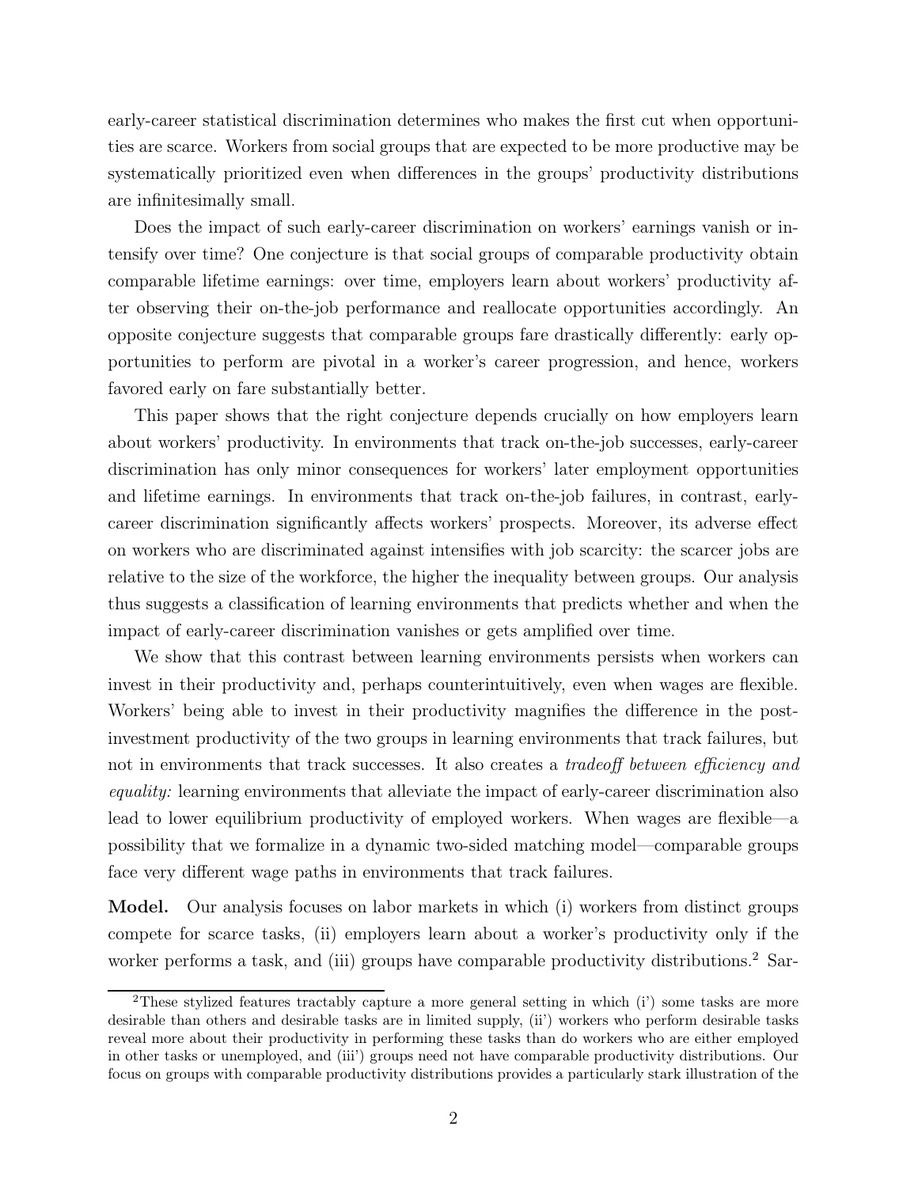early-career statistical discrimination determines who makes the first cut when opportunities are scarce. Workers from social groups that are expected to be more productive may be systematically prioritized even when differences in the groups' productivity distributions are infinitesimally small.

Does the impact of such early-career discrimination on workers' earnings vanish or intensify over time? One conjecture is that social groups of comparable productivity obtain comparable lifetime earnings: over time, employers learn about workers' productivity after observing their on-the-job performance and reallocate opportunities accordingly. An opposite conjecture suggests that comparable groups fare drastically differently: early opportunities to perform are pivotal in a worker's career progression, and hence, workers favored early on fare substantially better.

This paper shows that the right conjecture depends crucially on how employers learn about workers' productivity. In environments that track on-the-job successes, early-career discrimination has only minor consequences for workers' later employment opportunities and lifetime earnings. In environments that track on-the-job failures, in contrast, early-career discrimination significantly affects workers' prospects. Moreover, its adverse effect on workers who are discriminated against intensifies with job scarcity: the scarcer jobs are relative to the size of the workforce, the higher the inequality between groups. Our analysis thus suggests a classification of learning environments that predicts whether and when the impact of early-career discrimination vanishes or gets amplified over time.

We show that this contrast between learning environments persists when workers can invest in their productivity and, perhaps counterintuitively, even when wages are flexible. Workers' being able to invest in their productivity magnifies the difference in the post-investment productivity of the two groups in learning environments that track failures, but not in environments that track successes. It also creates a *tradeoff between efficiency and equality:* learning environments that alleviate the impact of early-career discrimination also lead to lower equilibrium productivity of employed workers. When wages are flexible—a possibility that we formalize in a dynamic two-sided matching model—comparable groups face very different wage paths in environments that track failures.

**Model.** Our analysis focuses on labor markets in which (i) workers from distinct groups compete for scarce tasks, (ii) employers learn about a worker's productivity only if the worker performs a task, and (iii) groups have comparable productivity distributions.[2] Sar-

[2]These stylized features tractably capture a more general setting in which (i') some tasks are more desirable than others and desirable tasks are in limited supply, (ii') workers who perform desirable tasks reveal more about their productivity in performing these tasks than do workers who are either employed in other tasks or unemployed, and (iii') groups need not have comparable productivity distributions. Our focus on groups with comparable productivity distributions provides a particularly stark illustration of the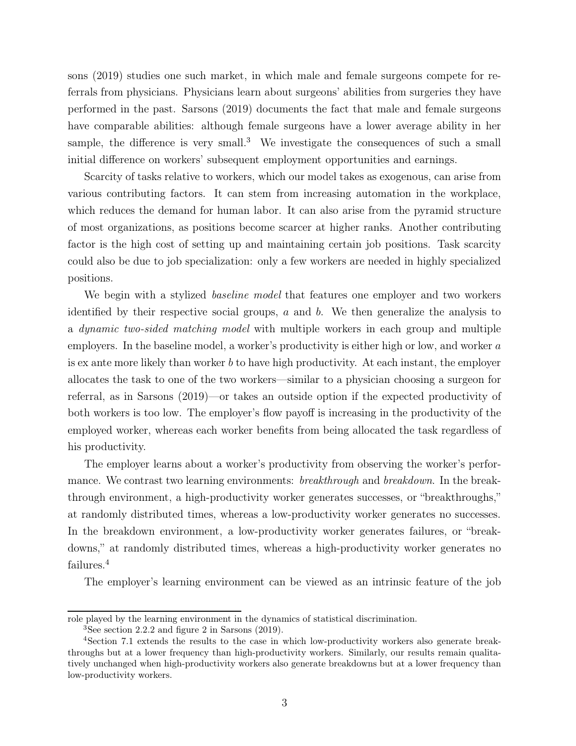sons (2019) studies one such market, in which male and female surgeons compete for referrals from physicians. Physicians learn about surgeons' abilities from surgeries they have performed in the past. Sarsons (2019) documents the fact that male and female surgeons have comparable abilities: although female surgeons have a lower average ability in her sample, the difference is very small.[3] We investigate the consequences of such a small initial difference on workers' subsequent employment opportunities and earnings.

Scarcity of tasks relative to workers, which our model takes as exogenous, can arise from various contributing factors. It can stem from increasing automation in the workplace, which reduces the demand for human labor. It can also arise from the pyramid structure of most organizations, as positions become scarcer at higher ranks. Another contributing factor is the high cost of setting up and maintaining certain job positions. Task scarcity could also be due to job specialization: only a few workers are needed in highly specialized positions.

We begin with a stylized *baseline model* that features one employer and two workers identified by their respective social groups, $a$ and $b$. We then generalize the analysis to a *dynamic two-sided matching model* with multiple workers in each group and multiple employers. In the baseline model, a worker's productivity is either high or low, and worker $a$ is ex ante more likely than worker $b$ to have high productivity. At each instant, the employer allocates the task to one of the two workers—similar to a physician choosing a surgeon for referral, as in Sarsons (2019)—or takes an outside option if the expected productivity of both workers is too low. The employer's flow payoff is increasing in the productivity of the employed worker, whereas each worker benefits from being allocated the task regardless of his productivity.

The employer learns about a worker's productivity from observing the worker's performance. We contrast two learning environments: *breakthrough* and *breakdown*. In the breakthrough environment, a high-productivity worker generates successes, or "breakthroughs," at randomly distributed times, whereas a low-productivity worker generates no successes. In the breakdown environment, a low-productivity worker generates failures, or "breakdowns," at randomly distributed times, whereas a high-productivity worker generates no failures.[4]

The employer's learning environment can be viewed as an intrinsic feature of the job

role played by the learning environment in the dynamics of statistical discrimination.

[3] See section 2.2.2 and figure 2 in Sarsons (2019).

[4] Section 7.1 extends the results to the case in which low-productivity workers also generate breakthroughs but at a lower frequency than high-productivity workers. Similarly, our results remain qualitatively unchanged when high-productivity workers also generate breakdowns but at a lower frequency than low-productivity workers.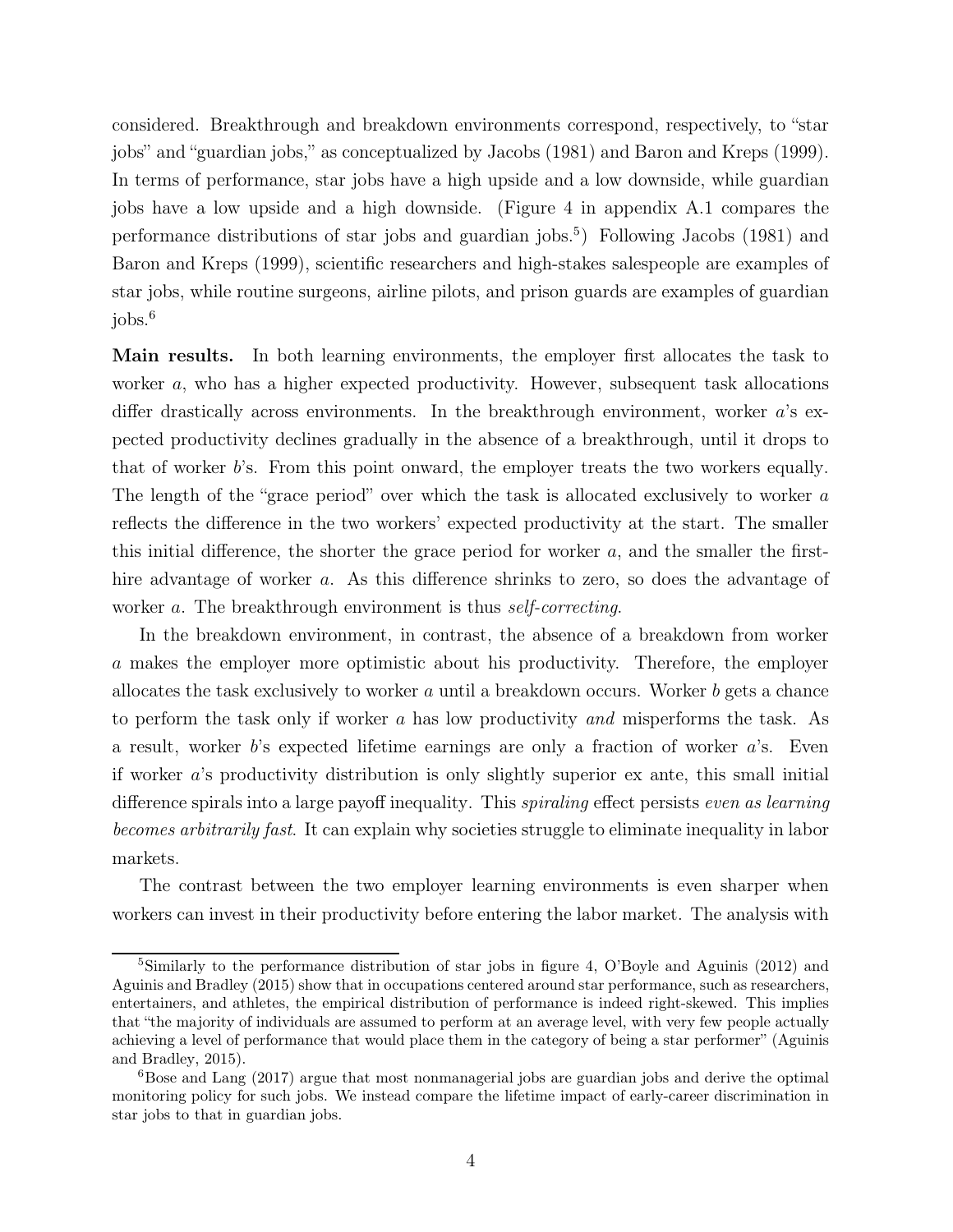considered. Breakthrough and breakdown environments correspond, respectively, to "star jobs" and "guardian jobs," as conceptualized by Jacobs (1981) and Baron and Kreps (1999). In terms of performance, star jobs have a high upside and a low downside, while guardian jobs have a low upside and a high downside. (Figure 4 in appendix A.1 compares the performance distributions of star jobs and guardian jobs.[5]) Following Jacobs (1981) and Baron and Kreps (1999), scientific researchers and high-stakes salespeople are examples of star jobs, while routine surgeons, airline pilots, and prison guards are examples of guardian jobs.[6]

**Main results.** In both learning environments, the employer first allocates the task to worker $a$, who has a higher expected productivity. However, subsequent task allocations differ drastically across environments. In the breakthrough environment, worker $a$'s expected productivity declines gradually in the absence of a breakthrough, until it drops to that of worker $b$'s. From this point onward, the employer treats the two workers equally. The length of the "grace period" over which the task is allocated exclusively to worker $a$ reflects the difference in the two workers' expected productivity at the start. The smaller this initial difference, the shorter the grace period for worker $a$, and the smaller the first-hire advantage of worker $a$. As this difference shrinks to zero, so does the advantage of worker $a$. The breakthrough environment is thus *self-correcting*.

In the breakdown environment, in contrast, the absence of a breakdown from worker $a$ makes the employer more optimistic about his productivity. Therefore, the employer allocates the task exclusively to worker $a$ until a breakdown occurs. Worker $b$ gets a chance to perform the task only if worker $a$ has low productivity *and* misperforms the task. As a result, worker $b$'s expected lifetime earnings are only a fraction of worker $a$'s. Even if worker $a$'s productivity distribution is only slightly superior ex ante, this small initial difference spirals into a large payoff inequality. This *spiraling* effect persists *even as learning becomes arbitrarily fast*. It can explain why societies struggle to eliminate inequality in labor markets.

The contrast between the two employer learning environments is even sharper when workers can invest in their productivity before entering the labor market. The analysis with

[5] Similarly to the performance distribution of star jobs in figure 4, O'Boyle and Aguinis (2012) and Aguinis and Bradley (2015) show that in occupations centered around star performance, such as researchers, entertainers, and athletes, the empirical distribution of performance is indeed right-skewed. This implies that "the majority of individuals are assumed to perform at an average level, with very few people actually achieving a level of performance that would place them in the category of being a star performer" (Aguinis and Bradley, 2015).

[6] Bose and Lang (2017) argue that most nonmanagerial jobs are guardian jobs and derive the optimal monitoring policy for such jobs. We instead compare the lifetime impact of early-career discrimination in star jobs to that in guardian jobs.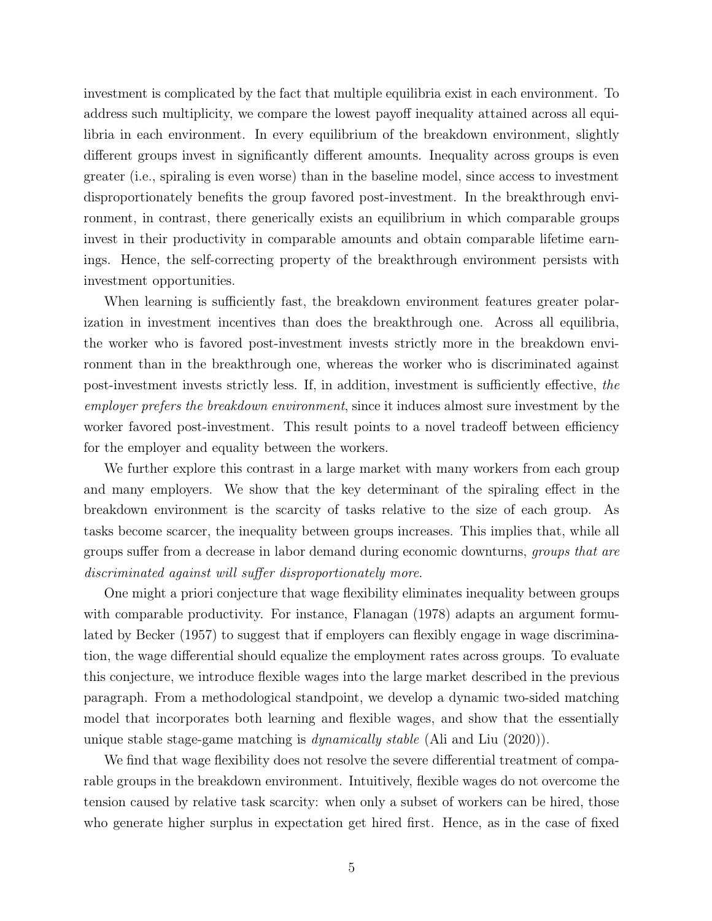investment is complicated by the fact that multiple equilibria exist in each environment. To address such multiplicity, we compare the lowest payoff inequality attained across all equilibria in each environment. In every equilibrium of the breakdown environment, slightly different groups invest in significantly different amounts. Inequality across groups is even greater (i.e., spiraling is even worse) than in the baseline model, since access to investment disproportionately benefits the group favored post-investment. In the breakthrough environment, in contrast, there generically exists an equilibrium in which comparable groups invest in their productivity in comparable amounts and obtain comparable lifetime earnings. Hence, the self-correcting property of the breakthrough environment persists with investment opportunities.

When learning is sufficiently fast, the breakdown environment features greater polarization in investment incentives than does the breakthrough one. Across all equilibria, the worker who is favored post-investment invests strictly more in the breakdown environment than in the breakthrough one, whereas the worker who is discriminated against post-investment invests strictly less. If, in addition, investment is sufficiently effective, *the employer prefers the breakdown environment*, since it induces almost sure investment by the worker favored post-investment. This result points to a novel tradeoff between efficiency for the employer and equality between the workers.

We further explore this contrast in a large market with many workers from each group and many employers. We show that the key determinant of the spiraling effect in the breakdown environment is the scarcity of tasks relative to the size of each group. As tasks become scarcer, the inequality between groups increases. This implies that, while all groups suffer from a decrease in labor demand during economic downturns, *groups that are discriminated against will suffer disproportionately more*.

One might a priori conjecture that wage flexibility eliminates inequality between groups with comparable productivity. For instance, Flanagan (1978) adapts an argument formulated by Becker (1957) to suggest that if employers can flexibly engage in wage discrimination, the wage differential should equalize the employment rates across groups. To evaluate this conjecture, we introduce flexible wages into the large market described in the previous paragraph. From a methodological standpoint, we develop a dynamic two-sided matching model that incorporates both learning and flexible wages, and show that the essentially unique stable stage-game matching is *dynamically stable* (Ali and Liu (2020)).

We find that wage flexibility does not resolve the severe differential treatment of comparable groups in the breakdown environment. Intuitively, flexible wages do not overcome the tension caused by relative task scarcity: when only a subset of workers can be hired, those who generate higher surplus in expectation get hired first. Hence, as in the case of fixed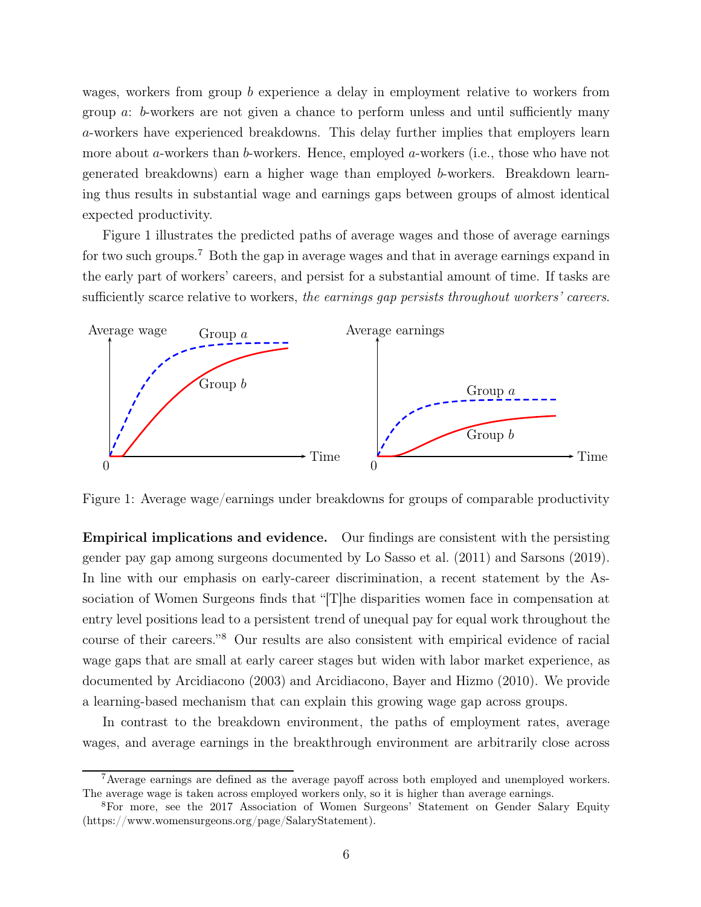wages, workers from group $b$ experience a delay in employment relative to workers from group $a$: $b$-workers are not given a chance to perform unless and until sufficiently many $a$-workers have experienced breakdowns. This delay further implies that employers learn more about $a$-workers than $b$-workers. Hence, employed $a$-workers (i.e., those who have not generated breakdowns) earn a higher wage than employed $b$-workers. Breakdown learning thus results in substantial wage and earnings gaps between groups of almost identical expected productivity.

Figure 1 illustrates the predicted paths of average wages and those of average earnings for two such groups.[7] Both the gap in average wages and that in average earnings expand in the early part of workers' careers, and persist for a substantial amount of time. If tasks are sufficiently scarce relative to workers, *the earnings gap persists throughout workers' careers*.

Figure 1: Average wage/earnings under breakdowns for groups of comparable productivity

**Empirical implications and evidence.** Our findings are consistent with the persisting gender pay gap among surgeons documented by Lo Sasso et al. (2011) and Sarsons (2019). In line with our emphasis on early-career discrimination, a recent statement by the Association of Women Surgeons finds that "[T]he disparities women face in compensation at entry level positions lead to a persistent trend of unequal pay for equal work throughout the course of their careers."[8] Our results are also consistent with empirical evidence of racial wage gaps that are small at early career stages but widen with labor market experience, as documented by Arcidiacono (2003) and Arcidiacono, Bayer and Hizmo (2010). We provide a learning-based mechanism that can explain this growing wage gap across groups.

In contrast to the breakdown environment, the paths of employment rates, average wages, and average earnings in the breakthrough environment are arbitrarily close across

---

[7] Average earnings are defined as the average payoff across both employed and unemployed workers. The average wage is taken across employed workers only, so it is higher than average earnings.

[8] For more, see the 2017 Association of Women Surgeons' Statement on Gender Salary Equity (https://www.womensurgeons.org/page/SalaryStatement).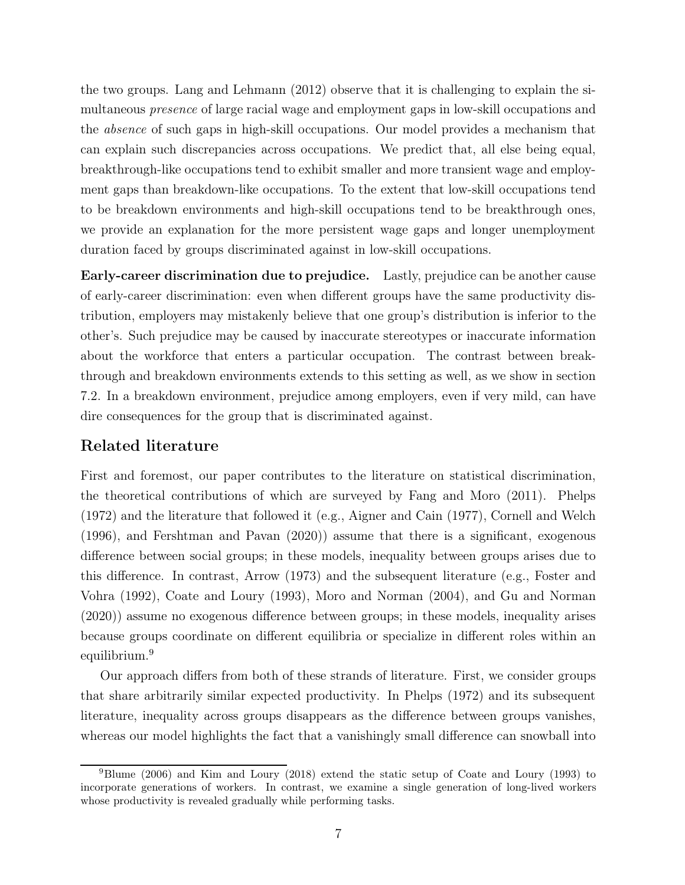the two groups. Lang and Lehmann (2012) observe that it is challenging to explain the simultaneous *presence* of large racial wage and employment gaps in low-skill occupations and the *absence* of such gaps in high-skill occupations. Our model provides a mechanism that can explain such discrepancies across occupations. We predict that, all else being equal, breakthrough-like occupations tend to exhibit smaller and more transient wage and employment gaps than breakdown-like occupations. To the extent that low-skill occupations tend to be breakdown environments and high-skill occupations tend to be breakthrough ones, we provide an explanation for the more persistent wage gaps and longer unemployment duration faced by groups discriminated against in low-skill occupations.

**Early-career discrimination due to prejudice.** Lastly, prejudice can be another cause of early-career discrimination: even when different groups have the same productivity distribution, employers may mistakenly believe that one group's distribution is inferior to the other's. Such prejudice may be caused by inaccurate stereotypes or inaccurate information about the workforce that enters a particular occupation. The contrast between breakthrough and breakdown environments extends to this setting as well, as we show in section 7.2. In a breakdown environment, prejudice among employers, even if very mild, can have dire consequences for the group that is discriminated against.

## Related literature

First and foremost, our paper contributes to the literature on statistical discrimination, the theoretical contributions of which are surveyed by Fang and Moro (2011). Phelps (1972) and the literature that followed it (e.g., Aigner and Cain (1977), Cornell and Welch (1996), and Fershtman and Pavan (2020)) assume that there is a significant, exogenous difference between social groups; in these models, inequality between groups arises due to this difference. In contrast, Arrow (1973) and the subsequent literature (e.g., Foster and Vohra (1992), Coate and Loury (1993), Moro and Norman (2004), and Gu and Norman (2020)) assume no exogenous difference between groups; in these models, inequality arises because groups coordinate on different equilibria or specialize in different roles within an equilibrium.[9]

Our approach differs from both of these strands of literature. First, we consider groups that share arbitrarily similar expected productivity. In Phelps (1972) and its subsequent literature, inequality across groups disappears as the difference between groups vanishes, whereas our model highlights the fact that a vanishingly small difference can snowball into

[9] Blume (2006) and Kim and Loury (2018) extend the static setup of Coate and Loury (1993) to incorporate generations of workers. In contrast, we examine a single generation of long-lived workers whose productivity is revealed gradually while performing tasks.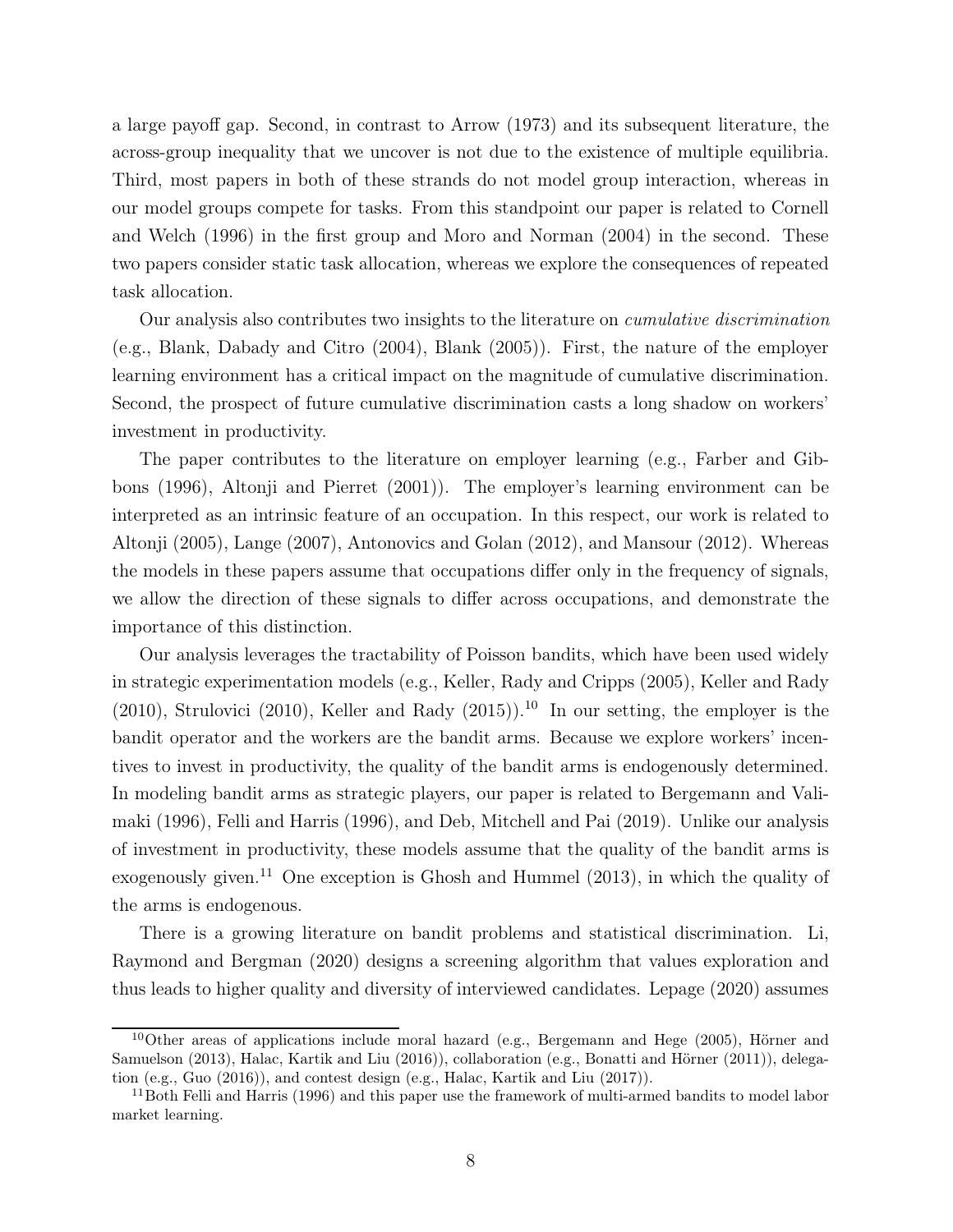a large payoff gap. Second, in contrast to Arrow (1973) and its subsequent literature, the across-group inequality that we uncover is not due to the existence of multiple equilibria. Third, most papers in both of these strands do not model group interaction, whereas in our model groups compete for tasks. From this standpoint our paper is related to Cornell and Welch (1996) in the first group and Moro and Norman (2004) in the second. These two papers consider static task allocation, whereas we explore the consequences of repeated task allocation.

Our analysis also contributes two insights to the literature on *cumulative discrimination* (e.g., Blank, Dabady and Citro (2004), Blank (2005)). First, the nature of the employer learning environment has a critical impact on the magnitude of cumulative discrimination. Second, the prospect of future cumulative discrimination casts a long shadow on workers' investment in productivity.

The paper contributes to the literature on employer learning (e.g., Farber and Gibbons (1996), Altonji and Pierret (2001)). The employer's learning environment can be interpreted as an intrinsic feature of an occupation. In this respect, our work is related to Altonji (2005), Lange (2007), Antonovics and Golan (2012), and Mansour (2012). Whereas the models in these papers assume that occupations differ only in the frequency of signals, we allow the direction of these signals to differ across occupations, and demonstrate the importance of this distinction.

Our analysis leverages the tractability of Poisson bandits, which have been used widely in strategic experimentation models (e.g., Keller, Rady and Cripps (2005), Keller and Rady (2010), Strulovici (2010), Keller and Rady (2015)).[10] In our setting, the employer is the bandit operator and the workers are the bandit arms. Because we explore workers' incentives to invest in productivity, the quality of the bandit arms is endogenously determined. In modeling bandit arms as strategic players, our paper is related to Bergemann and Valimaki (1996), Felli and Harris (1996), and Deb, Mitchell and Pai (2019). Unlike our analysis of investment in productivity, these models assume that the quality of the bandit arms is exogenously given.[11] One exception is Ghosh and Hummel (2013), in which the quality of the arms is endogenous.

There is a growing literature on bandit problems and statistical discrimination. Li, Raymond and Bergman (2020) designs a screening algorithm that values exploration and thus leads to higher quality and diversity of interviewed candidates. Lepage (2020) assumes

[10] Other areas of applications include moral hazard (e.g., Bergemann and Hege (2005), Hörner and Samuelson (2013), Halac, Kartik and Liu (2016)), collaboration (e.g., Bonatti and Hörner (2011)), delegation (e.g., Guo (2016)), and contest design (e.g., Halac, Kartik and Liu (2017)).

[11] Both Felli and Harris (1996) and this paper use the framework of multi-armed bandits to model labor market learning.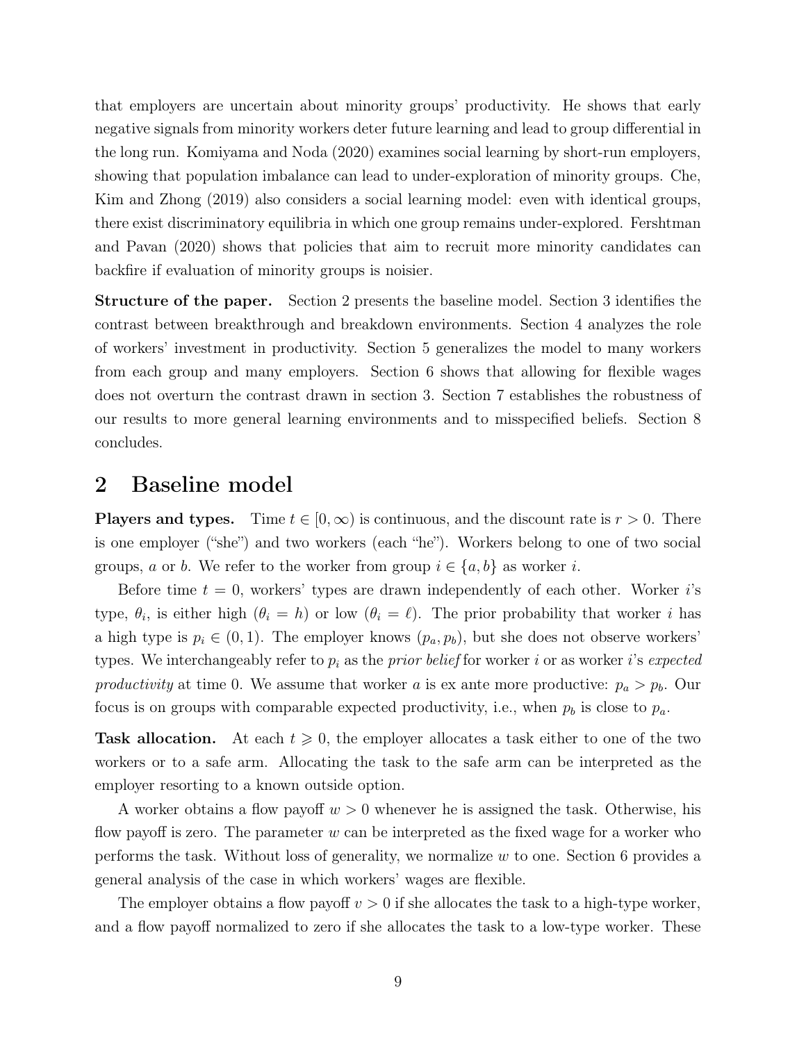that employers are uncertain about minority groups' productivity. He shows that early negative signals from minority workers deter future learning and lead to group differential in the long run. Komiyama and Noda (2020) examines social learning by short-run employers, showing that population imbalance can lead to under-exploration of minority groups. Che, Kim and Zhong (2019) also considers a social learning model: even with identical groups, there exist discriminatory equilibria in which one group remains under-explored. Fershtman and Pavan (2020) shows that policies that aim to recruit more minority candidates can backfire if evaluation of minority groups is noisier.

**Structure of the paper.** Section 2 presents the baseline model. Section 3 identifies the contrast between breakthrough and breakdown environments. Section 4 analyzes the role of workers' investment in productivity. Section 5 generalizes the model to many workers from each group and many employers. Section 6 shows that allowing for flexible wages does not overturn the contrast drawn in section 3. Section 7 establishes the robustness of our results to more general learning environments and to misspecified beliefs. Section 8 concludes.

# 2 Baseline model

**Players and types.** Time $t \in [0, \infty)$ is continuous, and the discount rate is $r > 0$. There is one employer ("she") and two workers (each "he"). Workers belong to one of two social groups, $a$ or $b$. We refer to the worker from group $i \in \{a, b\}$ as worker $i$.

Before time $t = 0$, workers' types are drawn independently of each other. Worker $i$'s type, $\theta_i$, is either high ($\theta_i = h$) or low ($\theta_i = \ell$). The prior probability that worker $i$ has a high type is $p_i \in (0, 1)$. The employer knows $(p_a, p_b)$, but she does not observe workers' types. We interchangeably refer to $p_i$ as the *prior belief* for worker $i$ or as worker $i$'s *expected productivity* at time 0. We assume that worker $a$ is ex ante more productive: $p_a > p_b$. Our focus is on groups with comparable expected productivity, i.e., when $p_b$ is close to $p_a$.

**Task allocation.** At each $t \geqslant 0$, the employer allocates a task either to one of the two workers or to a safe arm. Allocating the task to the safe arm can be interpreted as the employer resorting to a known outside option.

A worker obtains a flow payoff $w > 0$ whenever he is assigned the task. Otherwise, his flow payoff is zero. The parameter $w$ can be interpreted as the fixed wage for a worker who performs the task. Without loss of generality, we normalize $w$ to one. Section 6 provides a general analysis of the case in which workers' wages are flexible.

The employer obtains a flow payoff $v > 0$ if she allocates the task to a high-type worker, and a flow payoff normalized to zero if she allocates the task to a low-type worker. These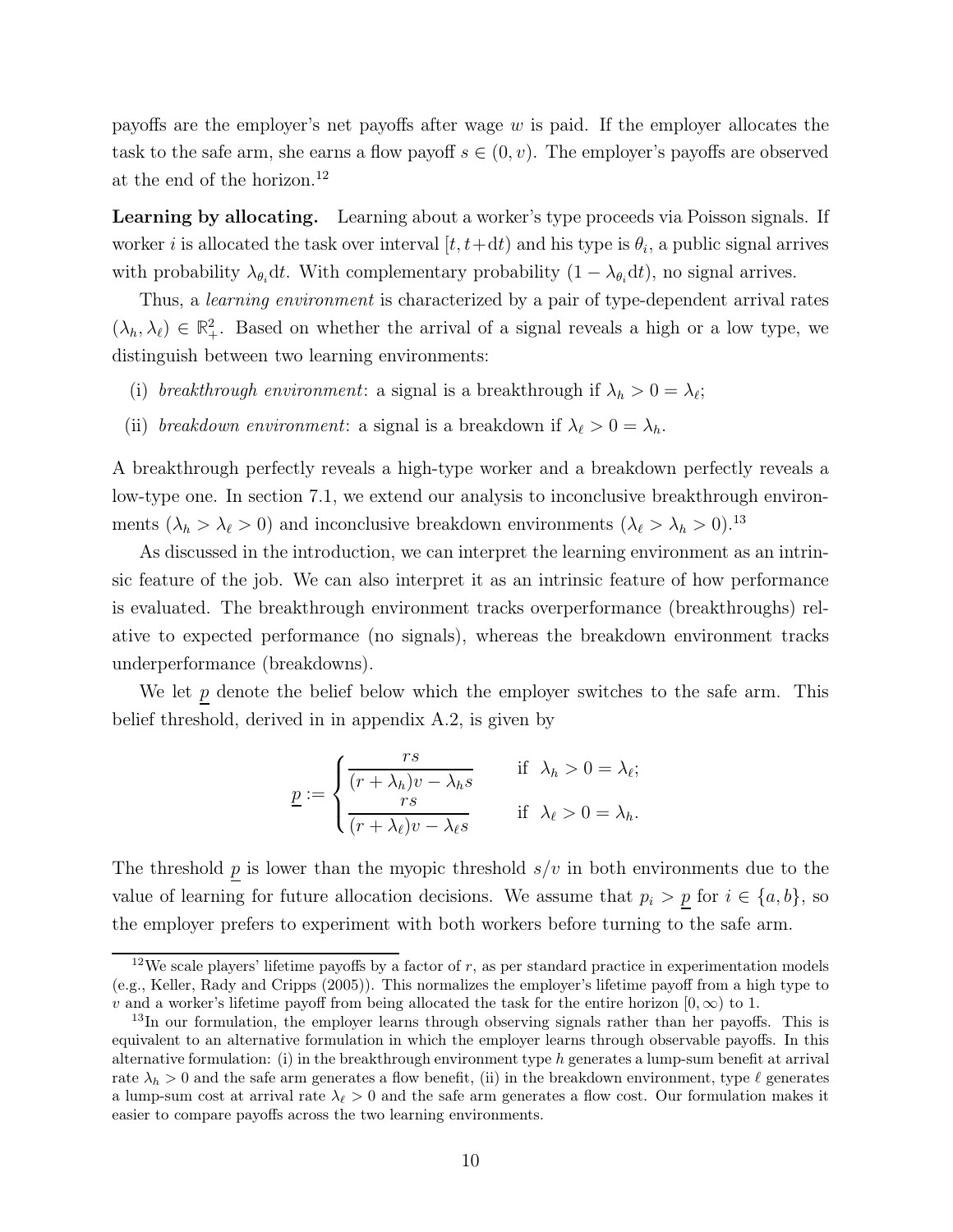payoffs are the employer's net payoffs after wage $w$ is paid. If the employer allocates the task to the safe arm, she earns a flow payoff $s \in (0, v)$. The employer's payoffs are observed at the end of the horizon.[12]

**Learning by allocating.** Learning about a worker's type proceeds via Poisson signals. If worker $i$ is allocated the task over interval $[t, t+\mathrm{d}t)$ and his type is $\theta_i$, a public signal arrives with probability $\lambda_{\theta_i}\mathrm{d}t$. With complementary probability $(1 - \lambda_{\theta_i}\mathrm{d}t)$, no signal arrives.

Thus, a *learning environment* is characterized by a pair of type-dependent arrival rates $(\lambda_h, \lambda_\ell) \in \mathbb{R}^2_+$. Based on whether the arrival of a signal reveals a high or a low type, we distinguish between two learning environments:

(i) *breakthrough environment*: a signal is a breakthrough if $\lambda_h > 0 = \lambda_\ell$;

(ii) *breakdown environment*: a signal is a breakdown if $\lambda_\ell > 0 = \lambda_h$.

A breakthrough perfectly reveals a high-type worker and a breakdown perfectly reveals a low-type one. In section 7.1, we extend our analysis to inconclusive breakthrough environments ($\lambda_h > \lambda_\ell > 0$) and inconclusive breakdown environments ($\lambda_\ell > \lambda_h > 0$).[13]

As discussed in the introduction, we can interpret the learning environment as an intrinsic feature of the job. We can also interpret it as an intrinsic feature of how performance is evaluated. The breakthrough environment tracks overperformance (breakthroughs) relative to expected performance (no signals), whereas the breakdown environment tracks underperformance (breakdowns).

We let $\underline{p}$ denote the belief below which the employer switches to the safe arm. This belief threshold, derived in in appendix A.2, is given by

$$\underline{p} := \begin{cases} \dfrac{rs}{(r+\lambda_h)v - \lambda_h s} & \text{if } \lambda_h > 0 = \lambda_\ell; \\[2ex] \dfrac{rs}{(r+\lambda_\ell)v - \lambda_\ell s} & \text{if } \lambda_\ell > 0 = \lambda_h. \end{cases}$$

The threshold $\underline{p}$ is lower than the myopic threshold $s/v$ in both environments due to the value of learning for future allocation decisions. We assume that $p_i > \underline{p}$ for $i \in \{a, b\}$, so the employer prefers to experiment with both workers before turning to the safe arm.

---

[12] We scale players' lifetime payoffs by a factor of $r$, as per standard practice in experimentation models (e.g., Keller, Rady and Cripps (2005)). This normalizes the employer's lifetime payoff from a high type to $v$ and a worker's lifetime payoff from being allocated the task for the entire horizon $[0, \infty)$ to 1.

[13] In our formulation, the employer learns through observing signals rather than her payoffs. This is equivalent to an alternative formulation in which the employer learns through observable payoffs. In this alternative formulation: (i) in the breakthrough environment type $h$ generates a lump-sum benefit at arrival rate $\lambda_h > 0$ and the safe arm generates a flow benefit, (ii) in the breakdown environment, type $\ell$ generates a lump-sum cost at arrival rate $\lambda_\ell > 0$ and the safe arm generates a flow cost. Our formulation makes it easier to compare payoffs across the two learning environments.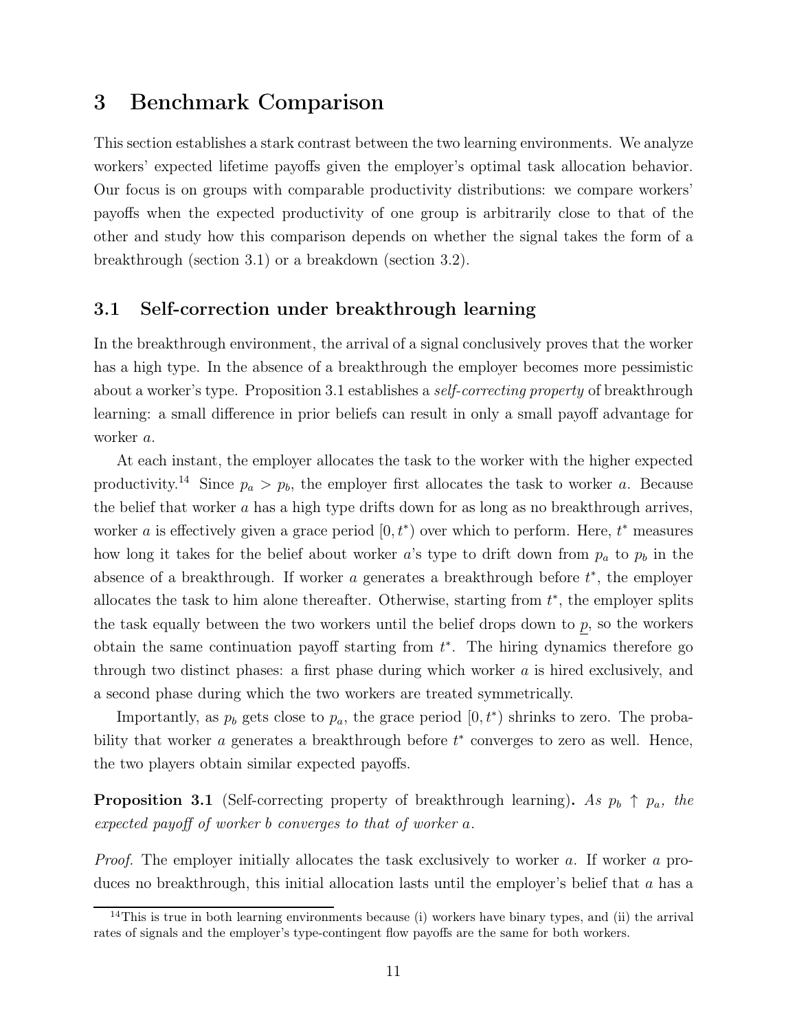# 3 Benchmark Comparison

This section establishes a stark contrast between the two learning environments. We analyze workers' expected lifetime payoffs given the employer's optimal task allocation behavior. Our focus is on groups with comparable productivity distributions: we compare workers' payoffs when the expected productivity of one group is arbitrarily close to that of the other and study how this comparison depends on whether the signal takes the form of a breakthrough (section 3.1) or a breakdown (section 3.2).

## 3.1 Self-correction under breakthrough learning

In the breakthrough environment, the arrival of a signal conclusively proves that the worker has a high type. In the absence of a breakthrough the employer becomes more pessimistic about a worker's type. Proposition 3.1 establishes a *self-correcting property* of breakthrough learning: a small difference in prior beliefs can result in only a small payoff advantage for worker $a$.

At each instant, the employer allocates the task to the worker with the higher expected productivity.[14] Since $p_a > p_b$, the employer first allocates the task to worker $a$. Because the belief that worker $a$ has a high type drifts down for as long as no breakthrough arrives, worker $a$ is effectively given a grace period $[0, t^*)$ over which to perform. Here, $t^*$ measures how long it takes for the belief about worker $a$'s type to drift down from $p_a$ to $p_b$ in the absence of a breakthrough. If worker $a$ generates a breakthrough before $t^*$, the employer allocates the task to him alone thereafter. Otherwise, starting from $t^*$, the employer splits the task equally between the two workers until the belief drops down to $\underline{p}$, so the workers obtain the same continuation payoff starting from $t^*$. The hiring dynamics therefore go through two distinct phases: a first phase during which worker $a$ is hired exclusively, and a second phase during which the two workers are treated symmetrically.

Importantly, as $p_b$ gets close to $p_a$, the grace period $[0, t^*)$ shrinks to zero. The probability that worker $a$ generates a breakthrough before $t^*$ converges to zero as well. Hence, the two players obtain similar expected payoffs.

**Proposition 3.1** (Self-correcting property of breakthrough learning)**.** *As $p_b \uparrow p_a$, the expected payoff of worker $b$ converges to that of worker $a$.*

*Proof.* The employer initially allocates the task exclusively to worker $a$. If worker $a$ produces no breakthrough, this initial allocation lasts until the employer's belief that $a$ has a

[14] This is true in both learning environments because (i) workers have binary types, and (ii) the arrival rates of signals and the employer's type-contingent flow payoffs are the same for both workers.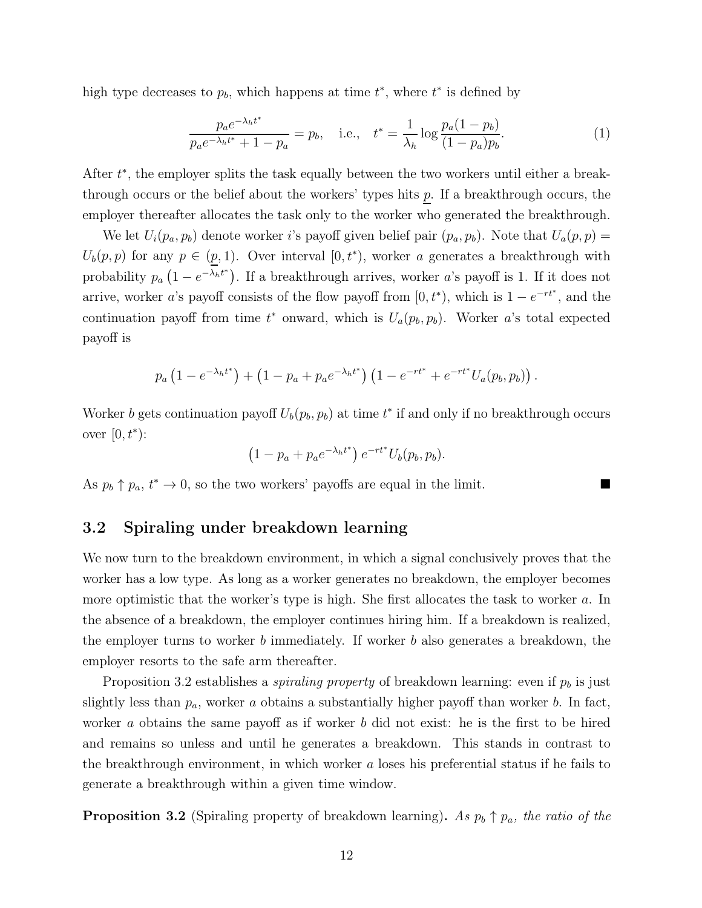high type decreases to $p_b$, which happens at time $t^*$, where $t^*$ is defined by

$$\frac{p_a e^{-\lambda_h t^*}}{p_a e^{-\lambda_h t^*} + 1 - p_a} = p_b, \quad \text{i.e.,} \quad t^* = \frac{1}{\lambda_h} \log \frac{p_a(1-p_b)}{(1-p_a)p_b}. \tag{1}$$

After $t^*$, the employer splits the task equally between the two workers until either a breakthrough occurs or the belief about the workers' types hits $\underline{p}$. If a breakthrough occurs, the employer thereafter allocates the task only to the worker who generated the breakthrough.

We let $U_i(p_a, p_b)$ denote worker $i$'s payoff given belief pair $(p_a, p_b)$. Note that $U_a(p,p) = U_b(p,p)$ for any $p \in (\underline{p}, 1)$. Over interval $[0, t^*)$, worker $a$ generates a breakthrough with probability $p_a\left(1 - e^{-\lambda_h t^*}\right)$. If a breakthrough arrives, worker $a$'s payoff is 1. If it does not arrive, worker $a$'s payoff consists of the flow payoff from $[0, t^*)$, which is $1 - e^{-rt^*}$, and the continuation payoff from time $t^*$ onward, which is $U_a(p_b, p_b)$. Worker $a$'s total expected payoff is

$$p_a\left(1 - e^{-\lambda_h t^*}\right) + \left(1 - p_a + p_a e^{-\lambda_h t^*}\right)\left(1 - e^{-rt^*} + e^{-rt^*} U_a(p_b, p_b)\right).$$

Worker $b$ gets continuation payoff $U_b(p_b, p_b)$ at time $t^*$ if and only if no breakthrough occurs over $[0, t^*)$:

$$\left(1 - p_a + p_a e^{-\lambda_h t^*}\right) e^{-rt^*} U_b(p_b, p_b).$$

As $p_b \uparrow p_a$, $t^* \to 0$, so the two workers' payoffs are equal in the limit. ■

## 3.2 Spiraling under breakdown learning

We now turn to the breakdown environment, in which a signal conclusively proves that the worker has a low type. As long as a worker generates no breakdown, the employer becomes more optimistic that the worker's type is high. She first allocates the task to worker $a$. In the absence of a breakdown, the employer continues hiring him. If a breakdown is realized, the employer turns to worker $b$ immediately. If worker $b$ also generates a breakdown, the employer resorts to the safe arm thereafter.

Proposition 3.2 establishes a *spiraling property* of breakdown learning: even if $p_b$ is just slightly less than $p_a$, worker $a$ obtains a substantially higher payoff than worker $b$. In fact, worker $a$ obtains the same payoff as if worker $b$ did not exist: he is the first to be hired and remains so unless and until he generates a breakdown. This stands in contrast to the breakthrough environment, in which worker $a$ loses his preferential status if he fails to generate a breakthrough within a given time window.

**Proposition 3.2** (Spiraling property of breakdown learning)**.** *As $p_b \uparrow p_a$, the ratio of the*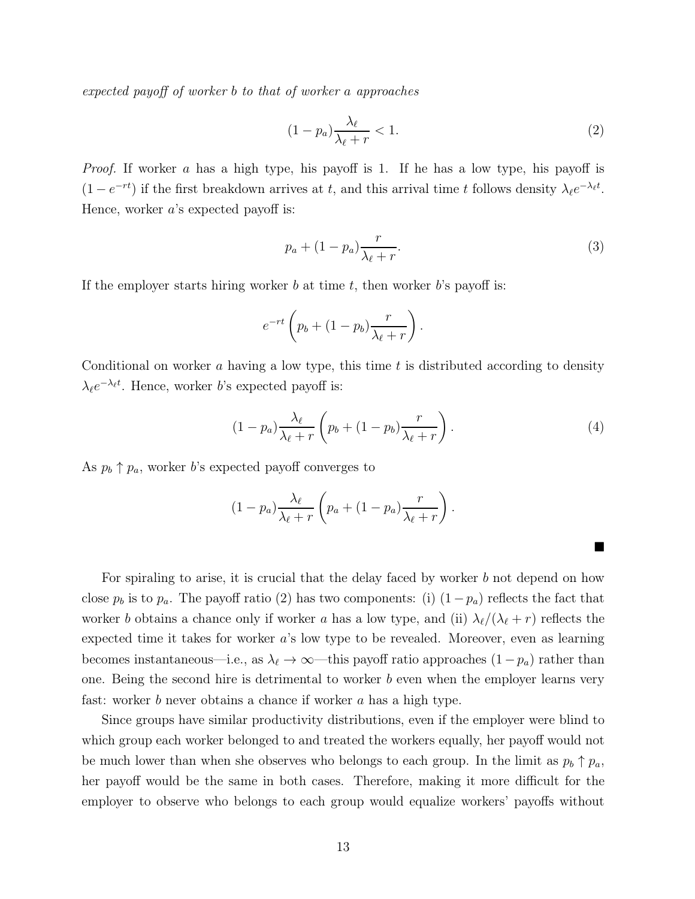*expected payoff of worker $b$ to that of worker $a$ approaches*

$$(1-p_a)\frac{\lambda_\ell}{\lambda_\ell + r} < 1. \tag{2}$$

*Proof.* If worker $a$ has a high type, his payoff is 1. If he has a low type, his payoff is $(1-e^{-rt})$ if the first breakdown arrives at $t$, and this arrival time $t$ follows density $\lambda_\ell e^{-\lambda_\ell t}$. Hence, worker $a$'s expected payoff is:

$$p_a + (1-p_a)\frac{r}{\lambda_\ell + r}. \tag{3}$$

If the employer starts hiring worker $b$ at time $t$, then worker $b$'s payoff is:

$$e^{-rt}\left(p_b + (1-p_b)\frac{r}{\lambda_\ell + r}\right).$$

Conditional on worker $a$ having a low type, this time $t$ is distributed according to density $\lambda_\ell e^{-\lambda_\ell t}$. Hence, worker $b$'s expected payoff is:

$$(1-p_a)\frac{\lambda_\ell}{\lambda_\ell + r}\left(p_b + (1-p_b)\frac{r}{\lambda_\ell + r}\right). \tag{4}$$

As $p_b \uparrow p_a$, worker $b$'s expected payoff converges to

$$(1-p_a)\frac{\lambda_\ell}{\lambda_\ell + r}\left(p_a + (1-p_a)\frac{r}{\lambda_\ell + r}\right).$$

■

For spiraling to arise, it is crucial that the delay faced by worker $b$ not depend on how close $p_b$ is to $p_a$. The payoff ratio (2) has two components: (i) $(1-p_a)$ reflects the fact that worker $b$ obtains a chance only if worker $a$ has a low type, and (ii) $\lambda_\ell/(\lambda_\ell + r)$ reflects the expected time it takes for worker $a$'s low type to be revealed. Moreover, even as learning becomes instantaneous—i.e., as $\lambda_\ell \to \infty$—this payoff ratio approaches $(1-p_a)$ rather than one. Being the second hire is detrimental to worker $b$ even when the employer learns very fast: worker $b$ never obtains a chance if worker $a$ has a high type.

Since groups have similar productivity distributions, even if the employer were blind to which group each worker belonged to and treated the workers equally, her payoff would not be much lower than when she observes who belongs to each group. In the limit as $p_b \uparrow p_a$, her payoff would be the same in both cases. Therefore, making it more difficult for the employer to observe who belongs to each group would equalize workers' payoffs without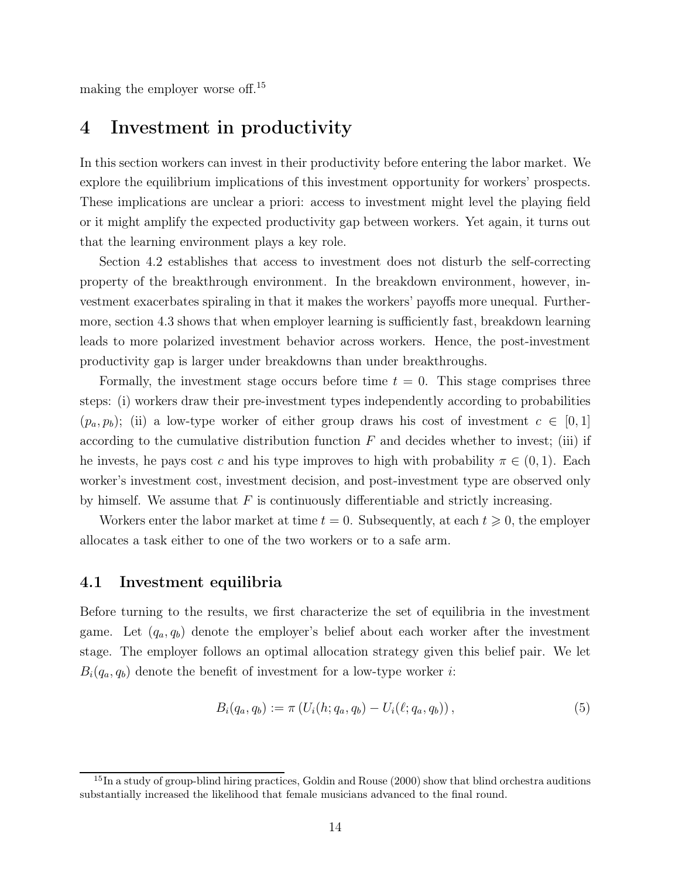making the employer worse off.[15]

# 4 Investment in productivity

In this section workers can invest in their productivity before entering the labor market. We explore the equilibrium implications of this investment opportunity for workers' prospects. These implications are unclear a priori: access to investment might level the playing field or it might amplify the expected productivity gap between workers. Yet again, it turns out that the learning environment plays a key role.

Section 4.2 establishes that access to investment does not disturb the self-correcting property of the breakthrough environment. In the breakdown environment, however, investment exacerbates spiraling in that it makes the workers' payoffs more unequal. Furthermore, section 4.3 shows that when employer learning is sufficiently fast, breakdown learning leads to more polarized investment behavior across workers. Hence, the post-investment productivity gap is larger under breakdowns than under breakthroughs.

Formally, the investment stage occurs before time $t = 0$. This stage comprises three steps: (i) workers draw their pre-investment types independently according to probabilities $(p_a, p_b)$; (ii) a low-type worker of either group draws his cost of investment $c \in [0, 1]$ according to the cumulative distribution function $F$ and decides whether to invest; (iii) if he invests, he pays cost $c$ and his type improves to high with probability $\pi \in (0, 1)$. Each worker's investment cost, investment decision, and post-investment type are observed only by himself. We assume that $F$ is continuously differentiable and strictly increasing.

Workers enter the labor market at time $t = 0$. Subsequently, at each $t \geqslant 0$, the employer allocates a task either to one of the two workers or to a safe arm.

## 4.1 Investment equilibria

Before turning to the results, we first characterize the set of equilibria in the investment game. Let $(q_a, q_b)$ denote the employer's belief about each worker after the investment stage. The employer follows an optimal allocation strategy given this belief pair. We let $B_i(q_a, q_b)$ denote the benefit of investment for a low-type worker $i$:

$$B_i(q_a, q_b) := \pi \left( U_i(h; q_a, q_b) - U_i(\ell; q_a, q_b) \right), \tag{5}$$

[15] In a study of group-blind hiring practices, Goldin and Rouse (2000) show that blind orchestra auditions substantially increased the likelihood that female musicians advanced to the final round.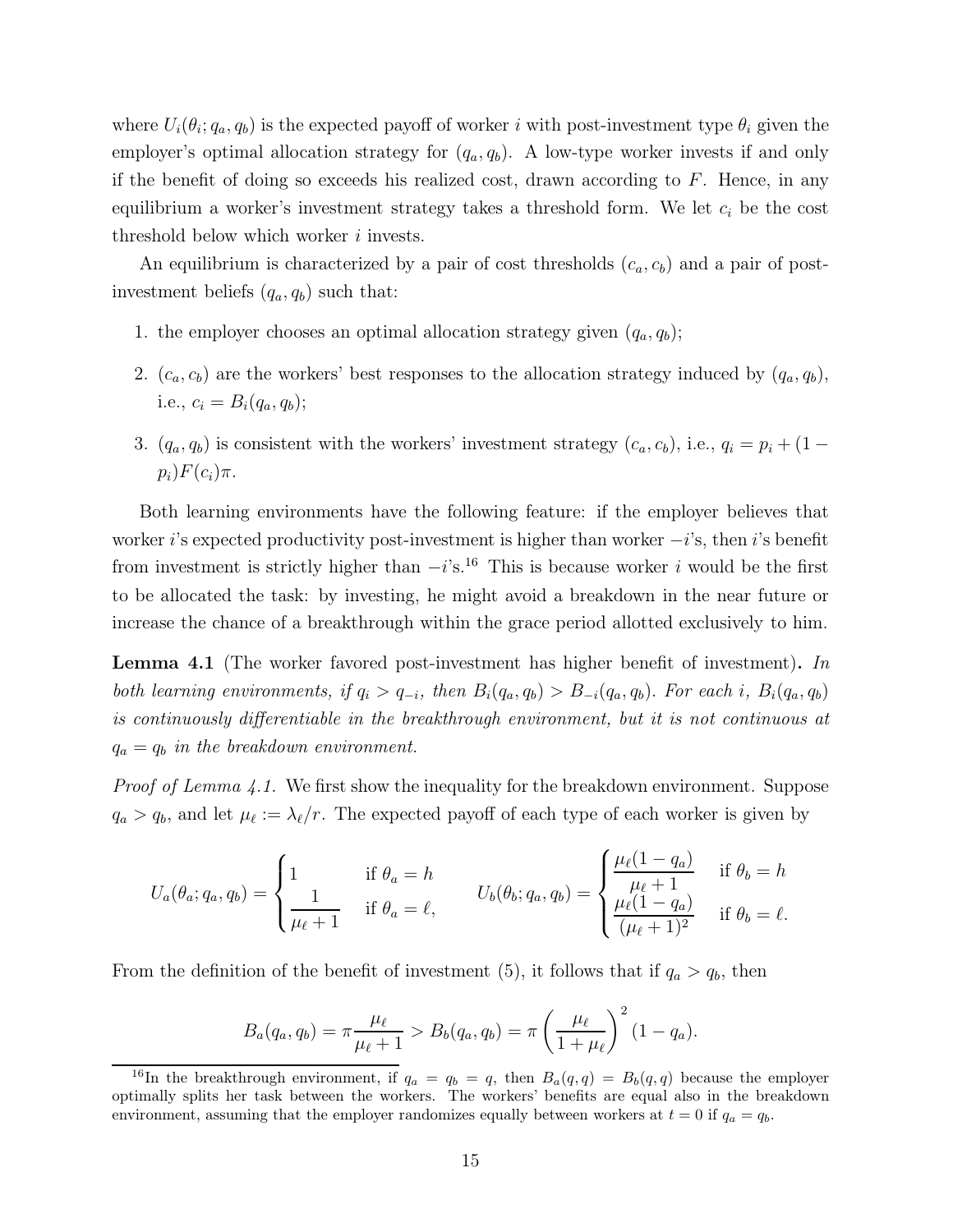where $U_i(\theta_i; q_a, q_b)$ is the expected payoff of worker $i$ with post-investment type $\theta_i$ given the employer's optimal allocation strategy for $(q_a, q_b)$. A low-type worker invests if and only if the benefit of doing so exceeds his realized cost, drawn according to $F$. Hence, in any equilibrium a worker's investment strategy takes a threshold form. We let $c_i$ be the cost threshold below which worker $i$ invests.

An equilibrium is characterized by a pair of cost thresholds $(c_a, c_b)$ and a pair of post-investment beliefs $(q_a, q_b)$ such that:

1. the employer chooses an optimal allocation strategy given $(q_a, q_b)$;
2. $(c_a, c_b)$ are the workers' best responses to the allocation strategy induced by $(q_a, q_b)$, i.e., $c_i = B_i(q_a, q_b)$;
3. $(q_a, q_b)$ is consistent with the workers' investment strategy $(c_a, c_b)$, i.e., $q_i = p_i + (1 - p_i)F(c_i)\pi$.

Both learning environments have the following feature: if the employer believes that worker $i$'s expected productivity post-investment is higher than worker $-i$'s, then $i$'s benefit from investment is strictly higher than $-i$'s.[16] This is because worker $i$ would be the first to be allocated the task: by investing, he might avoid a breakdown in the near future or increase the chance of a breakthrough within the grace period allotted exclusively to him.

**Lemma 4.1** (The worker favored post-investment has higher benefit of investment)**.** *In both learning environments, if $q_i > q_{-i}$, then $B_i(q_a, q_b) > B_{-i}(q_a, q_b)$. For each $i$, $B_i(q_a, q_b)$ is continuously differentiable in the breakthrough environment, but it is not continuous at $q_a = q_b$ in the breakdown environment.*

*Proof of Lemma 4.1.* We first show the inequality for the breakdown environment. Suppose $q_a > q_b$, and let $\mu_\ell := \lambda_\ell / r$. The expected payoff of each type of each worker is given by

$$U_a(\theta_a; q_a, q_b) = \begin{cases} 1 & \text{if } \theta_a = h \\ \dfrac{1}{\mu_\ell + 1} & \text{if } \theta_a = \ell, \end{cases} \qquad U_b(\theta_b; q_a, q_b) = \begin{cases} \dfrac{\mu_\ell(1 - q_a)}{\mu_\ell + 1} & \text{if } \theta_b = h \\ \dfrac{\mu_\ell(1 - q_a)}{(\mu_\ell + 1)^2} & \text{if } \theta_b = \ell. \end{cases}$$

From the definition of the benefit of investment (5), it follows that if $q_a > q_b$, then

$$B_a(q_a, q_b) = \pi \frac{\mu_\ell}{\mu_\ell + 1} > B_b(q_a, q_b) = \pi \left( \frac{\mu_\ell}{1 + \mu_\ell} \right)^2 (1 - q_a).$$

[16] In the breakthrough environment, if $q_a = q_b = q$, then $B_a(q, q) = B_b(q, q)$ because the employer optimally splits her task between the workers. The workers' benefits are equal also in the breakdown environment, assuming that the employer randomizes equally between workers at $t = 0$ if $q_a = q_b$.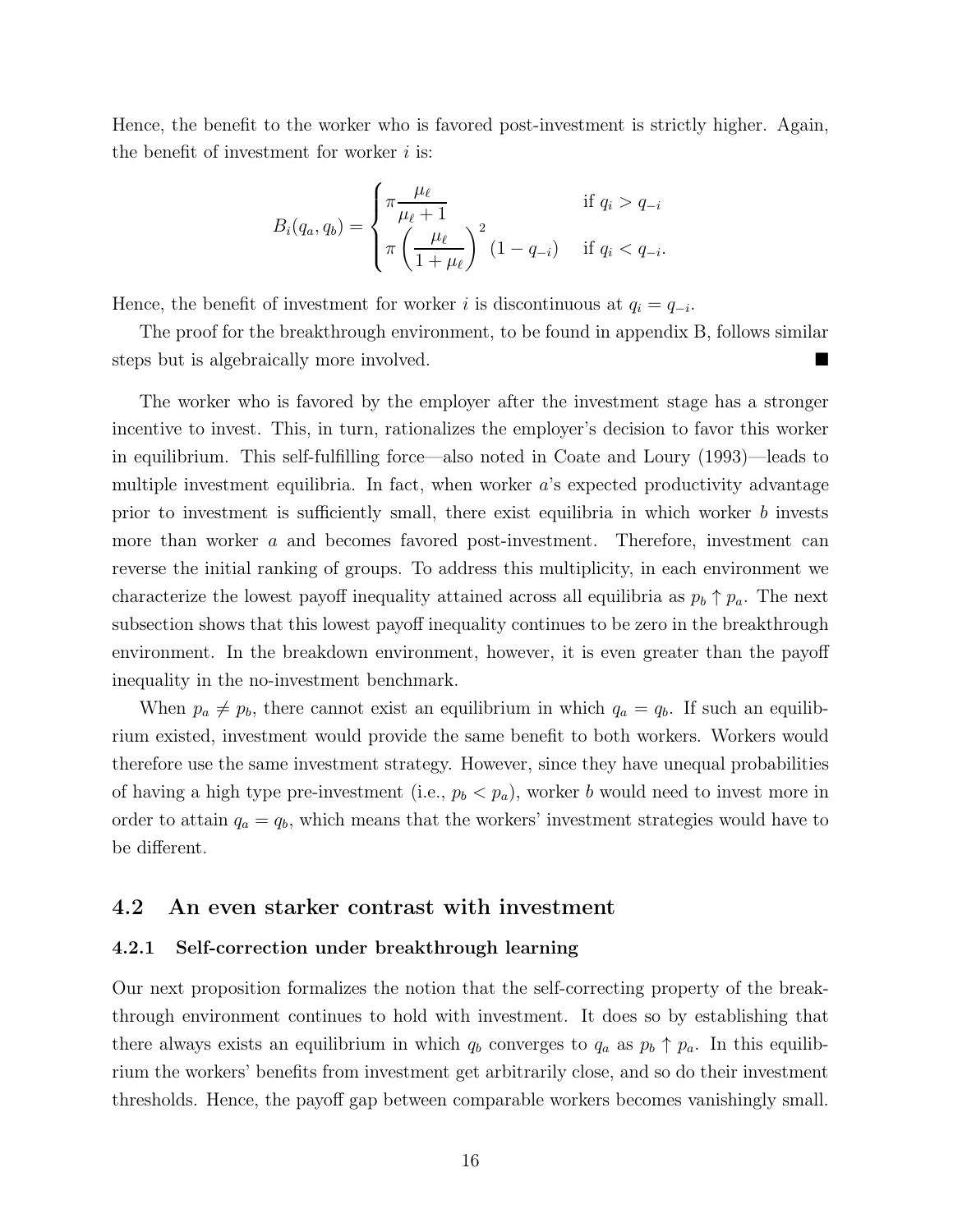Hence, the benefit to the worker who is favored post-investment is strictly higher. Again, the benefit of investment for worker $i$ is:

$$B_i(q_a, q_b) = \begin{cases} \pi \dfrac{\mu_\ell}{\mu_\ell + 1} & \text{if } q_i > q_{-i} \\ \pi \left( \dfrac{\mu_\ell}{1 + \mu_\ell} \right)^2 (1 - q_{-i}) & \text{if } q_i < q_{-i}. \end{cases}$$

Hence, the benefit of investment for worker $i$ is discontinuous at $q_i = q_{-i}$.

The proof for the breakthrough environment, to be found in appendix B, follows similar steps but is algebraically more involved. ■

The worker who is favored by the employer after the investment stage has a stronger incentive to invest. This, in turn, rationalizes the employer's decision to favor this worker in equilibrium. This self-fulfilling force—also noted in Coate and Loury (1993)—leads to multiple investment equilibria. In fact, when worker $a$'s expected productivity advantage prior to investment is sufficiently small, there exist equilibria in which worker $b$ invests more than worker $a$ and becomes favored post-investment. Therefore, investment can reverse the initial ranking of groups. To address this multiplicity, in each environment we characterize the lowest payoff inequality attained across all equilibria as $p_b \uparrow p_a$. The next subsection shows that this lowest payoff inequality continues to be zero in the breakthrough environment. In the breakdown environment, however, it is even greater than the payoff inequality in the no-investment benchmark.

When $p_a \neq p_b$, there cannot exist an equilibrium in which $q_a = q_b$. If such an equilibrium existed, investment would provide the same benefit to both workers. Workers would therefore use the same investment strategy. However, since they have unequal probabilities of having a high type pre-investment (i.e., $p_b < p_a$), worker $b$ would need to invest more in order to attain $q_a = q_b$, which means that the workers' investment strategies would have to be different.

## 4.2 An even starker contrast with investment

### 4.2.1 Self-correction under breakthrough learning

Our next proposition formalizes the notion that the self-correcting property of the breakthrough environment continues to hold with investment. It does so by establishing that there always exists an equilibrium in which $q_b$ converges to $q_a$ as $p_b \uparrow p_a$. In this equilibrium the workers' benefits from investment get arbitrarily close, and so do their investment thresholds. Hence, the payoff gap between comparable workers becomes vanishingly small.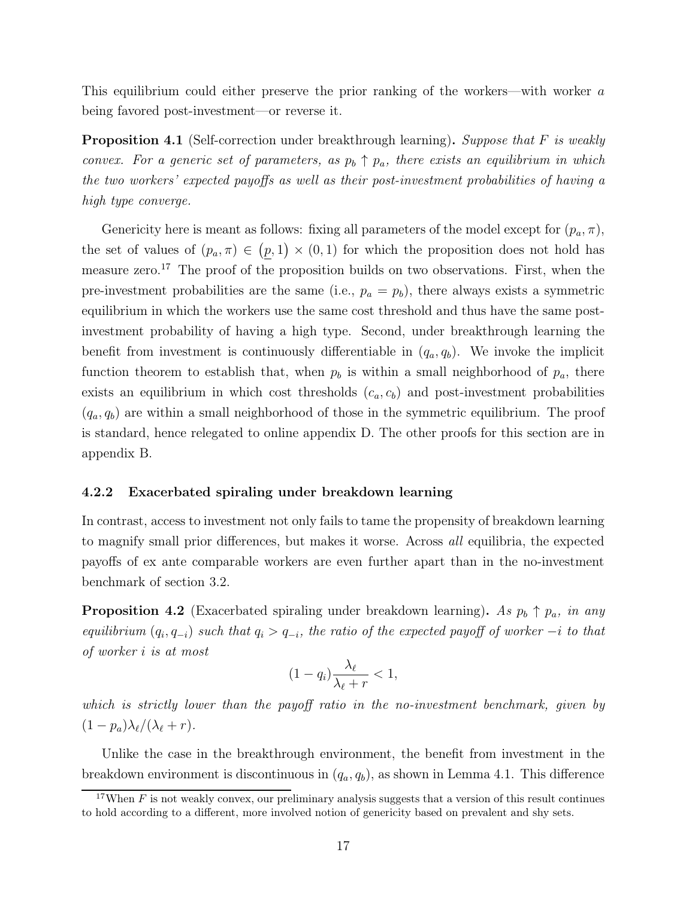This equilibrium could either preserve the prior ranking of the workers—with worker $a$ being favored post-investment—or reverse it.

**Proposition 4.1** (Self-correction under breakthrough learning)**.** *Suppose that $F$ is weakly convex. For a generic set of parameters, as $p_b \uparrow p_a$, there exists an equilibrium in which the two workers' expected payoffs as well as their post-investment probabilities of having a high type converge.*

Genericity here is meant as follows: fixing all parameters of the model except for $(p_a, \pi)$, the set of values of $(p_a, \pi) \in (\underline{p}, 1) \times (0, 1)$ for which the proposition does not hold has measure zero.[17] The proof of the proposition builds on two observations. First, when the pre-investment probabilities are the same (i.e., $p_a = p_b$), there always exists a symmetric equilibrium in which the workers use the same cost threshold and thus have the same post-investment probability of having a high type. Second, under breakthrough learning the benefit from investment is continuously differentiable in $(q_a, q_b)$. We invoke the implicit function theorem to establish that, when $p_b$ is within a small neighborhood of $p_a$, there exists an equilibrium in which cost thresholds $(c_a, c_b)$ and post-investment probabilities $(q_a, q_b)$ are within a small neighborhood of those in the symmetric equilibrium. The proof is standard, hence relegated to online appendix D. The other proofs for this section are in appendix B.

### 4.2.2 Exacerbated spiraling under breakdown learning

In contrast, access to investment not only fails to tame the propensity of breakdown learning to magnify small prior differences, but makes it worse. Across *all* equilibria, the expected payoffs of ex ante comparable workers are even further apart than in the no-investment benchmark of section 3.2.

**Proposition 4.2** (Exacerbated spiraling under breakdown learning)**.** *As $p_b \uparrow p_a$, in any equilibrium $(q_i, q_{-i})$ such that $q_i > q_{-i}$, the ratio of the expected payoff of worker $-i$ to that of worker $i$ is at most*

$$(1 - q_i)\frac{\lambda_\ell}{\lambda_\ell + r} < 1,$$

*which is strictly lower than the payoff ratio in the no-investment benchmark, given by $(1 - p_a)\lambda_\ell/(\lambda_\ell + r)$.*

Unlike the case in the breakthrough environment, the benefit from investment in the breakdown environment is discontinuous in $(q_a, q_b)$, as shown in Lemma 4.1. This difference

[17] When $F$ is not weakly convex, our preliminary analysis suggests that a version of this result continues to hold according to a different, more involved notion of genericity based on prevalent and shy sets.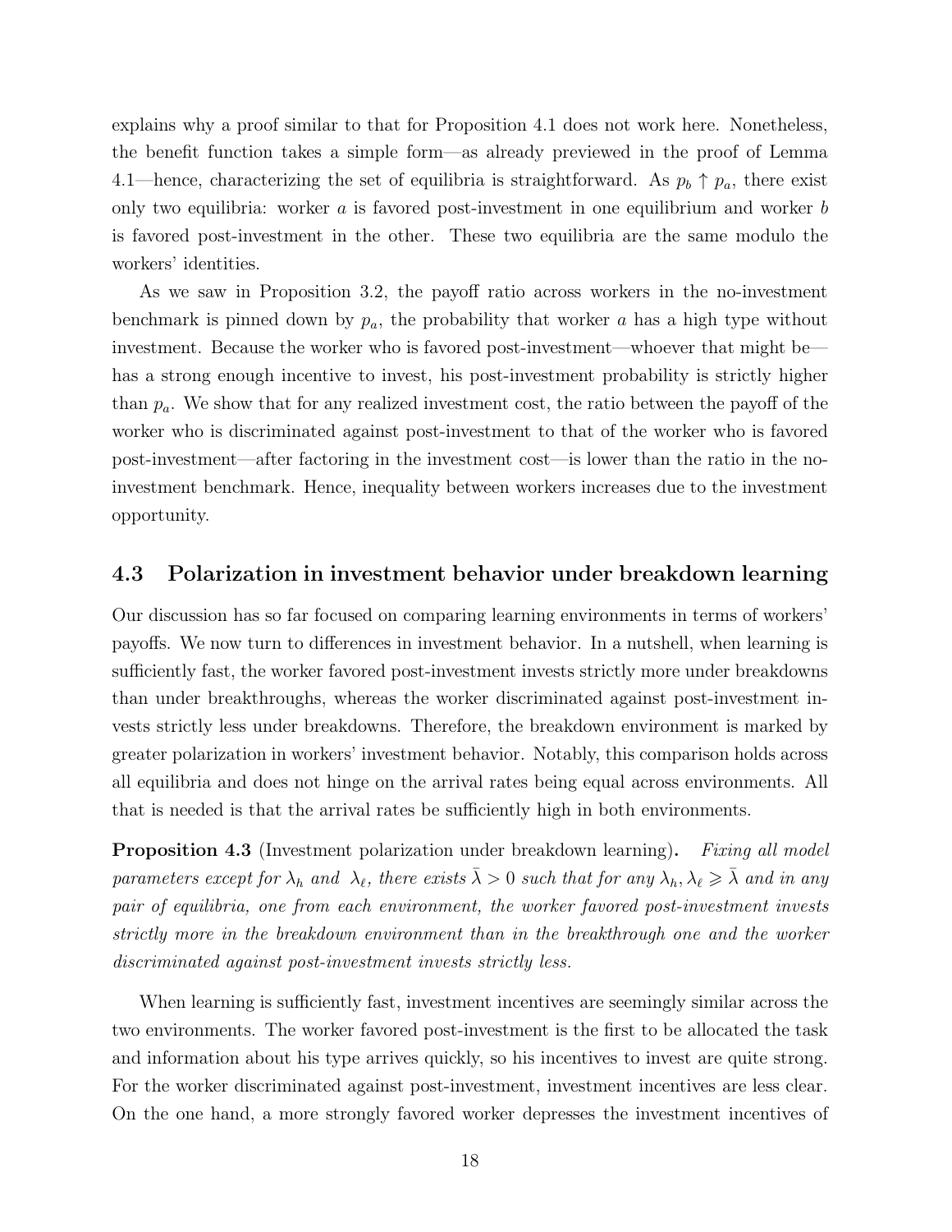explains why a proof similar to that for Proposition 4.1 does not work here. Nonetheless, the benefit function takes a simple form—as already previewed in the proof of Lemma 4.1—hence, characterizing the set of equilibria is straightforward. As $p_b \uparrow p_a$, there exist only two equilibria: worker $a$ is favored post-investment in one equilibrium and worker $b$ is favored post-investment in the other. These two equilibria are the same modulo the workers' identities.

As we saw in Proposition 3.2, the payoff ratio across workers in the no-investment benchmark is pinned down by $p_a$, the probability that worker $a$ has a high type without investment. Because the worker who is favored post-investment—whoever that might be—has a strong enough incentive to invest, his post-investment probability is strictly higher than $p_a$. We show that for any realized investment cost, the ratio between the payoff of the worker who is discriminated against post-investment to that of the worker who is favored post-investment—after factoring in the investment cost—is lower than the ratio in the no-investment benchmark. Hence, inequality between workers increases due to the investment opportunity.

## 4.3 Polarization in investment behavior under breakdown learning

Our discussion has so far focused on comparing learning environments in terms of workers' payoffs. We now turn to differences in investment behavior. In a nutshell, when learning is sufficiently fast, the worker favored post-investment invests strictly more under breakdowns than under breakthroughs, whereas the worker discriminated against post-investment invests strictly less under breakdowns. Therefore, the breakdown environment is marked by greater polarization in workers' investment behavior. Notably, this comparison holds across all equilibria and does not hinge on the arrival rates being equal across environments. All that is needed is that the arrival rates be sufficiently high in both environments.

**Proposition 4.3** (Investment polarization under breakdown learning)**.** *Fixing all model parameters except for $\lambda_h$ and $\lambda_\ell$, there exists $\bar{\lambda} > 0$ such that for any $\lambda_h, \lambda_\ell \geqslant \bar{\lambda}$ and in any pair of equilibria, one from each environment, the worker favored post-investment invests strictly more in the breakdown environment than in the breakthrough one and the worker discriminated against post-investment invests strictly less.*

When learning is sufficiently fast, investment incentives are seemingly similar across the two environments. The worker favored post-investment is the first to be allocated the task and information about his type arrives quickly, so his incentives to invest are quite strong. For the worker discriminated against post-investment, investment incentives are less clear. On the one hand, a more strongly favored worker depresses the investment incentives of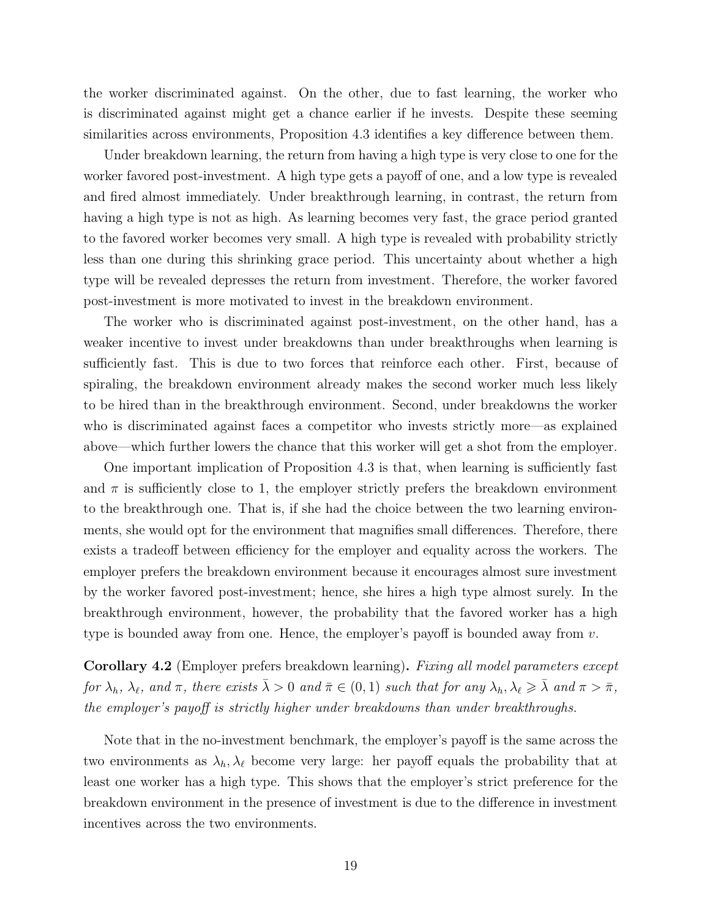the worker discriminated against. On the other, due to fast learning, the worker who is discriminated against might get a chance earlier if he invests. Despite these seeming similarities across environments, Proposition 4.3 identifies a key difference between them.

Under breakdown learning, the return from having a high type is very close to one for the worker favored post-investment. A high type gets a payoff of one, and a low type is revealed and fired almost immediately. Under breakthrough learning, in contrast, the return from having a high type is not as high. As learning becomes very fast, the grace period granted to the favored worker becomes very small. A high type is revealed with probability strictly less than one during this shrinking grace period. This uncertainty about whether a high type will be revealed depresses the return from investment. Therefore, the worker favored post-investment is more motivated to invest in the breakdown environment.

The worker who is discriminated against post-investment, on the other hand, has a weaker incentive to invest under breakdowns than under breakthroughs when learning is sufficiently fast. This is due to two forces that reinforce each other. First, because of spiraling, the breakdown environment already makes the second worker much less likely to be hired than in the breakthrough environment. Second, under breakdowns the worker who is discriminated against faces a competitor who invests strictly more—as explained above—which further lowers the chance that this worker will get a shot from the employer.

One important implication of Proposition 4.3 is that, when learning is sufficiently fast and $\pi$ is sufficiently close to 1, the employer strictly prefers the breakdown environment to the breakthrough one. That is, if she had the choice between the two learning environments, she would opt for the environment that magnifies small differences. Therefore, there exists a tradeoff between efficiency for the employer and equality across the workers. The employer prefers the breakdown environment because it encourages almost sure investment by the worker favored post-investment; hence, she hires a high type almost surely. In the breakthrough environment, however, the probability that the favored worker has a high type is bounded away from one. Hence, the employer's payoff is bounded away from $v$.

**Corollary 4.2** (Employer prefers breakdown learning)**.** *Fixing all model parameters except for $\lambda_h$, $\lambda_\ell$, and $\pi$, there exists $\bar{\lambda} > 0$ and $\bar{\pi} \in (0, 1)$ such that for any $\lambda_h, \lambda_\ell \geqslant \bar{\lambda}$ and $\pi > \bar{\pi}$, the employer's payoff is strictly higher under breakdowns than under breakthroughs.*

Note that in the no-investment benchmark, the employer's payoff is the same across the two environments as $\lambda_h, \lambda_\ell$ become very large: her payoff equals the probability that at least one worker has a high type. This shows that the employer's strict preference for the breakdown environment in the presence of investment is due to the difference in investment incentives across the two environments.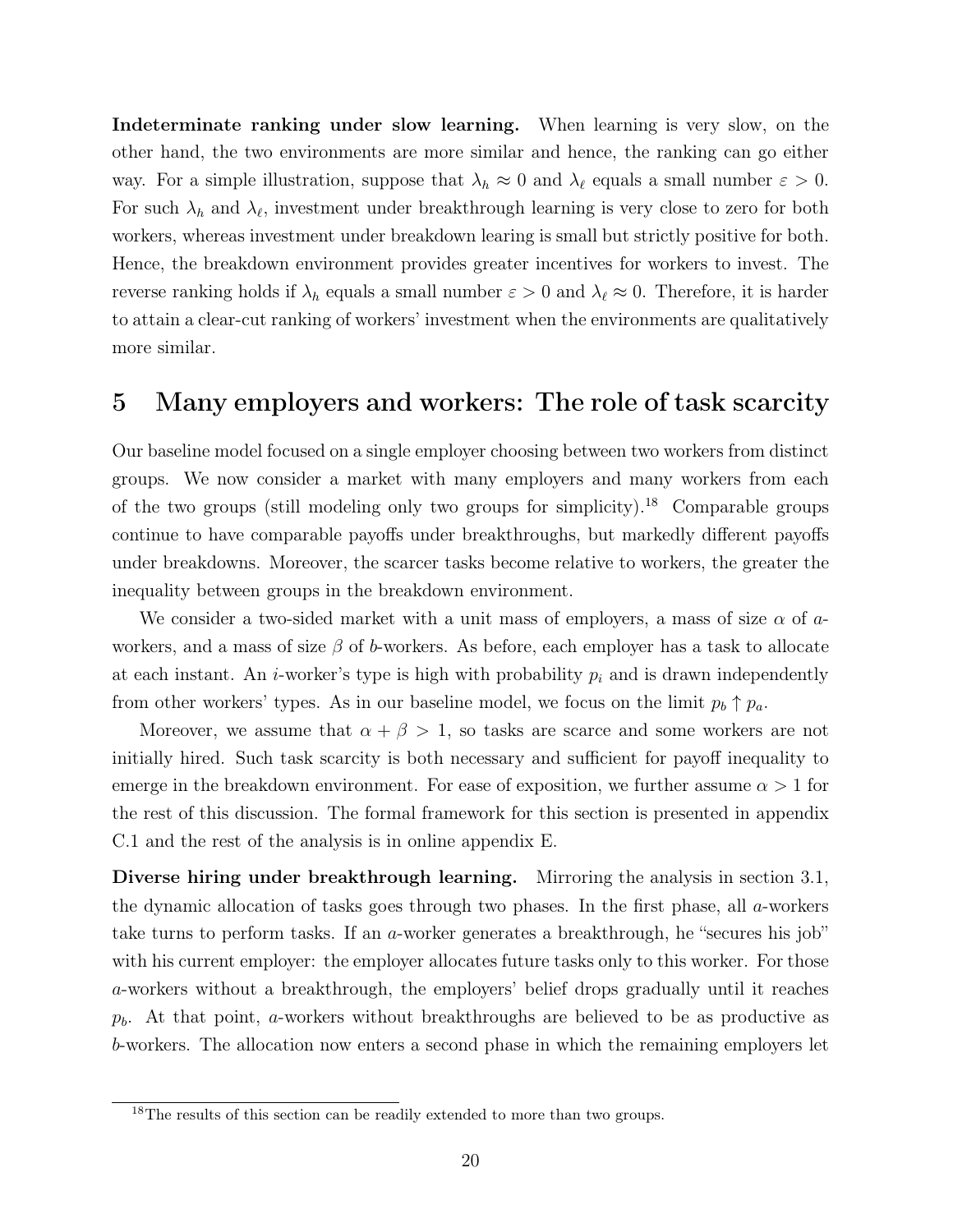**Indeterminate ranking under slow learning.** When learning is very slow, on the other hand, the two environments are more similar and hence, the ranking can go either way. For a simple illustration, suppose that $\lambda_h \approx 0$ and $\lambda_\ell$ equals a small number $\varepsilon > 0$. For such $\lambda_h$ and $\lambda_\ell$, investment under breakthrough learning is very close to zero for both workers, whereas investment under breakdown learing is small but strictly positive for both. Hence, the breakdown environment provides greater incentives for workers to invest. The reverse ranking holds if $\lambda_h$ equals a small number $\varepsilon > 0$ and $\lambda_\ell \approx 0$. Therefore, it is harder to attain a clear-cut ranking of workers' investment when the environments are qualitatively more similar.

# 5 Many employers and workers: The role of task scarcity

Our baseline model focused on a single employer choosing between two workers from distinct groups. We now consider a market with many employers and many workers from each of the two groups (still modeling only two groups for simplicity).[18] Comparable groups continue to have comparable payoffs under breakthroughs, but markedly different payoffs under breakdowns. Moreover, the scarcer tasks become relative to workers, the greater the inequality between groups in the breakdown environment.

We consider a two-sided market with a unit mass of employers, a mass of size $\alpha$ of $a$-workers, and a mass of size $\beta$ of $b$-workers. As before, each employer has a task to allocate at each instant. An $i$-worker's type is high with probability $p_i$ and is drawn independently from other workers' types. As in our baseline model, we focus on the limit $p_b \uparrow p_a$.

Moreover, we assume that $\alpha + \beta > 1$, so tasks are scarce and some workers are not initially hired. Such task scarcity is both necessary and sufficient for payoff inequality to emerge in the breakdown environment. For ease of exposition, we further assume $\alpha > 1$ for the rest of this discussion. The formal framework for this section is presented in appendix C.1 and the rest of the analysis is in online appendix E.

**Diverse hiring under breakthrough learning.** Mirroring the analysis in section 3.1, the dynamic allocation of tasks goes through two phases. In the first phase, all $a$-workers take turns to perform tasks. If an $a$-worker generates a breakthrough, he "secures his job" with his current employer: the employer allocates future tasks only to this worker. For those $a$-workers without a breakthrough, the employers' belief drops gradually until it reaches $p_b$. At that point, $a$-workers without breakthroughs are believed to be as productive as $b$-workers. The allocation now enters a second phase in which the remaining employers let

[18] The results of this section can be readily extended to more than two groups.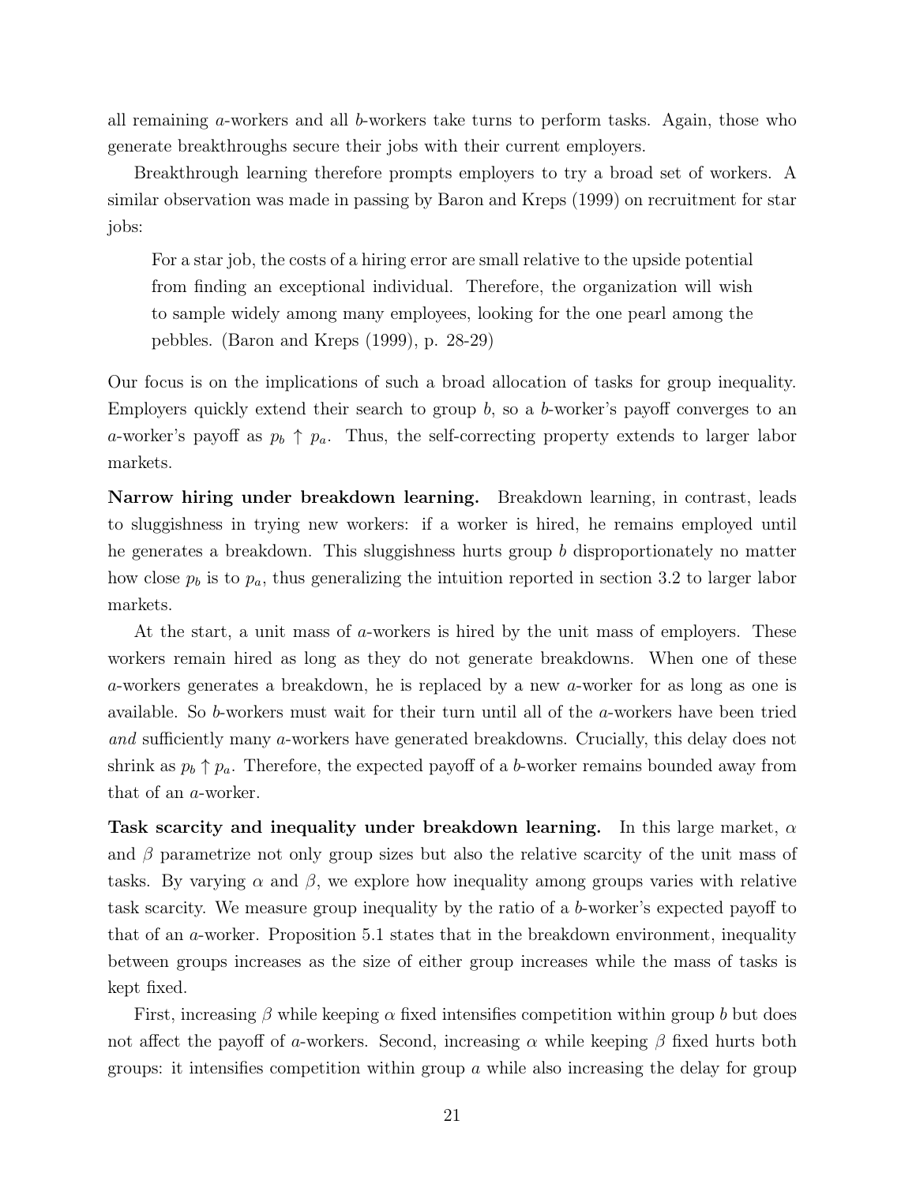all remaining $a$-workers and all $b$-workers take turns to perform tasks. Again, those who generate breakthroughs secure their jobs with their current employers.

Breakthrough learning therefore prompts employers to try a broad set of workers. A similar observation was made in passing by Baron and Kreps (1999) on recruitment for star jobs:

> For a star job, the costs of a hiring error are small relative to the upside potential from finding an exceptional individual. Therefore, the organization will wish to sample widely among many employees, looking for the one pearl among the pebbles. (Baron and Kreps (1999), p. 28-29)

Our focus is on the implications of such a broad allocation of tasks for group inequality. Employers quickly extend their search to group $b$, so a $b$-worker's payoff converges to an $a$-worker's payoff as $p_b \uparrow p_a$. Thus, the self-correcting property extends to larger labor markets.

**Narrow hiring under breakdown learning.** Breakdown learning, in contrast, leads to sluggishness in trying new workers: if a worker is hired, he remains employed until he generates a breakdown. This sluggishness hurts group $b$ disproportionately no matter how close $p_b$ is to $p_a$, thus generalizing the intuition reported in section 3.2 to larger labor markets.

At the start, a unit mass of $a$-workers is hired by the unit mass of employers. These workers remain hired as long as they do not generate breakdowns. When one of these $a$-workers generates a breakdown, he is replaced by a new $a$-worker for as long as one is available. So $b$-workers must wait for their turn until all of the $a$-workers have been tried *and* sufficiently many $a$-workers have generated breakdowns. Crucially, this delay does not shrink as $p_b \uparrow p_a$. Therefore, the expected payoff of a $b$-worker remains bounded away from that of an $a$-worker.

**Task scarcity and inequality under breakdown learning.** In this large market, $\alpha$ and $\beta$ parametrize not only group sizes but also the relative scarcity of the unit mass of tasks. By varying $\alpha$ and $\beta$, we explore how inequality among groups varies with relative task scarcity. We measure group inequality by the ratio of a $b$-worker's expected payoff to that of an $a$-worker. Proposition 5.1 states that in the breakdown environment, inequality between groups increases as the size of either group increases while the mass of tasks is kept fixed.

First, increasing $\beta$ while keeping $\alpha$ fixed intensifies competition within group $b$ but does not affect the payoff of $a$-workers. Second, increasing $\alpha$ while keeping $\beta$ fixed hurts both groups: it intensifies competition within group $a$ while also increasing the delay for group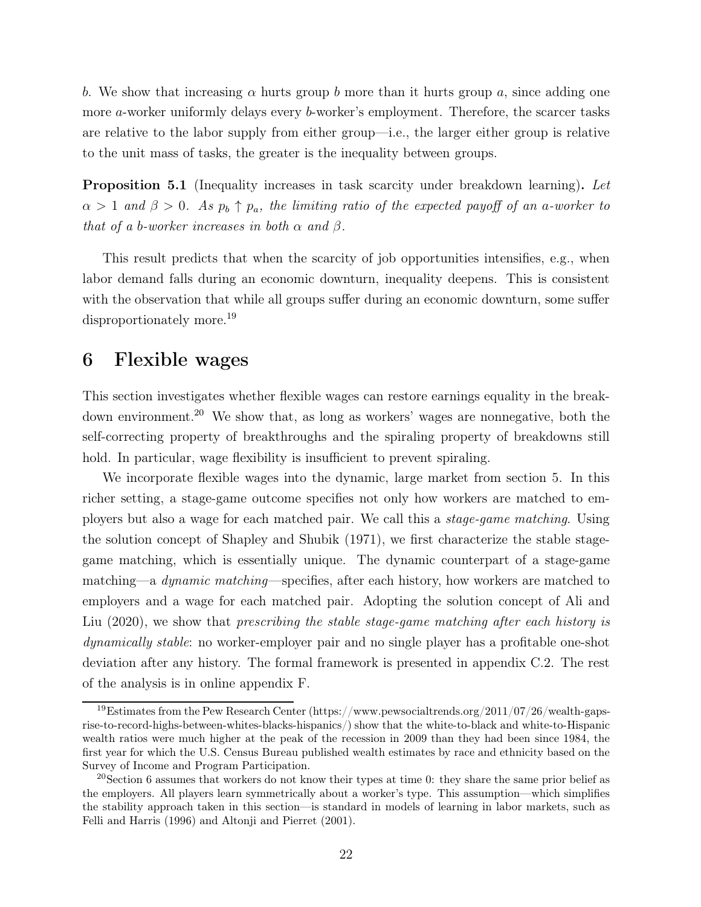$b$. We show that increasing $\alpha$ hurts group $b$ more than it hurts group $a$, since adding one more $a$-worker uniformly delays every $b$-worker's employment. Therefore, the scarcer tasks are relative to the labor supply from either group—i.e., the larger either group is relative to the unit mass of tasks, the greater is the inequality between groups.

**Proposition 5.1** (Inequality increases in task scarcity under breakdown learning)**.** *Let $\alpha > 1$ and $\beta > 0$. As $p_b \uparrow p_a$, the limiting ratio of the expected payoff of an a-worker to that of a b-worker increases in both $\alpha$ and $\beta$.*

This result predicts that when the scarcity of job opportunities intensifies, e.g., when labor demand falls during an economic downturn, inequality deepens. This is consistent with the observation that while all groups suffer during an economic downturn, some suffer disproportionately more.[19]

# 6 Flexible wages

This section investigates whether flexible wages can restore earnings equality in the breakdown environment.[20] We show that, as long as workers' wages are nonnegative, both the self-correcting property of breakthroughs and the spiraling property of breakdowns still hold. In particular, wage flexibility is insufficient to prevent spiraling.

We incorporate flexible wages into the dynamic, large market from section 5. In this richer setting, a stage-game outcome specifies not only how workers are matched to employers but also a wage for each matched pair. We call this a *stage-game matching*. Using the solution concept of Shapley and Shubik (1971), we first characterize the stable stage-game matching, which is essentially unique. The dynamic counterpart of a stage-game matching—a *dynamic matching*—specifies, after each history, how workers are matched to employers and a wage for each matched pair. Adopting the solution concept of Ali and Liu (2020), we show that *prescribing the stable stage-game matching after each history is dynamically stable*: no worker-employer pair and no single player has a profitable one-shot deviation after any history. The formal framework is presented in appendix C.2. The rest of the analysis is in online appendix F.

[19] Estimates from the Pew Research Center (https://www.pewsocialtrends.org/2011/07/26/wealth-gaps-rise-to-record-highs-between-whites-blacks-hispanics/) show that the white-to-black and white-to-Hispanic wealth ratios were much higher at the peak of the recession in 2009 than they had been since 1984, the first year for which the U.S. Census Bureau published wealth estimates by race and ethnicity based on the Survey of Income and Program Participation.

[20] Section 6 assumes that workers do not know their types at time 0: they share the same prior belief as the employers. All players learn symmetrically about a worker's type. This assumption—which simplifies the stability approach taken in this section—is standard in models of learning in labor markets, such as Felli and Harris (1996) and Altonji and Pierret (2001).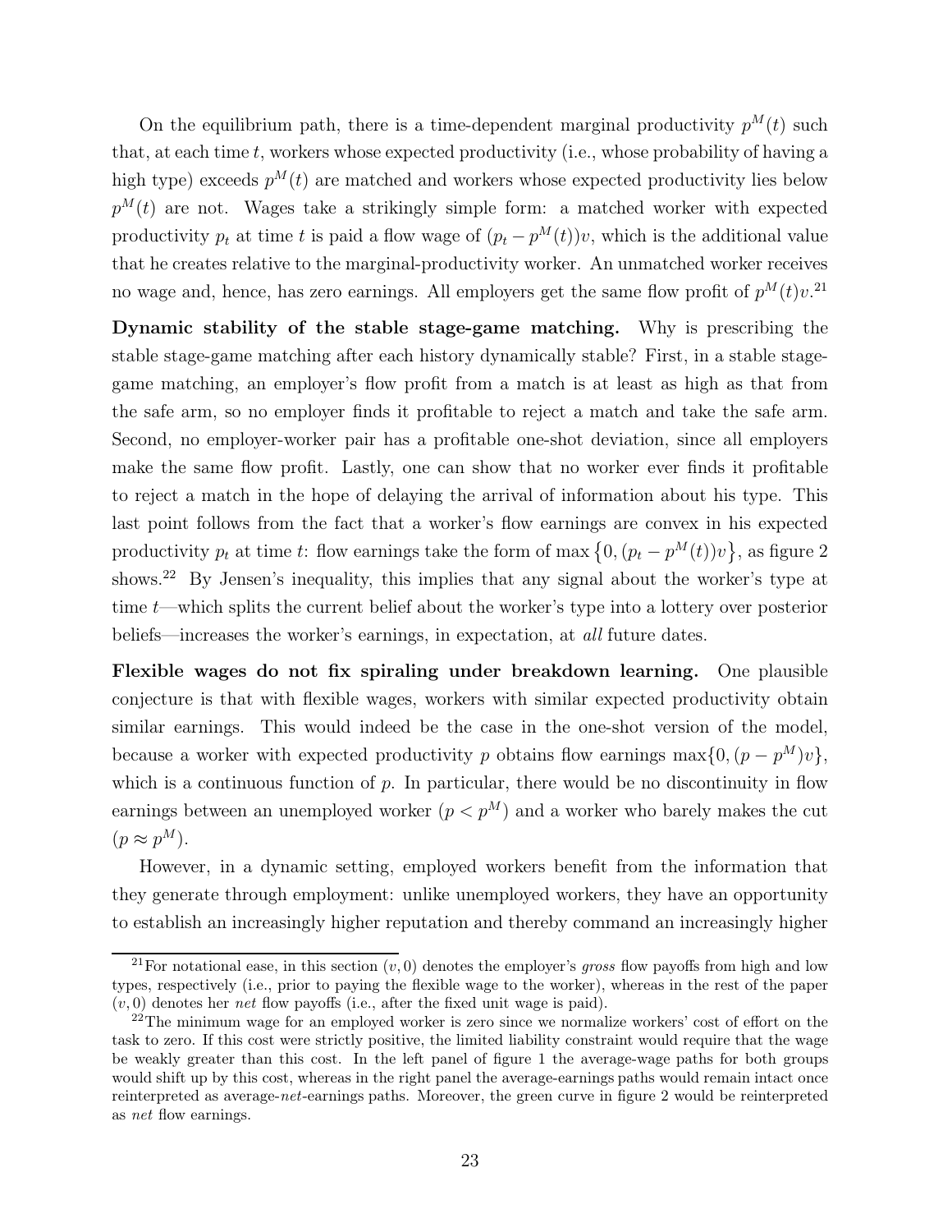On the equilibrium path, there is a time-dependent marginal productivity $p^M(t)$ such that, at each time $t$, workers whose expected productivity (i.e., whose probability of having a high type) exceeds $p^M(t)$ are matched and workers whose expected productivity lies below $p^M(t)$ are not. Wages take a strikingly simple form: a matched worker with expected productivity $p_t$ at time $t$ is paid a flow wage of $(p_t - p^M(t))v$, which is the additional value that he creates relative to the marginal-productivity worker. An unmatched worker receives no wage and, hence, has zero earnings. All employers get the same flow profit of $p^M(t)v$.[21]

**Dynamic stability of the stable stage-game matching.** Why is prescribing the stable stage-game matching after each history dynamically stable? First, in a stable stage-game matching, an employer's flow profit from a match is at least as high as that from the safe arm, so no employer finds it profitable to reject a match and take the safe arm. Second, no employer-worker pair has a profitable one-shot deviation, since all employers make the same flow profit. Lastly, one can show that no worker ever finds it profitable to reject a match in the hope of delaying the arrival of information about his type. This last point follows from the fact that a worker's flow earnings are convex in his expected productivity $p_t$ at time $t$: flow earnings take the form of $\max\{0, (p_t - p^M(t))v\}$, as figure 2 shows.[22] By Jensen's inequality, this implies that any signal about the worker's type at time $t$—which splits the current belief about the worker's type into a lottery over posterior beliefs—increases the worker's earnings, in expectation, at *all* future dates.

**Flexible wages do not fix spiraling under breakdown learning.** One plausible conjecture is that with flexible wages, workers with similar expected productivity obtain similar earnings. This would indeed be the case in the one-shot version of the model, because a worker with expected productivity $p$ obtains flow earnings $\max\{0, (p - p^M)v\}$, which is a continuous function of $p$. In particular, there would be no discontinuity in flow earnings between an unemployed worker ($p < p^M$) and a worker who barely makes the cut ($p \approx p^M$).

However, in a dynamic setting, employed workers benefit from the information that they generate through employment: unlike unemployed workers, they have an opportunity to establish an increasingly higher reputation and thereby command an increasingly higher

---

[21] For notational ease, in this section $(v, 0)$ denotes the employer's *gross* flow payoffs from high and low types, respectively (i.e., prior to paying the flexible wage to the worker), whereas in the rest of the paper $(v, 0)$ denotes her *net* flow payoffs (i.e., after the fixed unit wage is paid).

[22] The minimum wage for an employed worker is zero since we normalize workers' cost of effort on the task to zero. If this cost were strictly positive, the limited liability constraint would require that the wage be weakly greater than this cost. In the left panel of figure 1 the average-wage paths for both groups would shift up by this cost, whereas in the right panel the average-earnings paths would remain intact once reinterpreted as average-*net*-earnings paths. Moreover, the green curve in figure 2 would be reinterpreted as *net* flow earnings.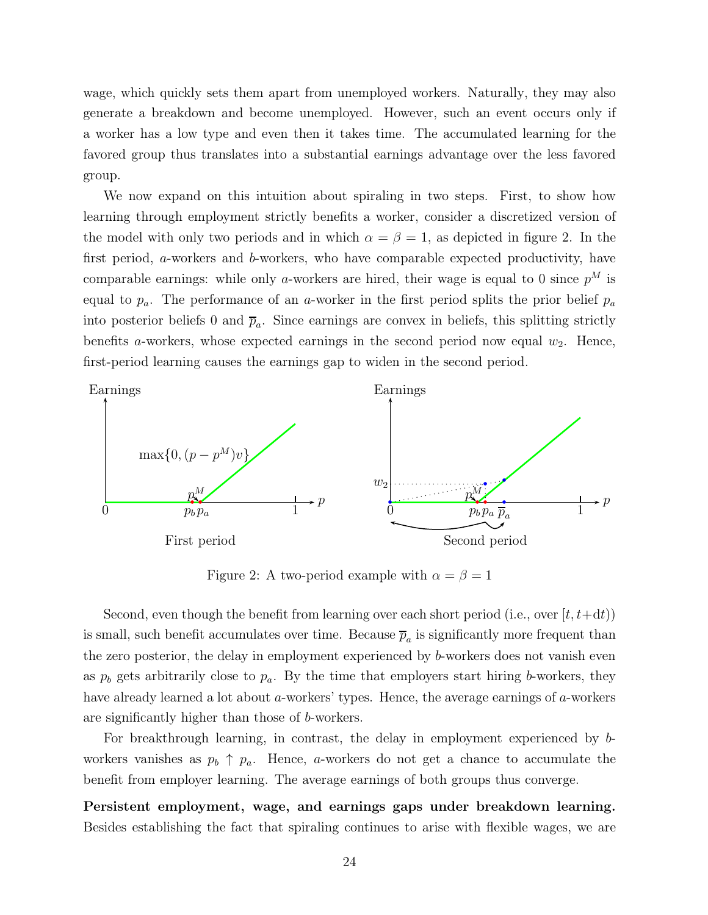wage, which quickly sets them apart from unemployed workers. Naturally, they may also generate a breakdown and become unemployed. However, such an event occurs only if a worker has a low type and even then it takes time. The accumulated learning for the favored group thus translates into a substantial earnings advantage over the less favored group.

We now expand on this intuition about spiraling in two steps. First, to show how learning through employment strictly benefits a worker, consider a discretized version of the model with only two periods and in which $\alpha = \beta = 1$, as depicted in figure 2. In the first period, $a$-workers and $b$-workers, who have comparable expected productivity, have comparable earnings: while only $a$-workers are hired, their wage is equal to 0 since $p^M$ is equal to $p_a$. The performance of an $a$-worker in the first period splits the prior belief $p_a$ into posterior beliefs 0 and $\overline{p}_a$. Since earnings are convex in beliefs, this splitting strictly benefits $a$-workers, whose expected earnings in the second period now equal $w_2$. Hence, first-period learning causes the earnings gap to widen in the second period.

Figure 2: A two-period example with $\alpha = \beta = 1$

Second, even though the benefit from learning over each short period (i.e., over $[t, t+\mathrm{d}t)$) is small, such benefit accumulates over time. Because $\overline{p}_a$ is significantly more frequent than the zero posterior, the delay in employment experienced by $b$-workers does not vanish even as $p_b$ gets arbitrarily close to $p_a$. By the time that employers start hiring $b$-workers, they have already learned a lot about $a$-workers' types. Hence, the average earnings of $a$-workers are significantly higher than those of $b$-workers.

For breakthrough learning, in contrast, the delay in employment experienced by $b$-workers vanishes as $p_b \uparrow p_a$. Hence, $a$-workers do not get a chance to accumulate the benefit from employer learning. The average earnings of both groups thus converge.

**Persistent employment, wage, and earnings gaps under breakdown learning.** Besides establishing the fact that spiraling continues to arise with flexible wages, we are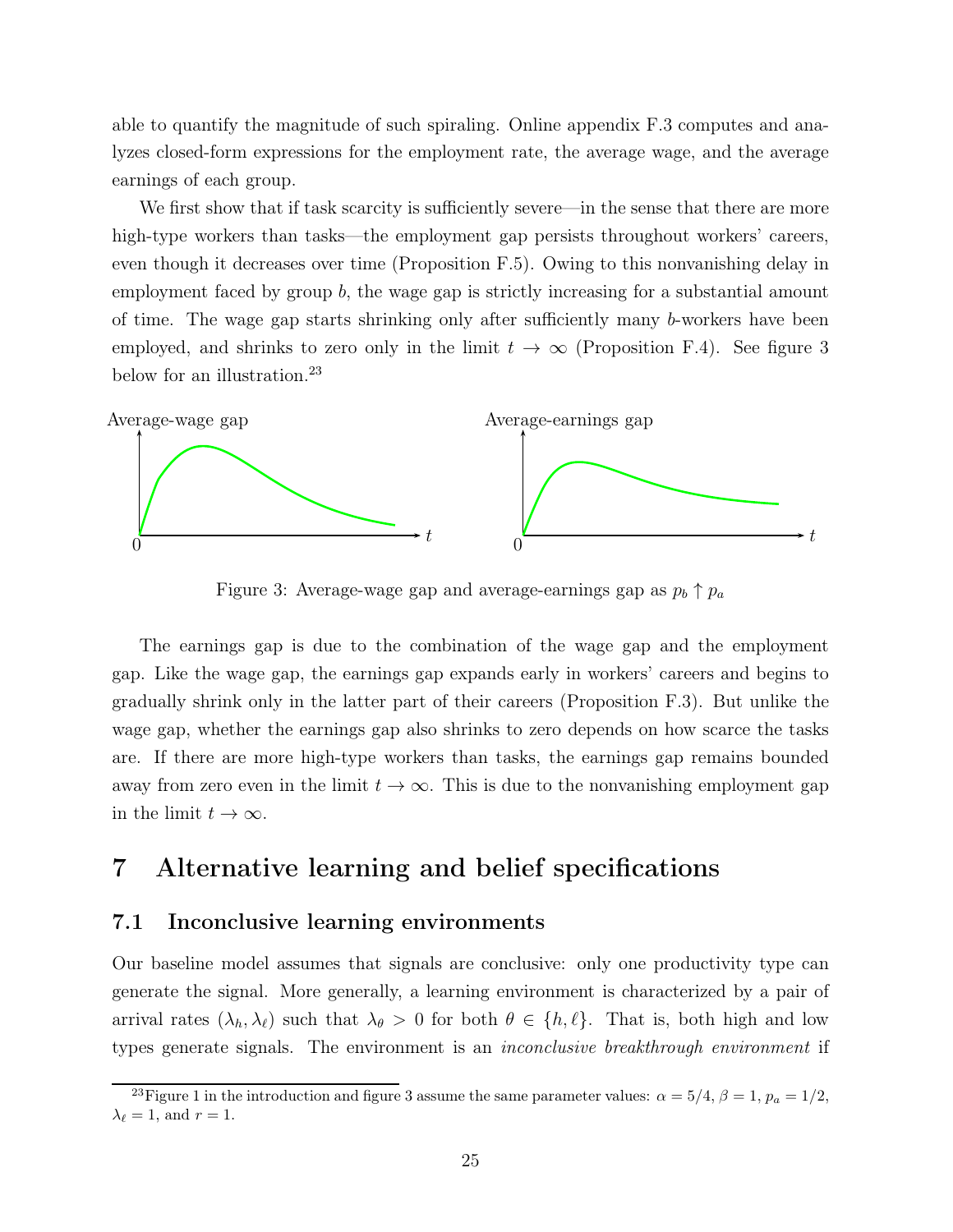able to quantify the magnitude of such spiraling. Online appendix F.3 computes and analyzes closed-form expressions for the employment rate, the average wage, and the average earnings of each group.

We first show that if task scarcity is sufficiently severe—in the sense that there are more high-type workers than tasks—the employment gap persists throughout workers' careers, even though it decreases over time (Proposition F.5). Owing to this nonvanishing delay in employment faced by group $b$, the wage gap is strictly increasing for a substantial amount of time. The wage gap starts shrinking only after sufficiently many $b$-workers have been employed, and shrinks to zero only in the limit $t \to \infty$ (Proposition F.4). See figure 3 below for an illustration.[23]

Figure 3: Average-wage gap and average-earnings gap as $p_b \uparrow p_a$

The earnings gap is due to the combination of the wage gap and the employment gap. Like the wage gap, the earnings gap expands early in workers' careers and begins to gradually shrink only in the latter part of their careers (Proposition F.3). But unlike the wage gap, whether the earnings gap also shrinks to zero depends on how scarce the tasks are. If there are more high-type workers than tasks, the earnings gap remains bounded away from zero even in the limit $t \to \infty$. This is due to the nonvanishing employment gap in the limit $t \to \infty$.

# 7 Alternative learning and belief specifications

## 7.1 Inconclusive learning environments

Our baseline model assumes that signals are conclusive: only one productivity type can generate the signal. More generally, a learning environment is characterized by a pair of arrival rates $(\lambda_h, \lambda_\ell)$ such that $\lambda_\theta > 0$ for both $\theta \in \{h, \ell\}$. That is, both high and low types generate signals. The environment is an *inconclusive breakthrough environment* if

[23] Figure 1 in the introduction and figure 3 assume the same parameter values: $\alpha = 5/4$, $\beta = 1$, $p_a = 1/2$, $\lambda_\ell = 1$, and $r = 1$.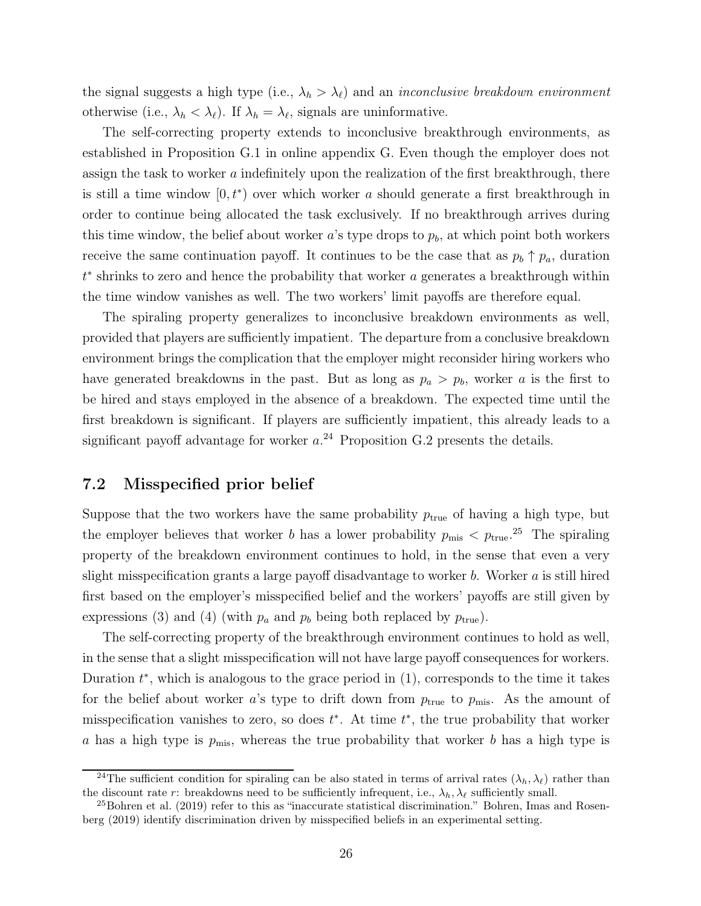the signal suggests a high type (i.e., $\lambda_h > \lambda_\ell$) and an *inconclusive breakdown environment* otherwise (i.e., $\lambda_h < \lambda_\ell$). If $\lambda_h = \lambda_\ell$, signals are uninformative.

The self-correcting property extends to inconclusive breakthrough environments, as established in Proposition G.1 in online appendix G. Even though the employer does not assign the task to worker $a$ indefinitely upon the realization of the first breakthrough, there is still a time window $[0, t^*)$ over which worker $a$ should generate a first breakthrough in order to continue being allocated the task exclusively. If no breakthrough arrives during this time window, the belief about worker $a$'s type drops to $p_b$, at which point both workers receive the same continuation payoff. It continues to be the case that as $p_b \uparrow p_a$, duration $t^*$ shrinks to zero and hence the probability that worker $a$ generates a breakthrough within the time window vanishes as well. The two workers' limit payoffs are therefore equal.

The spiraling property generalizes to inconclusive breakdown environments as well, provided that players are sufficiently impatient. The departure from a conclusive breakdown environment brings the complication that the employer might reconsider hiring workers who have generated breakdowns in the past. But as long as $p_a > p_b$, worker $a$ is the first to be hired and stays employed in the absence of a breakdown. The expected time until the first breakdown is significant. If players are sufficiently impatient, this already leads to a significant payoff advantage for worker $a$.[24] Proposition G.2 presents the details.

## 7.2 Misspecified prior belief

Suppose that the two workers have the same probability $p_{\text{true}}$ of having a high type, but the employer believes that worker $b$ has a lower probability $p_{\text{mis}} < p_{\text{true}}$.[25] The spiraling property of the breakdown environment continues to hold, in the sense that even a very slight misspecification grants a large payoff disadvantage to worker $b$. Worker $a$ is still hired first based on the employer's misspecified belief and the workers' payoffs are still given by expressions (3) and (4) (with $p_a$ and $p_b$ being both replaced by $p_{\text{true}}$).

The self-correcting property of the breakthrough environment continues to hold as well, in the sense that a slight misspecification will not have large payoff consequences for workers. Duration $t^*$, which is analogous to the grace period in (1), corresponds to the time it takes for the belief about worker $a$'s type to drift down from $p_{\text{true}}$ to $p_{\text{mis}}$. As the amount of misspecification vanishes to zero, so does $t^*$. At time $t^*$, the true probability that worker $a$ has a high type is $p_{\text{mis}}$, whereas the true probability that worker $b$ has a high type is

[24] The sufficient condition for spiraling can be also stated in terms of arrival rates $(\lambda_h, \lambda_\ell)$ rather than the discount rate $r$: breakdowns need to be sufficiently infrequent, i.e., $\lambda_h, \lambda_\ell$ sufficiently small.

[25] Bohren et al. (2019) refer to this as "inaccurate statistical discrimination." Bohren, Imas and Rosenberg (2019) identify discrimination driven by misspecified beliefs in an experimental setting.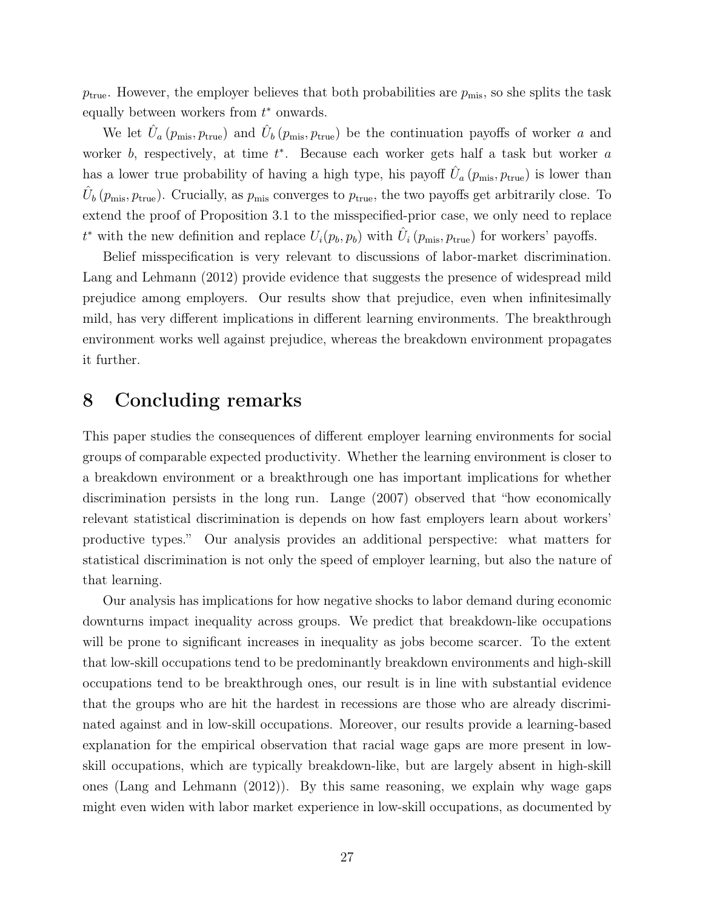$p_{\text{true}}$. However, the employer believes that both probabilities are $p_{\text{mis}}$, so she splits the task equally between workers from $t^*$ onwards.

We let $\hat{U}_a(p_{\text{mis}}, p_{\text{true}})$ and $\hat{U}_b(p_{\text{mis}}, p_{\text{true}})$ be the continuation payoffs of worker $a$ and worker $b$, respectively, at time $t^*$. Because each worker gets half a task but worker $a$ has a lower true probability of having a high type, his payoff $\hat{U}_a(p_{\text{mis}}, p_{\text{true}})$ is lower than $\hat{U}_b(p_{\text{mis}}, p_{\text{true}})$. Crucially, as $p_{\text{mis}}$ converges to $p_{\text{true}}$, the two payoffs get arbitrarily close. To extend the proof of Proposition 3.1 to the misspecified-prior case, we only need to replace $t^*$ with the new definition and replace $U_i(p_b, p_b)$ with $\hat{U}_i(p_{\text{mis}}, p_{\text{true}})$ for workers' payoffs.

Belief misspecification is very relevant to discussions of labor-market discrimination. Lang and Lehmann (2012) provide evidence that suggests the presence of widespread mild prejudice among employers. Our results show that prejudice, even when infinitesimally mild, has very different implications in different learning environments. The breakthrough environment works well against prejudice, whereas the breakdown environment propagates it further.

# 8 Concluding remarks

This paper studies the consequences of different employer learning environments for social groups of comparable expected productivity. Whether the learning environment is closer to a breakdown environment or a breakthrough one has important implications for whether discrimination persists in the long run. Lange (2007) observed that "how economically relevant statistical discrimination is depends on how fast employers learn about workers' productive types." Our analysis provides an additional perspective: what matters for statistical discrimination is not only the speed of employer learning, but also the nature of that learning.

Our analysis has implications for how negative shocks to labor demand during economic downturns impact inequality across groups. We predict that breakdown-like occupations will be prone to significant increases in inequality as jobs become scarcer. To the extent that low-skill occupations tend to be predominantly breakdown environments and high-skill occupations tend to be breakthrough ones, our result is in line with substantial evidence that the groups who are hit the hardest in recessions are those who are already discriminated against and in low-skill occupations. Moreover, our results provide a learning-based explanation for the empirical observation that racial wage gaps are more present in low-skill occupations, which are typically breakdown-like, but are largely absent in high-skill ones (Lang and Lehmann (2012)). By this same reasoning, we explain why wage gaps might even widen with labor market experience in low-skill occupations, as documented by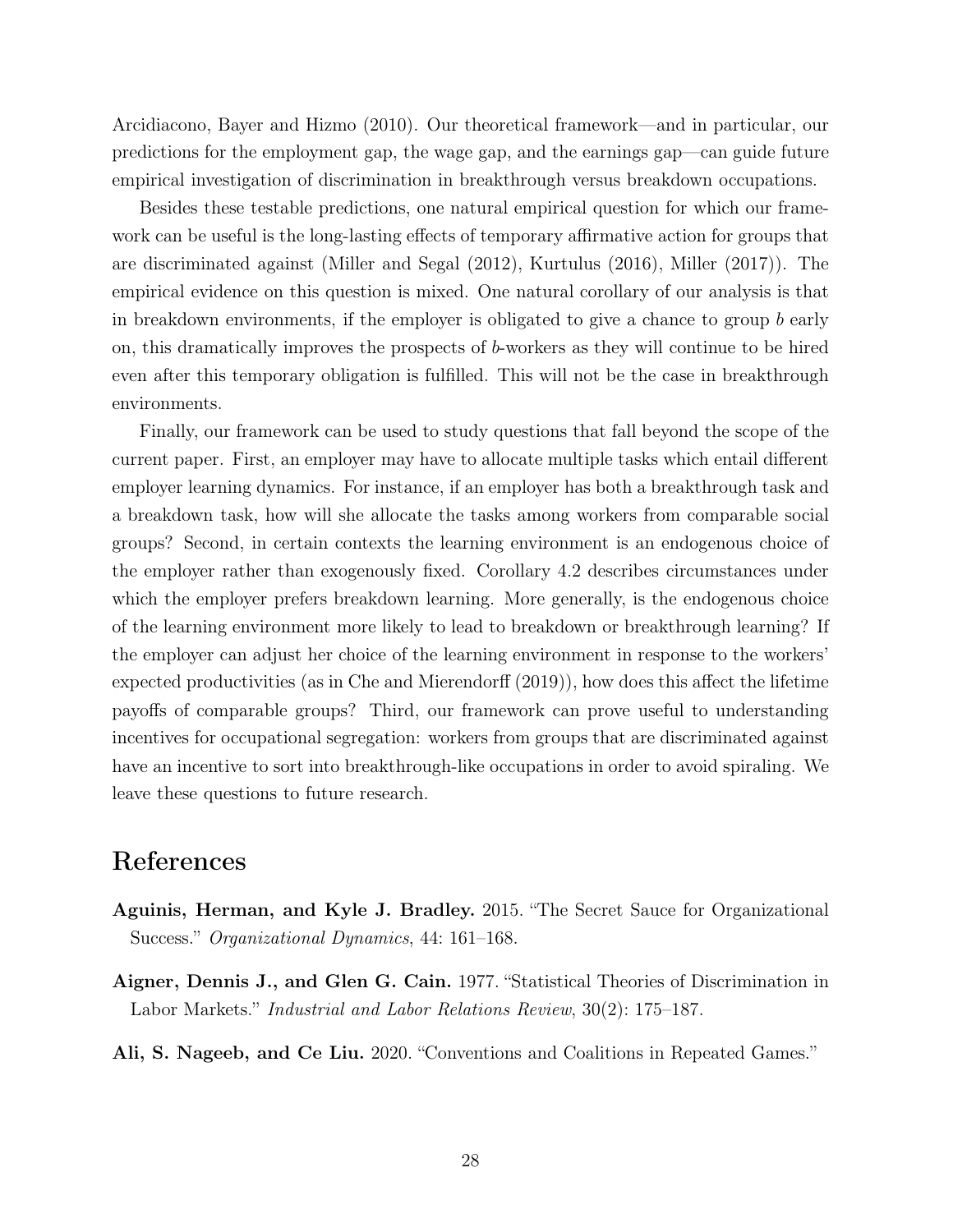Arcidiacono, Bayer and Hizmo (2010). Our theoretical framework—and in particular, our predictions for the employment gap, the wage gap, and the earnings gap—can guide future empirical investigation of discrimination in breakthrough versus breakdown occupations.

Besides these testable predictions, one natural empirical question for which our framework can be useful is the long-lasting effects of temporary affirmative action for groups that are discriminated against (Miller and Segal (2012), Kurtulus (2016), Miller (2017)). The empirical evidence on this question is mixed. One natural corollary of our analysis is that in breakdown environments, if the employer is obligated to give a chance to group $b$ early on, this dramatically improves the prospects of $b$-workers as they will continue to be hired even after this temporary obligation is fulfilled. This will not be the case in breakthrough environments.

Finally, our framework can be used to study questions that fall beyond the scope of the current paper. First, an employer may have to allocate multiple tasks which entail different employer learning dynamics. For instance, if an employer has both a breakthrough task and a breakdown task, how will she allocate the tasks among workers from comparable social groups? Second, in certain contexts the learning environment is an endogenous choice of the employer rather than exogenously fixed. Corollary 4.2 describes circumstances under which the employer prefers breakdown learning. More generally, is the endogenous choice of the learning environment more likely to lead to breakdown or breakthrough learning? If the employer can adjust her choice of the learning environment in response to the workers' expected productivities (as in Che and Mierendorff (2019)), how does this affect the lifetime payoffs of comparable groups? Third, our framework can prove useful to understanding incentives for occupational segregation: workers from groups that are discriminated against have an incentive to sort into breakthrough-like occupations in order to avoid spiraling. We leave these questions to future research.

# References

**Aguinis, Herman, and Kyle J. Bradley.** 2015. "The Secret Sauce for Organizational Success." *Organizational Dynamics*, 44: 161–168.

**Aigner, Dennis J., and Glen G. Cain.** 1977. "Statistical Theories of Discrimination in Labor Markets." *Industrial and Labor Relations Review*, 30(2): 175–187.

**Ali, S. Nageeb, and Ce Liu.** 2020. "Conventions and Coalitions in Repeated Games."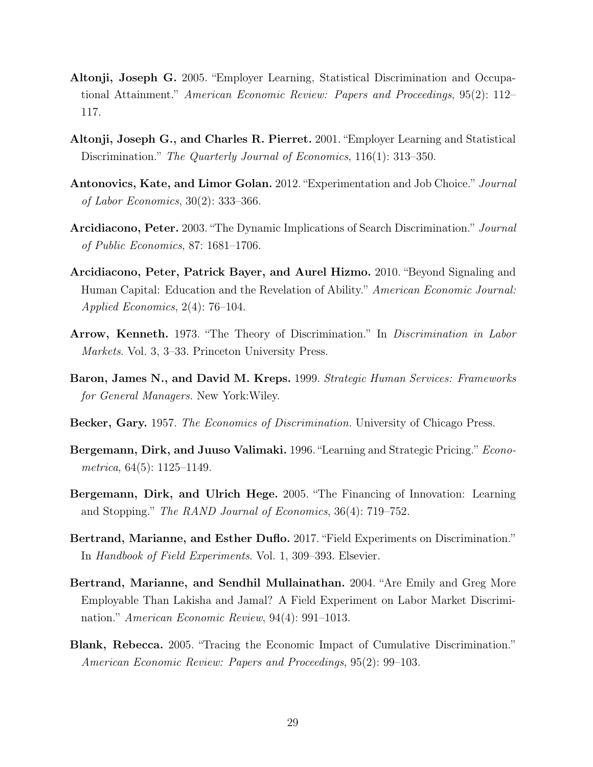**Altonji, Joseph G.** 2005. "Employer Learning, Statistical Discrimination and Occupational Attainment." *American Economic Review: Papers and Proceedings*, 95(2): 112–117.

**Altonji, Joseph G., and Charles R. Pierret.** 2001. "Employer Learning and Statistical Discrimination." *The Quarterly Journal of Economics*, 116(1): 313–350.

**Antonovics, Kate, and Limor Golan.** 2012. "Experimentation and Job Choice." *Journal of Labor Economics*, 30(2): 333–366.

**Arcidiacono, Peter.** 2003. "The Dynamic Implications of Search Discrimination." *Journal of Public Economics*, 87: 1681–1706.

**Arcidiacono, Peter, Patrick Bayer, and Aurel Hizmo.** 2010. "Beyond Signaling and Human Capital: Education and the Revelation of Ability." *American Economic Journal: Applied Economics*, 2(4): 76–104.

**Arrow, Kenneth.** 1973. "The Theory of Discrimination." In *Discrimination in Labor Markets*. Vol. 3, 3–33. Princeton University Press.

**Baron, James N., and David M. Kreps.** 1999. *Strategic Human Services: Frameworks for General Managers.* New York:Wiley.

**Becker, Gary.** 1957. *The Economics of Discrimination.* University of Chicago Press.

**Bergemann, Dirk, and Juuso Valimaki.** 1996. "Learning and Strategic Pricing." *Econometrica*, 64(5): 1125–1149.

**Bergemann, Dirk, and Ulrich Hege.** 2005. "The Financing of Innovation: Learning and Stopping." *The RAND Journal of Economics*, 36(4): 719–752.

**Bertrand, Marianne, and Esther Duflo.** 2017. "Field Experiments on Discrimination." In *Handbook of Field Experiments*. Vol. 1, 309–393. Elsevier.

**Bertrand, Marianne, and Sendhil Mullainathan.** 2004. "Are Emily and Greg More Employable Than Lakisha and Jamal? A Field Experiment on Labor Market Discrimination." *American Economic Review*, 94(4): 991–1013.

**Blank, Rebecca.** 2005. "Tracing the Economic Impact of Cumulative Discrimination." *American Economic Review: Papers and Proceedings*, 95(2): 99–103.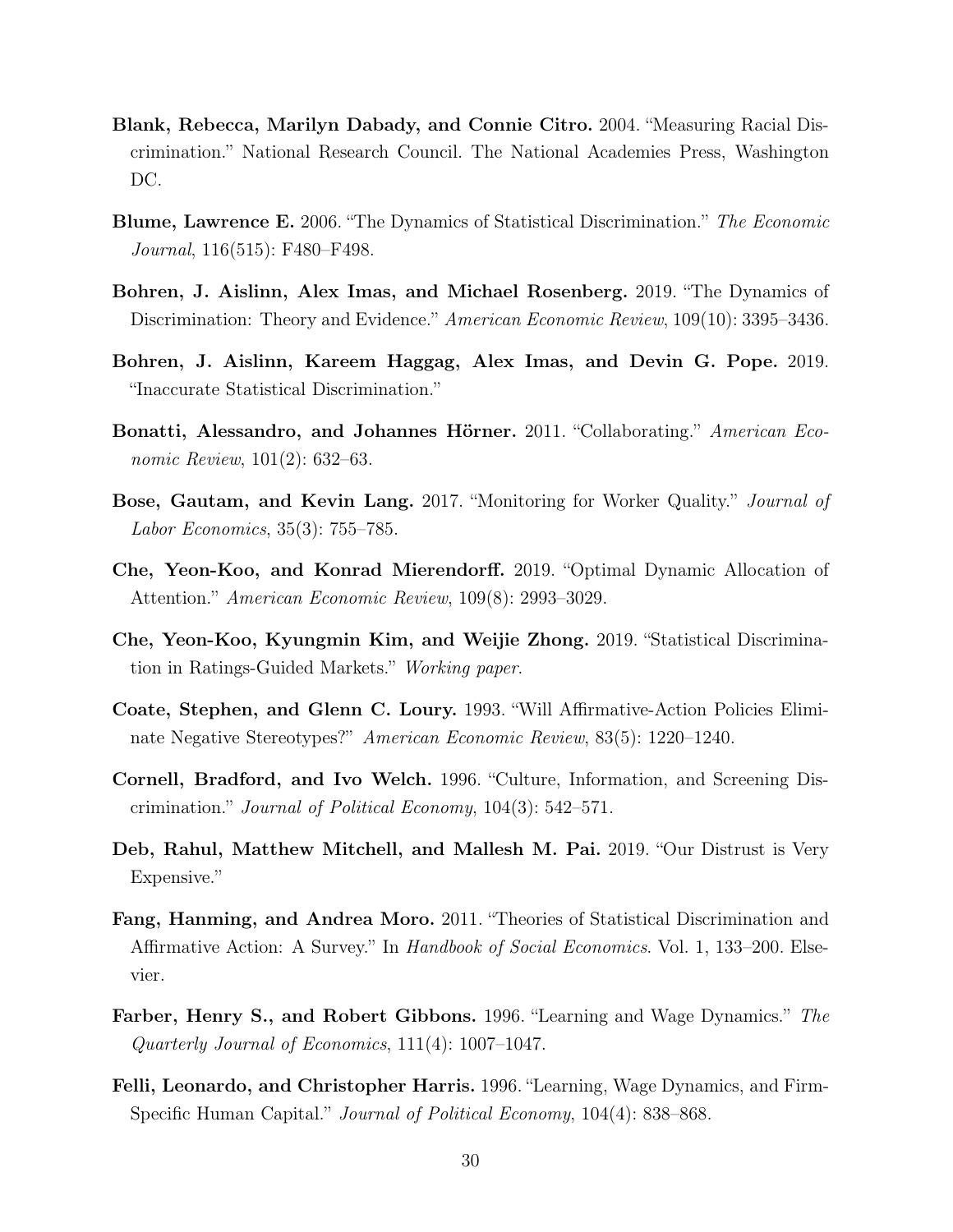**Blank, Rebecca, Marilyn Dabady, and Connie Citro.** 2004. "Measuring Racial Discrimination." National Research Council. The National Academies Press, Washington DC.

**Blume, Lawrence E.** 2006. "The Dynamics of Statistical Discrimination." *The Economic Journal*, 116(515): F480–F498.

**Bohren, J. Aislinn, Alex Imas, and Michael Rosenberg.** 2019. "The Dynamics of Discrimination: Theory and Evidence." *American Economic Review*, 109(10): 3395–3436.

**Bohren, J. Aislinn, Kareem Haggag, Alex Imas, and Devin G. Pope.** 2019. "Inaccurate Statistical Discrimination."

**Bonatti, Alessandro, and Johannes Hörner.** 2011. "Collaborating." *American Economic Review*, 101(2): 632–63.

**Bose, Gautam, and Kevin Lang.** 2017. "Monitoring for Worker Quality." *Journal of Labor Economics*, 35(3): 755–785.

**Che, Yeon-Koo, and Konrad Mierendorff.** 2019. "Optimal Dynamic Allocation of Attention." *American Economic Review*, 109(8): 2993–3029.

**Che, Yeon-Koo, Kyungmin Kim, and Weijie Zhong.** 2019. "Statistical Discrimination in Ratings-Guided Markets." *Working paper*.

**Coate, Stephen, and Glenn C. Loury.** 1993. "Will Affirmative-Action Policies Eliminate Negative Stereotypes?" *American Economic Review*, 83(5): 1220–1240.

**Cornell, Bradford, and Ivo Welch.** 1996. "Culture, Information, and Screening Discrimination." *Journal of Political Economy*, 104(3): 542–571.

**Deb, Rahul, Matthew Mitchell, and Mallesh M. Pai.** 2019. "Our Distrust is Very Expensive."

**Fang, Hanming, and Andrea Moro.** 2011. "Theories of Statistical Discrimination and Affirmative Action: A Survey." In *Handbook of Social Economics*. Vol. 1, 133–200. Elsevier.

**Farber, Henry S., and Robert Gibbons.** 1996. "Learning and Wage Dynamics." *The Quarterly Journal of Economics*, 111(4): 1007–1047.

**Felli, Leonardo, and Christopher Harris.** 1996. "Learning, Wage Dynamics, and Firm-Specific Human Capital." *Journal of Political Economy*, 104(4): 838–868.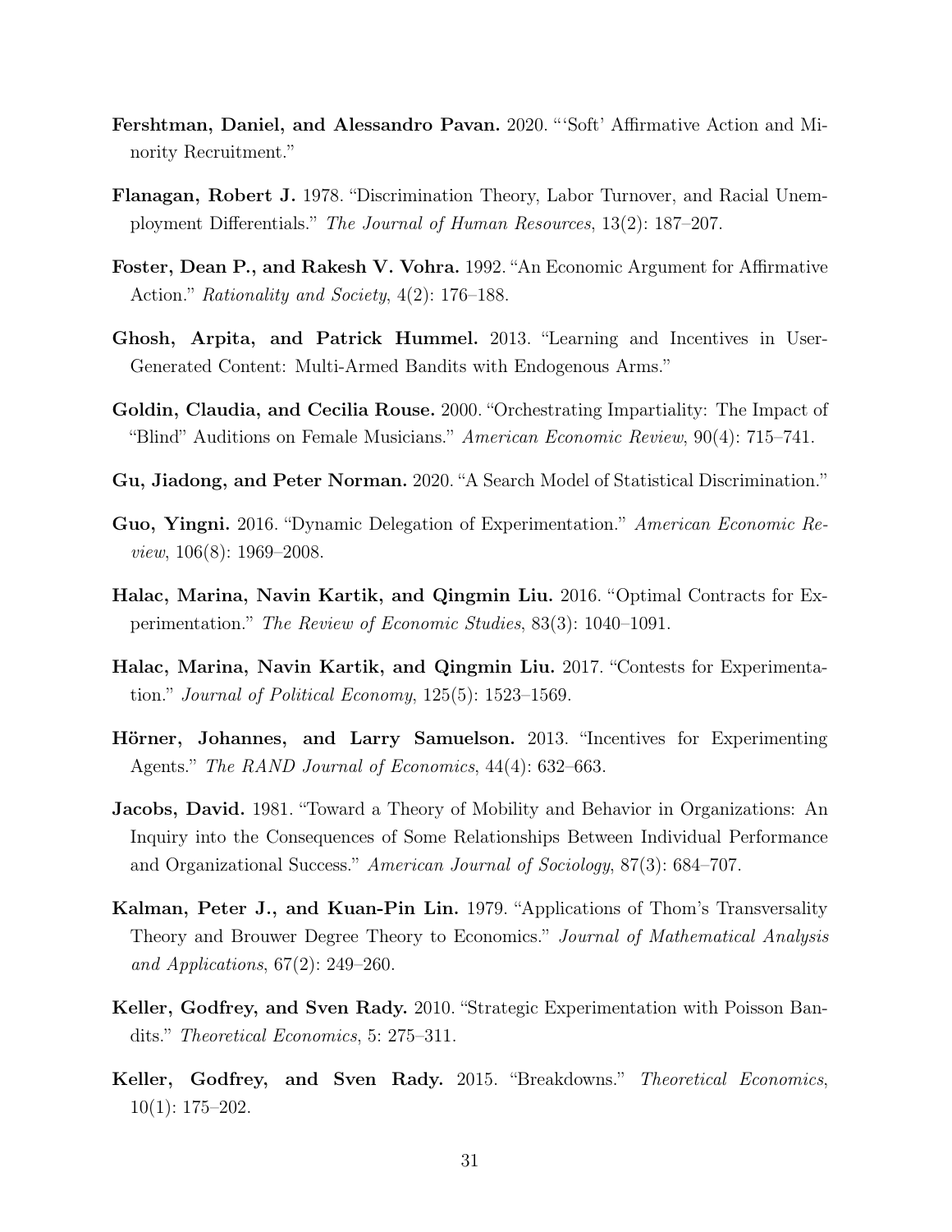**Fershtman, Daniel, and Alessandro Pavan.** 2020. "'Soft' Affirmative Action and Minority Recruitment."

**Flanagan, Robert J.** 1978. "Discrimination Theory, Labor Turnover, and Racial Unemployment Differentials." *The Journal of Human Resources*, 13(2): 187–207.

**Foster, Dean P., and Rakesh V. Vohra.** 1992. "An Economic Argument for Affirmative Action." *Rationality and Society*, 4(2): 176–188.

**Ghosh, Arpita, and Patrick Hummel.** 2013. "Learning and Incentives in User-Generated Content: Multi-Armed Bandits with Endogenous Arms."

**Goldin, Claudia, and Cecilia Rouse.** 2000. "Orchestrating Impartiality: The Impact of "Blind" Auditions on Female Musicians." *American Economic Review*, 90(4): 715–741.

**Gu, Jiadong, and Peter Norman.** 2020. "A Search Model of Statistical Discrimination."

**Guo, Yingni.** 2016. "Dynamic Delegation of Experimentation." *American Economic Review*, 106(8): 1969–2008.

**Halac, Marina, Navin Kartik, and Qingmin Liu.** 2016. "Optimal Contracts for Experimentation." *The Review of Economic Studies*, 83(3): 1040–1091.

**Halac, Marina, Navin Kartik, and Qingmin Liu.** 2017. "Contests for Experimentation." *Journal of Political Economy*, 125(5): 1523–1569.

**Hörner, Johannes, and Larry Samuelson.** 2013. "Incentives for Experimenting Agents." *The RAND Journal of Economics*, 44(4): 632–663.

**Jacobs, David.** 1981. "Toward a Theory of Mobility and Behavior in Organizations: An Inquiry into the Consequences of Some Relationships Between Individual Performance and Organizational Success." *American Journal of Sociology*, 87(3): 684–707.

**Kalman, Peter J., and Kuan-Pin Lin.** 1979. "Applications of Thom's Transversality Theory and Brouwer Degree Theory to Economics." *Journal of Mathematical Analysis and Applications*, 67(2): 249–260.

**Keller, Godfrey, and Sven Rady.** 2010. "Strategic Experimentation with Poisson Bandits." *Theoretical Economics*, 5: 275–311.

**Keller, Godfrey, and Sven Rady.** 2015. "Breakdowns." *Theoretical Economics*, 10(1): 175–202.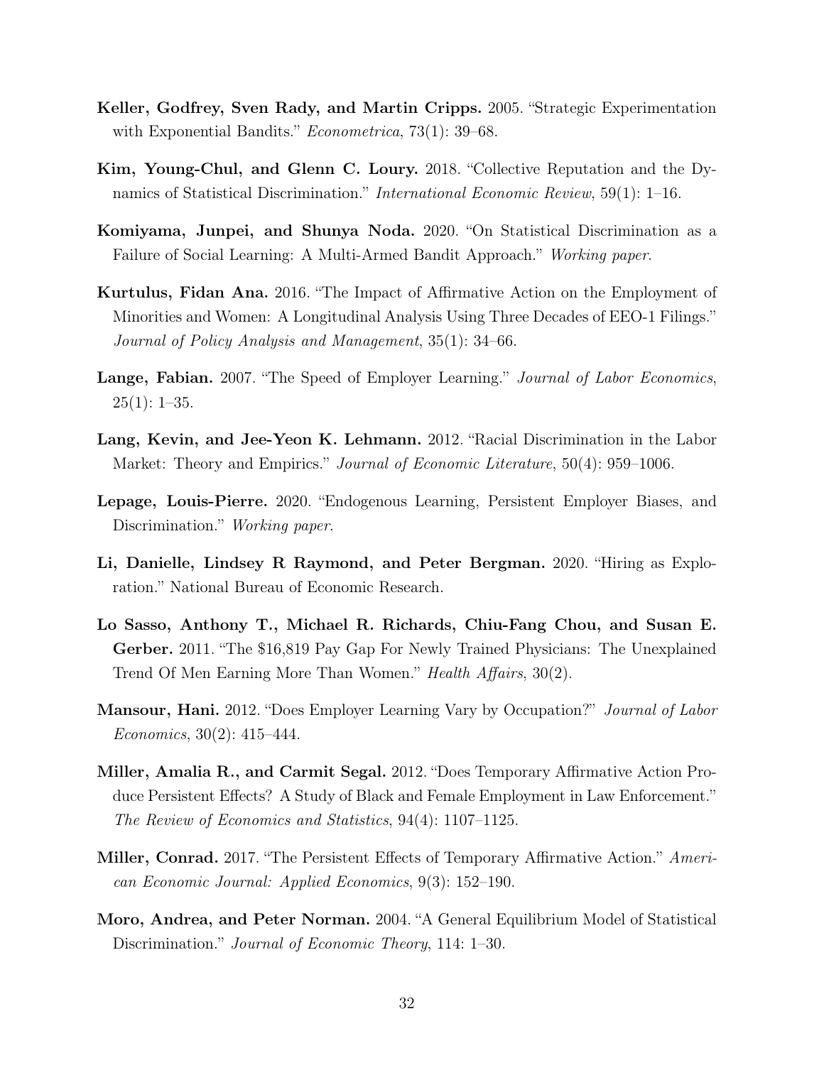**Keller, Godfrey, Sven Rady, and Martin Cripps.** 2005. "Strategic Experimentation with Exponential Bandits." *Econometrica*, 73(1): 39–68.

**Kim, Young-Chul, and Glenn C. Loury.** 2018. "Collective Reputation and the Dynamics of Statistical Discrimination." *International Economic Review*, 59(1): 1–16.

**Komiyama, Junpei, and Shunya Noda.** 2020. "On Statistical Discrimination as a Failure of Social Learning: A Multi-Armed Bandit Approach." *Working paper*.

**Kurtulus, Fidan Ana.** 2016. "The Impact of Affirmative Action on the Employment of Minorities and Women: A Longitudinal Analysis Using Three Decades of EEO-1 Filings." *Journal of Policy Analysis and Management*, 35(1): 34–66.

**Lange, Fabian.** 2007. "The Speed of Employer Learning." *Journal of Labor Economics*, 25(1): 1–35.

**Lang, Kevin, and Jee-Yeon K. Lehmann.** 2012. "Racial Discrimination in the Labor Market: Theory and Empirics." *Journal of Economic Literature*, 50(4): 959–1006.

**Lepage, Louis-Pierre.** 2020. "Endogenous Learning, Persistent Employer Biases, and Discrimination." *Working paper*.

**Li, Danielle, Lindsey R Raymond, and Peter Bergman.** 2020. "Hiring as Exploration." National Bureau of Economic Research.

**Lo Sasso, Anthony T., Michael R. Richards, Chiu-Fang Chou, and Susan E. Gerber.** 2011. "The $16,819 Pay Gap For Newly Trained Physicians: The Unexplained Trend Of Men Earning More Than Women." *Health Affairs*, 30(2).

**Mansour, Hani.** 2012. "Does Employer Learning Vary by Occupation?" *Journal of Labor Economics*, 30(2): 415–444.

**Miller, Amalia R., and Carmit Segal.** 2012. "Does Temporary Affirmative Action Produce Persistent Effects? A Study of Black and Female Employment in Law Enforcement." *The Review of Economics and Statistics*, 94(4): 1107–1125.

**Miller, Conrad.** 2017. "The Persistent Effects of Temporary Affirmative Action." *American Economic Journal: Applied Economics*, 9(3): 152–190.

**Moro, Andrea, and Peter Norman.** 2004. "A General Equilibrium Model of Statistical Discrimination." *Journal of Economic Theory*, 114: 1–30.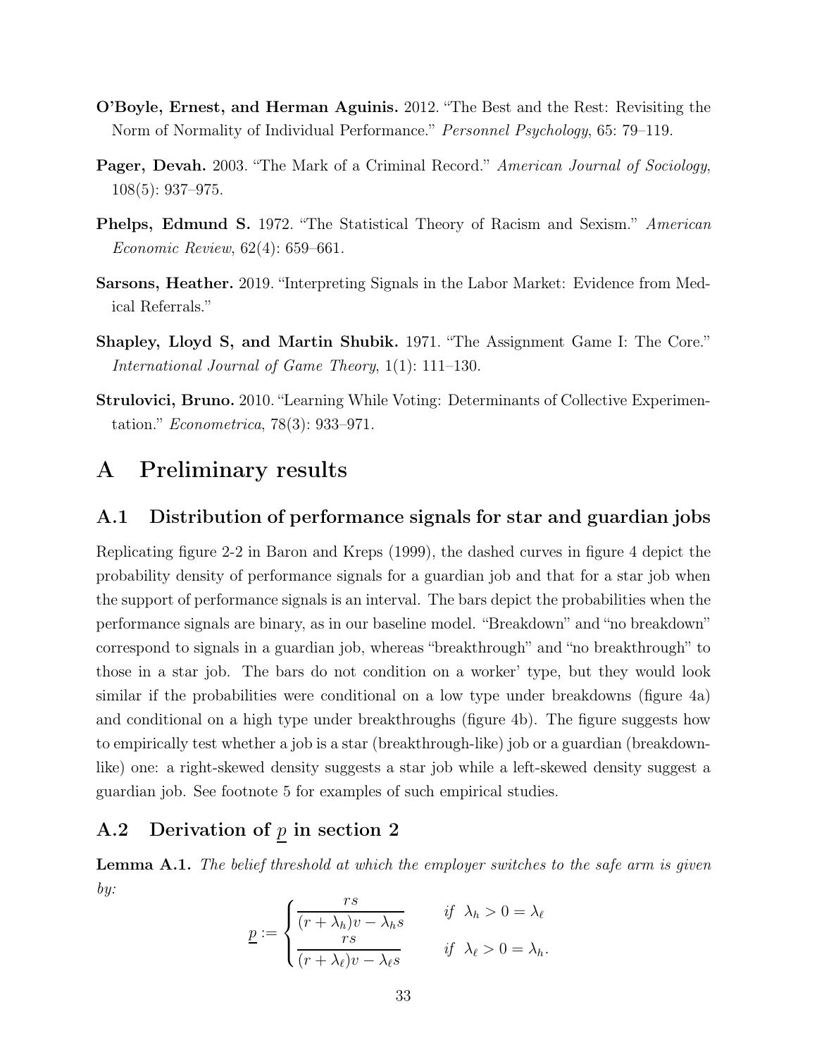**O'Boyle, Ernest, and Herman Aguinis.** 2012. "The Best and the Rest: Revisiting the Norm of Normality of Individual Performance." *Personnel Psychology*, 65: 79–119.

**Pager, Devah.** 2003. "The Mark of a Criminal Record." *American Journal of Sociology*, 108(5): 937–975.

**Phelps, Edmund S.** 1972. "The Statistical Theory of Racism and Sexism." *American Economic Review*, 62(4): 659–661.

**Sarsons, Heather.** 2019. "Interpreting Signals in the Labor Market: Evidence from Medical Referrals."

**Shapley, Lloyd S, and Martin Shubik.** 1971. "The Assignment Game I: The Core." *International Journal of Game Theory*, 1(1): 111–130.

**Strulovici, Bruno.** 2010. "Learning While Voting: Determinants of Collective Experimentation." *Econometrica*, 78(3): 933–971.

# A Preliminary results

## A.1 Distribution of performance signals for star and guardian jobs

Replicating figure 2-2 in Baron and Kreps (1999), the dashed curves in figure 4 depict the probability density of performance signals for a guardian job and that for a star job when the support of performance signals is an interval. The bars depict the probabilities when the performance signals are binary, as in our baseline model. "Breakdown" and "no breakdown" correspond to signals in a guardian job, whereas "breakthrough" and "no breakthrough" to those in a star job. The bars do not condition on a worker' type, but they would look similar if the probabilities were conditional on a low type under breakdowns (figure 4a) and conditional on a high type under breakthroughs (figure 4b). The figure suggests how to empirically test whether a job is a star (breakthrough-like) job or a guardian (breakdown-like) one: a right-skewed density suggests a star job while a left-skewed density suggest a guardian job. See footnote 5 for examples of such empirical studies.

## A.2 Derivation of $\underline{p}$ in section 2

**Lemma A.1.** *The belief threshold at which the employer switches to the safe arm is given by:*

$$\underline{p} := \begin{cases} \dfrac{rs}{(r+\lambda_h)v - \lambda_h s} & \text{if } \lambda_h > 0 = \lambda_\ell \\ \dfrac{rs}{(r+\lambda_\ell)v - \lambda_\ell s} & \text{if } \lambda_\ell > 0 = \lambda_h. \end{cases}$$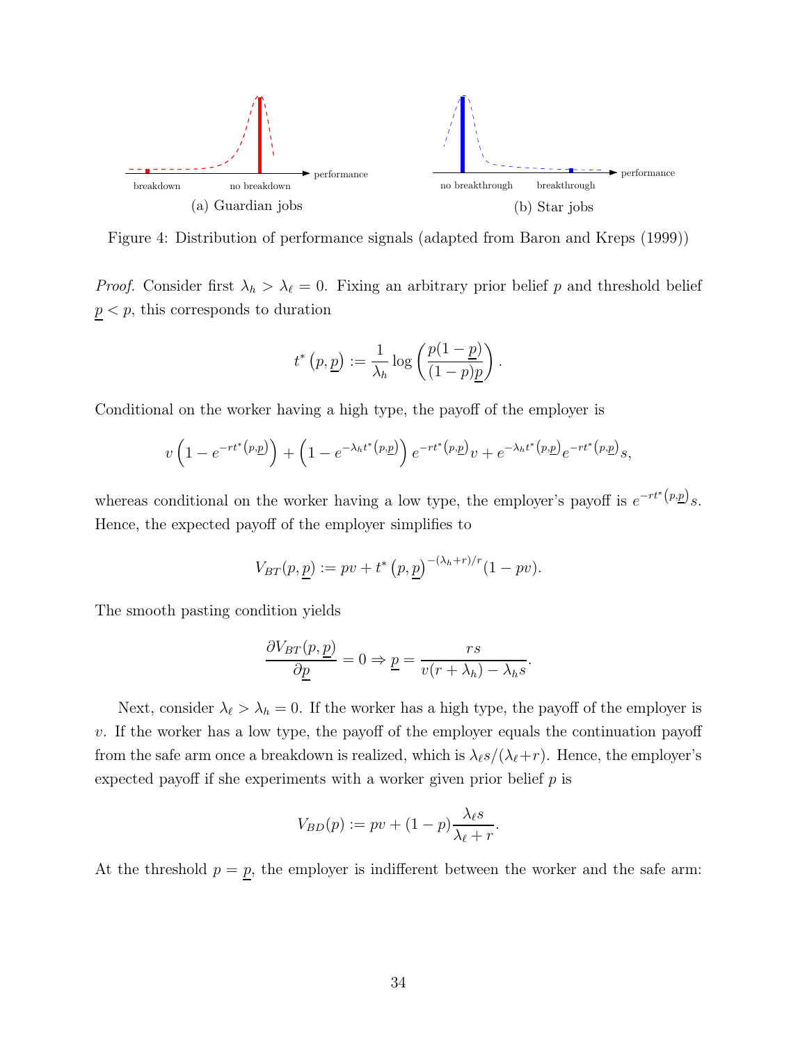Figure 4: Distribution of performance signals (adapted from Baron and Kreps (1999))

(a) Guardian jobs

(b) Star jobs

*Proof.* Consider first $\lambda_h > \lambda_\ell = 0$. Fixing an arbitrary prior belief $p$ and threshold belief $\underline{p} < p$, this corresponds to duration

$$t^*\left(p, \underline{p}\right) := \frac{1}{\lambda_h} \log\left(\frac{p(1-\underline{p})}{(1-p)\underline{p}}\right).$$

Conditional on the worker having a high type, the payoff of the employer is

$$v\left(1 - e^{-rt^*\left(p,\underline{p}\right)}\right) + \left(1 - e^{-\lambda_h t^*\left(p,\underline{p}\right)}\right) e^{-rt^*\left(p,\underline{p}\right)} v + e^{-\lambda_h t^*\left(p,\underline{p}\right)} e^{-rt^*\left(p,\underline{p}\right)} s,$$

whereas conditional on the worker having a low type, the employer's payoff is $e^{-rt^*\left(p,\underline{p}\right)} s$. Hence, the expected payoff of the employer simplifies to

$$V_{BT}(p, \underline{p}) := pv + t^*\left(p, \underline{p}\right)^{-(\lambda_h + r)/r}(1 - pv).$$

The smooth pasting condition yields

$$\frac{\partial V_{BT}(p, \underline{p})}{\partial \underline{p}} = 0 \Rightarrow \underline{p} = \frac{rs}{v(r + \lambda_h) - \lambda_h s}.$$

Next, consider $\lambda_\ell > \lambda_h = 0$. If the worker has a high type, the payoff of the employer is $v$. If the worker has a low type, the payoff of the employer equals the continuation payoff from the safe arm once a breakdown is realized, which is $\lambda_\ell s/(\lambda_\ell + r)$. Hence, the employer's expected payoff if she experiments with a worker given prior belief $p$ is

$$V_{BD}(p) := pv + (1-p)\frac{\lambda_\ell s}{\lambda_\ell + r}.$$

At the threshold $p = \underline{p}$, the employer is indifferent between the worker and the safe arm: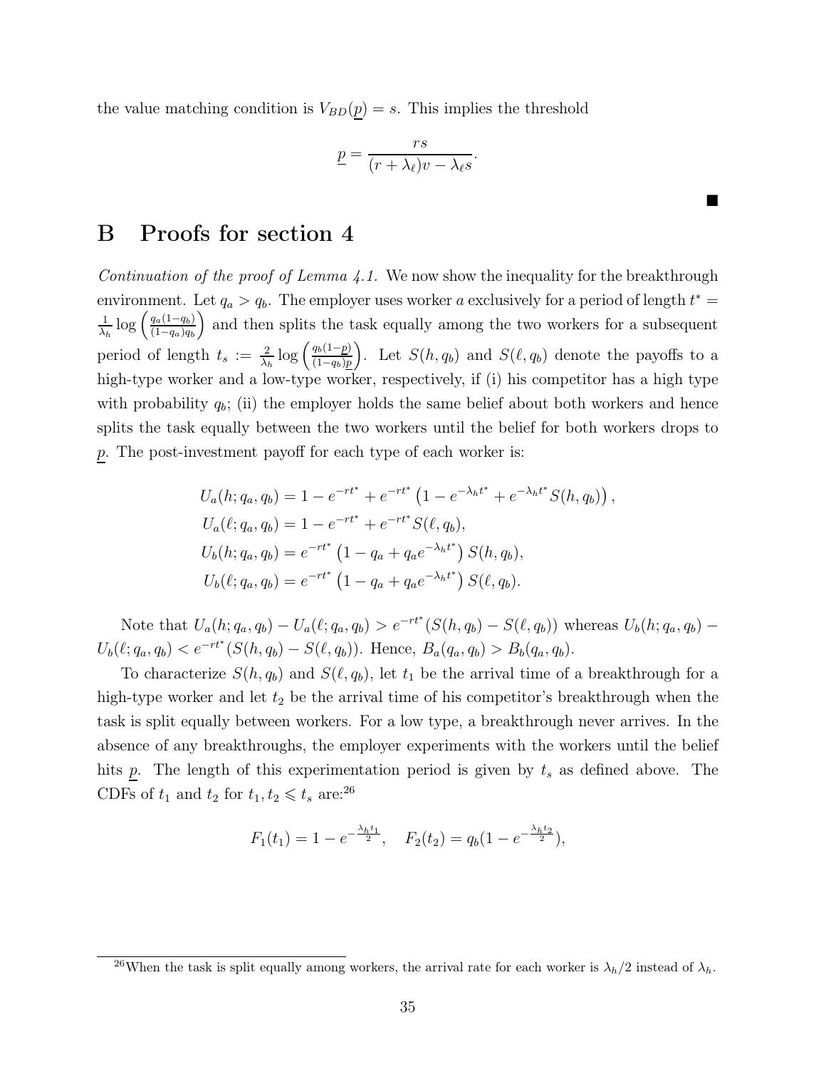the value matching condition is $V_{BD}(\underline{p}) = s$. This implies the threshold

$$\underline{p} = \frac{rs}{(r + \lambda_\ell)v - \lambda_\ell s}.$$

■

# B Proofs for section 4

*Continuation of the proof of Lemma 4.1.* We now show the inequality for the breakthrough environment. Let $q_a > q_b$. The employer uses worker $a$ exclusively for a period of length $t^* = \frac{1}{\lambda_h} \log\left(\frac{q_a(1-q_b)}{(1-q_a)q_b}\right)$ and then splits the task equally among the two workers for a subsequent period of length $t_s := \frac{2}{\lambda_h} \log\left(\frac{q_b(1-\underline{p})}{(1-q_b)\underline{p}}\right)$. Let $S(h, q_b)$ and $S(\ell, q_b)$ denote the payoffs to a high-type worker and a low-type worker, respectively, if (i) his competitor has a high type with probability $q_b$; (ii) the employer holds the same belief about both workers and hence splits the task equally between the two workers until the belief for both workers drops to $\underline{p}$. The post-investment payoff for each type of each worker is:

$$\begin{aligned}
U_a(h; q_a, q_b) &= 1 - e^{-rt^*} + e^{-rt^*}\left(1 - e^{-\lambda_h t^*} + e^{-\lambda_h t^*} S(h, q_b)\right), \\
U_a(\ell; q_a, q_b) &= 1 - e^{-rt^*} + e^{-rt^*} S(\ell, q_b), \\
U_b(h; q_a, q_b) &= e^{-rt^*}\left(1 - q_a + q_a e^{-\lambda_h t^*}\right) S(h, q_b), \\
U_b(\ell; q_a, q_b) &= e^{-rt^*}\left(1 - q_a + q_a e^{-\lambda_h t^*}\right) S(\ell, q_b).
\end{aligned}$$

Note that $U_a(h; q_a, q_b) - U_a(\ell; q_a, q_b) > e^{-rt^*}(S(h, q_b) - S(\ell, q_b))$ whereas $U_b(h; q_a, q_b) - U_b(\ell; q_a, q_b) < e^{-rt^*}(S(h, q_b) - S(\ell, q_b))$. Hence, $B_a(q_a, q_b) > B_b(q_a, q_b)$.

To characterize $S(h, q_b)$ and $S(\ell, q_b)$, let $t_1$ be the arrival time of a breakthrough for a high-type worker and let $t_2$ be the arrival time of his competitor's breakthrough when the task is split equally between workers. For a low type, a breakthrough never arrives. In the absence of any breakthroughs, the employer experiments with the workers until the belief hits $\underline{p}$. The length of this experimentation period is given by $t_s$ as defined above. The CDFs of $t_1$ and $t_2$ for $t_1, t_2 \leqslant t_s$ are:[26]

$$F_1(t_1) = 1 - e^{-\frac{\lambda_h t_1}{2}}, \quad F_2(t_2) = q_b(1 - e^{-\frac{\lambda_h t_2}{2}}),$$

[26] When the task is split equally among workers, the arrival rate for each worker is $\lambda_h/2$ instead of $\lambda_h$.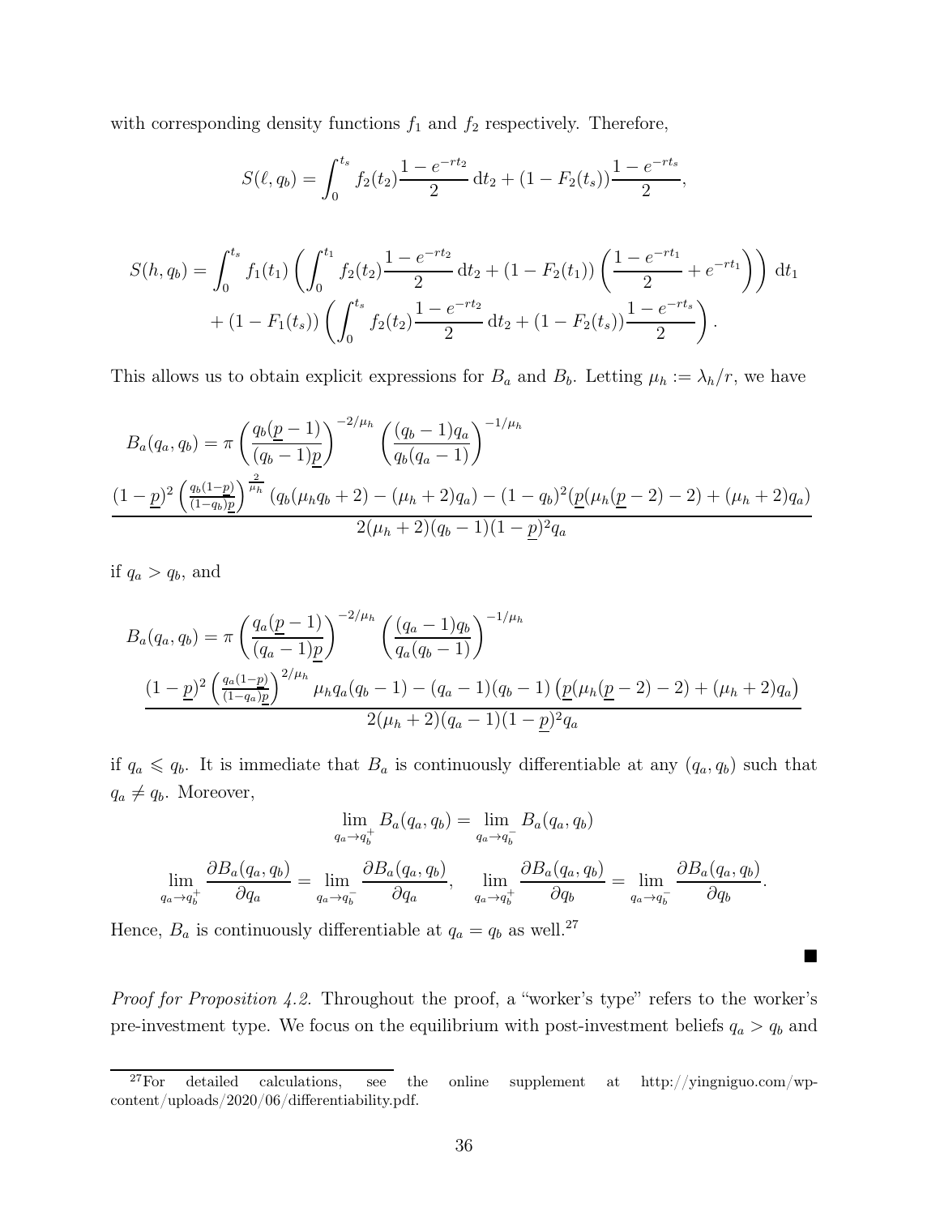with corresponding density functions $f_1$ and $f_2$ respectively. Therefore,

$$S(\ell, q_b) = \int_0^{t_s} f_2(t_2)\frac{1-e^{-rt_2}}{2}\,\mathrm{d}t_2 + (1-F_2(t_s))\frac{1-e^{-rt_s}}{2},$$

$$\begin{aligned} S(h, q_b) = &\int_0^{t_s} f_1(t_1)\left(\int_0^{t_1} f_2(t_2)\frac{1-e^{-rt_2}}{2}\,\mathrm{d}t_2 + (1-F_2(t_1))\left(\frac{1-e^{-rt_1}}{2} + e^{-rt_1}\right)\right)\,\mathrm{d}t_1 \\ &+ (1-F_1(t_s))\left(\int_0^{t_s} f_2(t_2)\frac{1-e^{-rt_2}}{2}\,\mathrm{d}t_2 + (1-F_2(t_s))\frac{1-e^{-rt_s}}{2}\right). \end{aligned}$$

This allows us to obtain explicit expressions for $B_a$ and $B_b$. Letting $\mu_h := \lambda_h/r$, we have

$$\begin{aligned} B_a(q_a, q_b) = &\pi\left(\frac{q_b(\underline{p}-1)}{(q_b-1)\underline{p}}\right)^{-2/\mu_h}\left(\frac{(q_b-1)q_a}{q_b(q_a-1)}\right)^{-1/\mu_h} \\ &\frac{(1-\underline{p})^2\left(\frac{q_b(1-\underline{p})}{(1-q_b)\underline{p}}\right)^{\frac{2}{\mu_h}}(q_b(\mu_h q_b+2)-(\mu_h+2)q_a) - (1-q_b)^2(\underline{p}(\mu_h(\underline{p}-2)-2)+(\mu_h+2)q_a)}{2(\mu_h+2)(q_b-1)(1-\underline{p})^2 q_a} \end{aligned}$$

if $q_a > q_b$, and

$$\begin{aligned} B_a(q_a, q_b) = &\pi\left(\frac{q_a(\underline{p}-1)}{(q_a-1)\underline{p}}\right)^{-2/\mu_h}\left(\frac{(q_a-1)q_b}{q_a(q_b-1)}\right)^{-1/\mu_h} \\ &\frac{(1-\underline{p})^2\left(\frac{q_a(1-\underline{p})}{(1-q_a)\underline{p}}\right)^{2/\mu_h}\mu_h q_a(q_b-1) - (q_a-1)(q_b-1)\left(\underline{p}(\mu_h(\underline{p}-2)-2)+(\mu_h+2)q_a\right)}{2(\mu_h+2)(q_a-1)(1-\underline{p})^2 q_a} \end{aligned}$$

if $q_a \leqslant q_b$. It is immediate that $B_a$ is continuously differentiable at any $(q_a, q_b)$ such that $q_a \neq q_b$. Moreover,

$$\lim_{q_a \to q_b^+} B_a(q_a, q_b) = \lim_{q_a \to q_b^-} B_a(q_a, q_b)$$

$$\lim_{q_a \to q_b^+} \frac{\partial B_a(q_a, q_b)}{\partial q_a} = \lim_{q_a \to q_b^-} \frac{\partial B_a(q_a, q_b)}{\partial q_a}, \quad \lim_{q_a \to q_b^+} \frac{\partial B_a(q_a, q_b)}{\partial q_b} = \lim_{q_a \to q_b^-} \frac{\partial B_a(q_a, q_b)}{\partial q_b}.$$

Hence, $B_a$ is continuously differentiable at $q_a = q_b$ as well.[27]

■

*Proof for Proposition 4.2.* Throughout the proof, a "worker's type" refers to the worker's pre-investment type. We focus on the equilibrium with post-investment beliefs $q_a > q_b$ and

[27] For detailed calculations, see the online supplement at http://yingniguo.com/wp-content/uploads/2020/06/differentiability.pdf.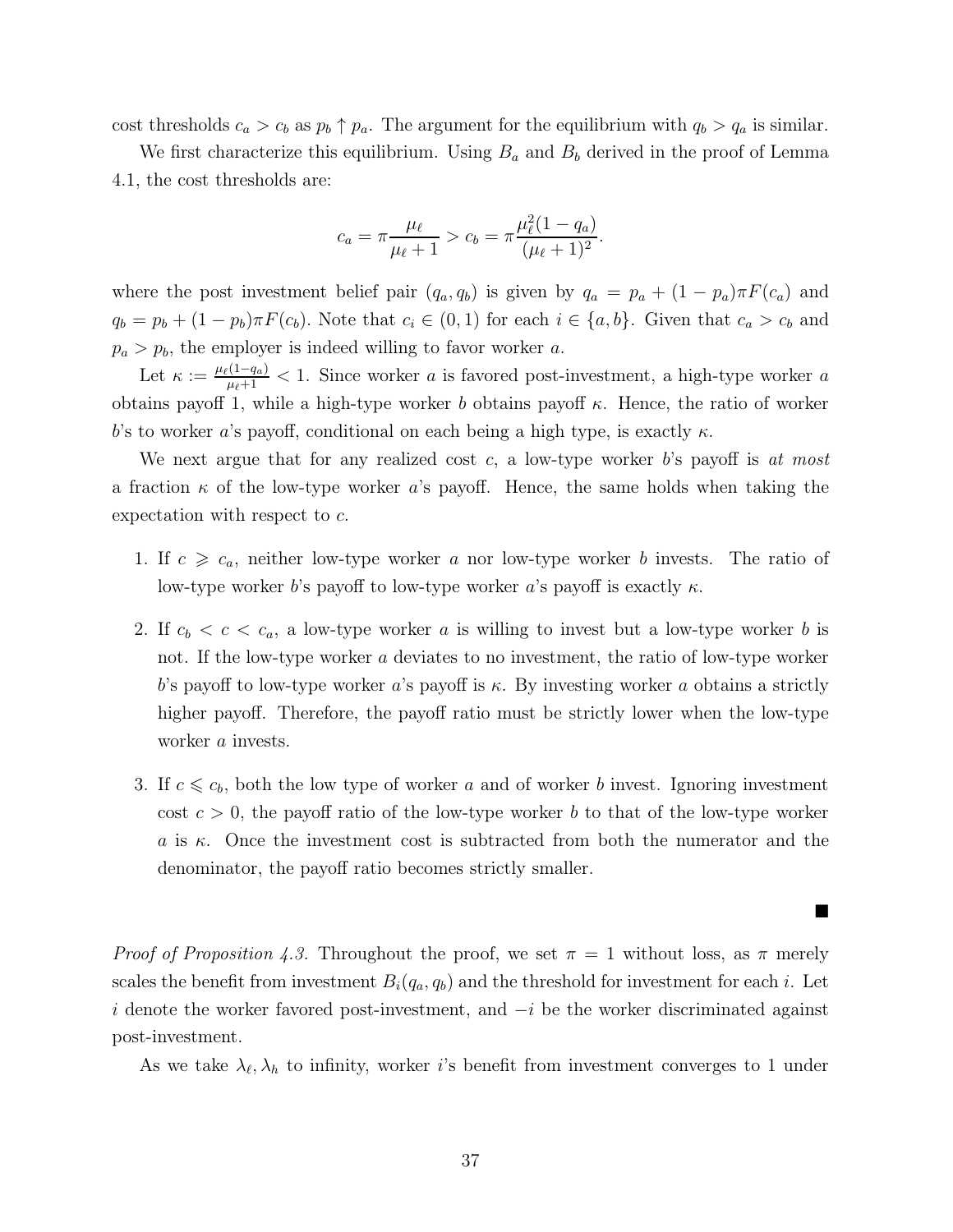cost thresholds $c_a > c_b$ as $p_b \uparrow p_a$. The argument for the equilibrium with $q_b > q_a$ is similar.

We first characterize this equilibrium. Using $B_a$ and $B_b$ derived in the proof of Lemma 4.1, the cost thresholds are:

$$c_a = \pi \frac{\mu_\ell}{\mu_\ell + 1} > c_b = \pi \frac{\mu_\ell^2 (1 - q_a)}{(\mu_\ell + 1)^2}.$$

where the post investment belief pair $(q_a, q_b)$ is given by $q_a = p_a + (1 - p_a)\pi F(c_a)$ and $q_b = p_b + (1 - p_b)\pi F(c_b)$. Note that $c_i \in (0, 1)$ for each $i \in \{a, b\}$. Given that $c_a > c_b$ and $p_a > p_b$, the employer is indeed willing to favor worker $a$.

Let $\kappa := \frac{\mu_\ell(1-q_a)}{\mu_\ell+1} < 1$. Since worker $a$ is favored post-investment, a high-type worker $a$ obtains payoff 1, while a high-type worker $b$ obtains payoff $\kappa$. Hence, the ratio of worker $b$'s to worker $a$'s payoff, conditional on each being a high type, is exactly $\kappa$.

We next argue that for any realized cost $c$, a low-type worker $b$'s payoff is *at most* a fraction $\kappa$ of the low-type worker $a$'s payoff. Hence, the same holds when taking the expectation with respect to $c$.

1. If $c \geqslant c_a$, neither low-type worker $a$ nor low-type worker $b$ invests. The ratio of low-type worker $b$'s payoff to low-type worker $a$'s payoff is exactly $\kappa$.
2. If $c_b < c < c_a$, a low-type worker $a$ is willing to invest but a low-type worker $b$ is not. If the low-type worker $a$ deviates to no investment, the ratio of low-type worker $b$'s payoff to low-type worker $a$'s payoff is $\kappa$. By investing worker $a$ obtains a strictly higher payoff. Therefore, the payoff ratio must be strictly lower when the low-type worker $a$ invests.
3. If $c \leqslant c_b$, both the low type of worker $a$ and of worker $b$ invest. Ignoring investment cost $c > 0$, the payoff ratio of the low-type worker $b$ to that of the low-type worker $a$ is $\kappa$. Once the investment cost is subtracted from both the numerator and the denominator, the payoff ratio becomes strictly smaller.

■

*Proof of Proposition 4.3.* Throughout the proof, we set $\pi = 1$ without loss, as $\pi$ merely scales the benefit from investment $B_i(q_a, q_b)$ and the threshold for investment for each $i$. Let $i$ denote the worker favored post-investment, and $-i$ be the worker discriminated against post-investment.

As we take $\lambda_\ell, \lambda_h$ to infinity, worker $i$'s benefit from investment converges to 1 under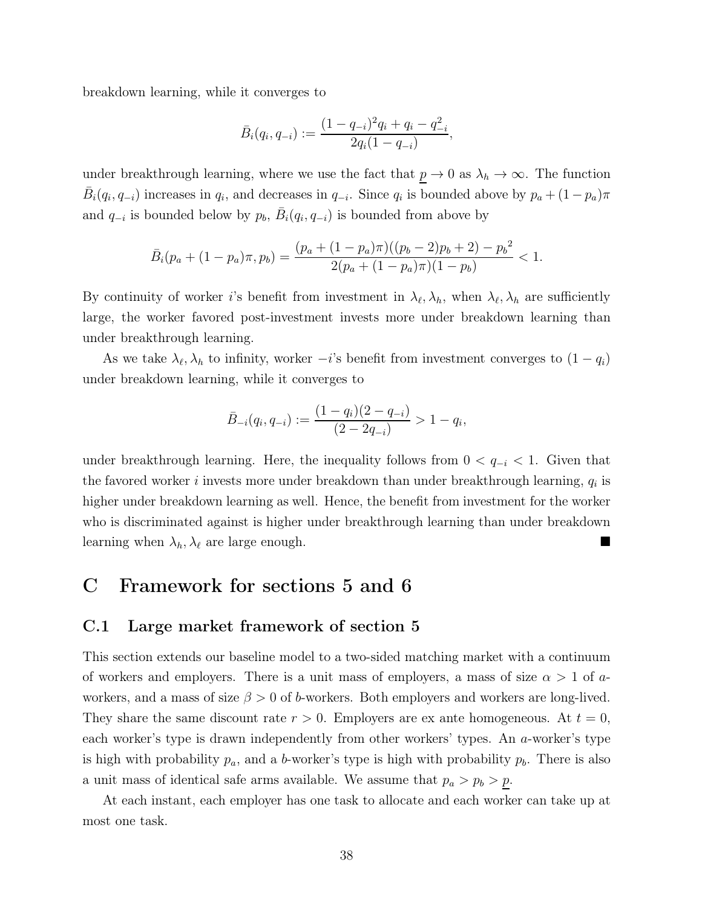breakdown learning, while it converges to

$$\bar{B}_i(q_i, q_{-i}) := \frac{(1-q_{-i})^2 q_i + q_i - q_{-i}^2}{2q_i(1-q_{-i})},$$

under breakthrough learning, where we use the fact that $\underline{p} \to 0$ as $\lambda_h \to \infty$. The function $\bar{B}_i(q_i, q_{-i})$ increases in $q_i$, and decreases in $q_{-i}$. Since $q_i$ is bounded above by $p_a + (1-p_a)\pi$ and $q_{-i}$ is bounded below by $p_b$, $\bar{B}_i(q_i, q_{-i})$ is bounded from above by

$$\bar{B}_i(p_a + (1-p_a)\pi, p_b) = \frac{(p_a + (1-p_a)\pi)((p_b-2)p_b + 2) - {p_b}^2}{2(p_a + (1-p_a)\pi)(1-p_b)} < 1.$$

By continuity of worker $i$'s benefit from investment in $\lambda_\ell, \lambda_h$, when $\lambda_\ell, \lambda_h$ are sufficiently large, the worker favored post-investment invests more under breakdown learning than under breakthrough learning.

As we take $\lambda_\ell, \lambda_h$ to infinity, worker $-i$'s benefit from investment converges to $(1-q_i)$ under breakdown learning, while it converges to

$$\bar{B}_{-i}(q_i, q_{-i}) := \frac{(1-q_i)(2-q_{-i})}{(2-2q_{-i})} > 1 - q_i,$$

under breakthrough learning. Here, the inequality follows from $0 < q_{-i} < 1$. Given that the favored worker $i$ invests more under breakdown than under breakthrough learning, $q_i$ is higher under breakdown learning as well. Hence, the benefit from investment for the worker who is discriminated against is higher under breakthrough learning than under breakdown learning when $\lambda_h, \lambda_\ell$ are large enough. ■

# C Framework for sections 5 and 6

## C.1 Large market framework of section 5

This section extends our baseline model to a two-sided matching market with a continuum of workers and employers. There is a unit mass of employers, a mass of size $\alpha > 1$ of $a$-workers, and a mass of size $\beta > 0$ of $b$-workers. Both employers and workers are long-lived. They share the same discount rate $r > 0$. Employers are ex ante homogeneous. At $t = 0$, each worker's type is drawn independently from other workers' types. An $a$-worker's type is high with probability $p_a$, and a $b$-worker's type is high with probability $p_b$. There is also a unit mass of identical safe arms available. We assume that $p_a > p_b > \underline{p}$.

At each instant, each employer has one task to allocate and each worker can take up at most one task.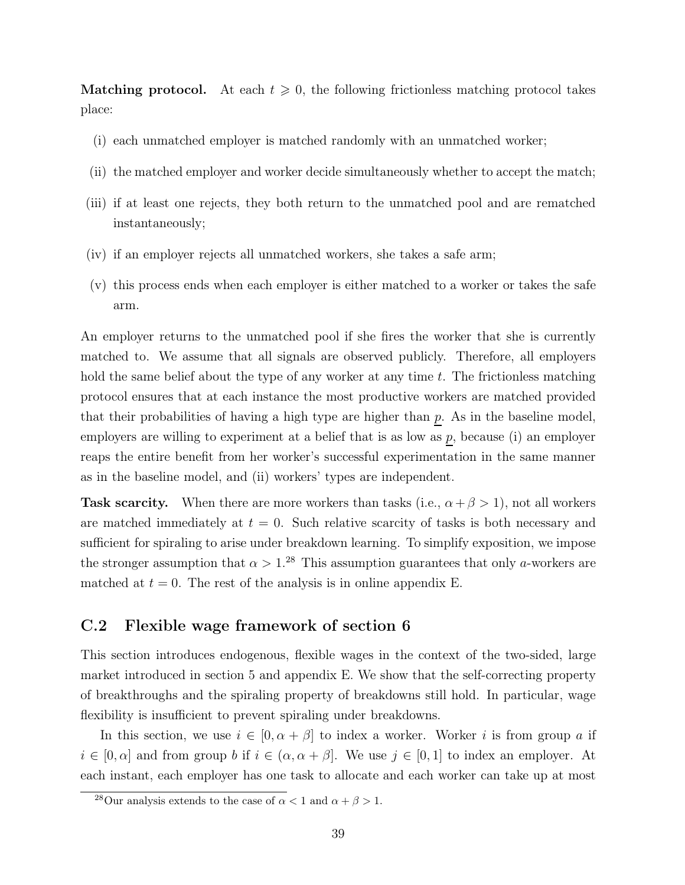**Matching protocol.** At each $t \geqslant 0$, the following frictionless matching protocol takes place:

(i) each unmatched employer is matched randomly with an unmatched worker;

(ii) the matched employer and worker decide simultaneously whether to accept the match;

(iii) if at least one rejects, they both return to the unmatched pool and are rematched instantaneously;

(iv) if an employer rejects all unmatched workers, she takes a safe arm;

(v) this process ends when each employer is either matched to a worker or takes the safe arm.

An employer returns to the unmatched pool if she fires the worker that she is currently matched to. We assume that all signals are observed publicly. Therefore, all employers hold the same belief about the type of any worker at any time $t$. The frictionless matching protocol ensures that at each instance the most productive workers are matched provided that their probabilities of having a high type are higher than $\underline{p}$. As in the baseline model, employers are willing to experiment at a belief that is as low as $\underline{p}$, because (i) an employer reaps the entire benefit from her worker's successful experimentation in the same manner as in the baseline model, and (ii) workers' types are independent.

**Task scarcity.** When there are more workers than tasks (i.e., $\alpha + \beta > 1$), not all workers are matched immediately at $t = 0$. Such relative scarcity of tasks is both necessary and sufficient for spiraling to arise under breakdown learning. To simplify exposition, we impose the stronger assumption that $\alpha > 1$.[28] This assumption guarantees that only $a$-workers are matched at $t = 0$. The rest of the analysis is in online appendix E.

## C.2 Flexible wage framework of section 6

This section introduces endogenous, flexible wages in the context of the two-sided, large market introduced in section 5 and appendix E. We show that the self-correcting property of breakthroughs and the spiraling property of breakdowns still hold. In particular, wage flexibility is insufficient to prevent spiraling under breakdowns.

In this section, we use $i \in [0, \alpha + \beta]$ to index a worker. Worker $i$ is from group $a$ if $i \in [0, \alpha]$ and from group $b$ if $i \in (\alpha, \alpha + \beta]$. We use $j \in [0, 1]$ to index an employer. At each instant, each employer has one task to allocate and each worker can take up at most

[28] Our analysis extends to the case of $\alpha < 1$ and $\alpha + \beta > 1$.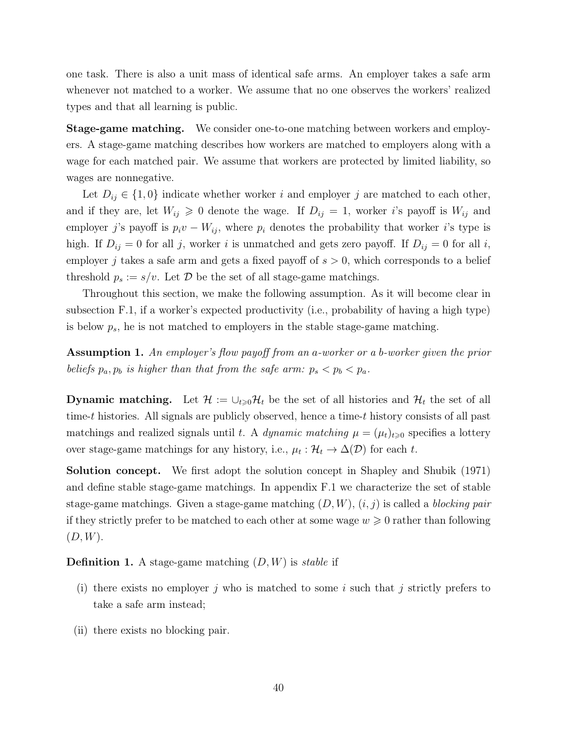one task. There is also a unit mass of identical safe arms. An employer takes a safe arm whenever not matched to a worker. We assume that no one observes the workers' realized types and that all learning is public.

**Stage-game matching.** We consider one-to-one matching between workers and employers. A stage-game matching describes how workers are matched to employers along with a wage for each matched pair. We assume that workers are protected by limited liability, so wages are nonnegative.

Let $D_{ij} \in \{1, 0\}$ indicate whether worker $i$ and employer $j$ are matched to each other, and if they are, let $W_{ij} \geqslant 0$ denote the wage. If $D_{ij} = 1$, worker $i$'s payoff is $W_{ij}$ and employer $j$'s payoff is $p_i v - W_{ij}$, where $p_i$ denotes the probability that worker $i$'s type is high. If $D_{ij} = 0$ for all $j$, worker $i$ is unmatched and gets zero payoff. If $D_{ij} = 0$ for all $i$, employer $j$ takes a safe arm and gets a fixed payoff of $s > 0$, which corresponds to a belief threshold $p_s := s/v$. Let $\mathcal{D}$ be the set of all stage-game matchings.

Throughout this section, we make the following assumption. As it will become clear in subsection F.1, if a worker's expected productivity (i.e., probability of having a high type) is below $p_s$, he is not matched to employers in the stable stage-game matching.

**Assumption 1.** *An employer's flow payoff from an a-worker or a b-worker given the prior beliefs $p_a, p_b$ is higher than that from the safe arm: $p_s < p_b < p_a$.*

**Dynamic matching.** Let $\mathcal{H} := \cup_{t \geqslant 0} \mathcal{H}_t$ be the set of all histories and $\mathcal{H}_t$ the set of all time-$t$ histories. All signals are publicly observed, hence a time-$t$ history consists of all past matchings and realized signals until $t$. A *dynamic matching* $\mu = (\mu_t)_{t \geqslant 0}$ specifies a lottery over stage-game matchings for any history, i.e., $\mu_t : \mathcal{H}_t \to \Delta(\mathcal{D})$ for each $t$.

**Solution concept.** We first adopt the solution concept in Shapley and Shubik (1971) and define stable stage-game matchings. In appendix F.1 we characterize the set of stable stage-game matchings. Given a stage-game matching $(D, W)$, $(i, j)$ is called a *blocking pair* if they strictly prefer to be matched to each other at some wage $w \geqslant 0$ rather than following $(D, W)$.

**Definition 1.** A stage-game matching $(D, W)$ is *stable* if

(i) there exists no employer $j$ who is matched to some $i$ such that $j$ strictly prefers to take a safe arm instead;

(ii) there exists no blocking pair.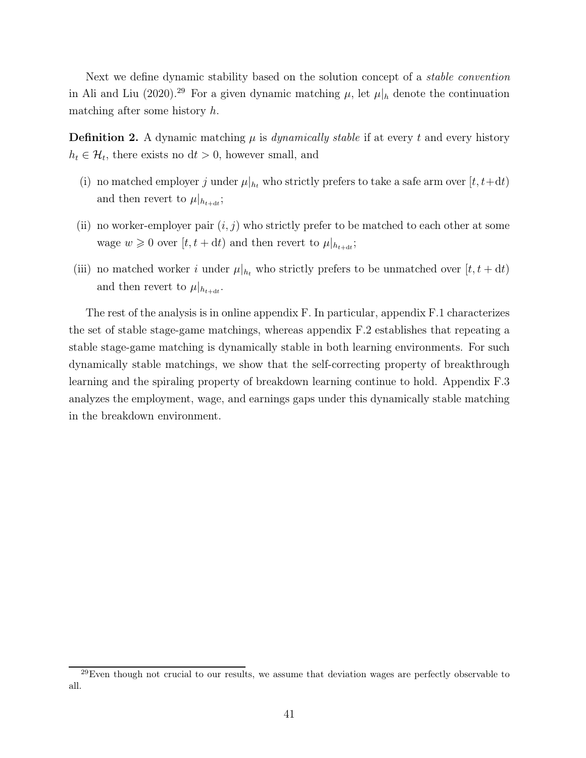Next we define dynamic stability based on the solution concept of a *stable convention* in Ali and Liu (2020).[29] For a given dynamic matching $\mu$, let $\mu|_h$ denote the continuation matching after some history $h$.

**Definition 2.** A dynamic matching $\mu$ is *dynamically stable* if at every $t$ and every history $h_t \in \mathcal{H}_t$, there exists no $\mathrm{d}t > 0$, however small, and

(i) no matched employer $j$ under $\mu|_{h_t}$ who strictly prefers to take a safe arm over $[t, t+\mathrm{d}t)$ and then revert to $\mu|_{h_{t+\mathrm{d}t}}$;

(ii) no worker-employer pair $(i, j)$ who strictly prefer to be matched to each other at some wage $w \geqslant 0$ over $[t, t + \mathrm{d}t)$ and then revert to $\mu|_{h_{t+\mathrm{d}t}}$;

(iii) no matched worker $i$ under $\mu|_{h_t}$ who strictly prefers to be unmatched over $[t, t + \mathrm{d}t)$ and then revert to $\mu|_{h_{t+\mathrm{d}t}}$.

The rest of the analysis is in online appendix F. In particular, appendix F.1 characterizes the set of stable stage-game matchings, whereas appendix F.2 establishes that repeating a stable stage-game matching is dynamically stable in both learning environments. For such dynamically stable matchings, we show that the self-correcting property of breakthrough learning and the spiraling property of breakdown learning continue to hold. Appendix F.3 analyzes the employment, wage, and earnings gaps under this dynamically stable matching in the breakdown environment.

[29] Even though not crucial to our results, we assume that deviation wages are perfectly observable to all.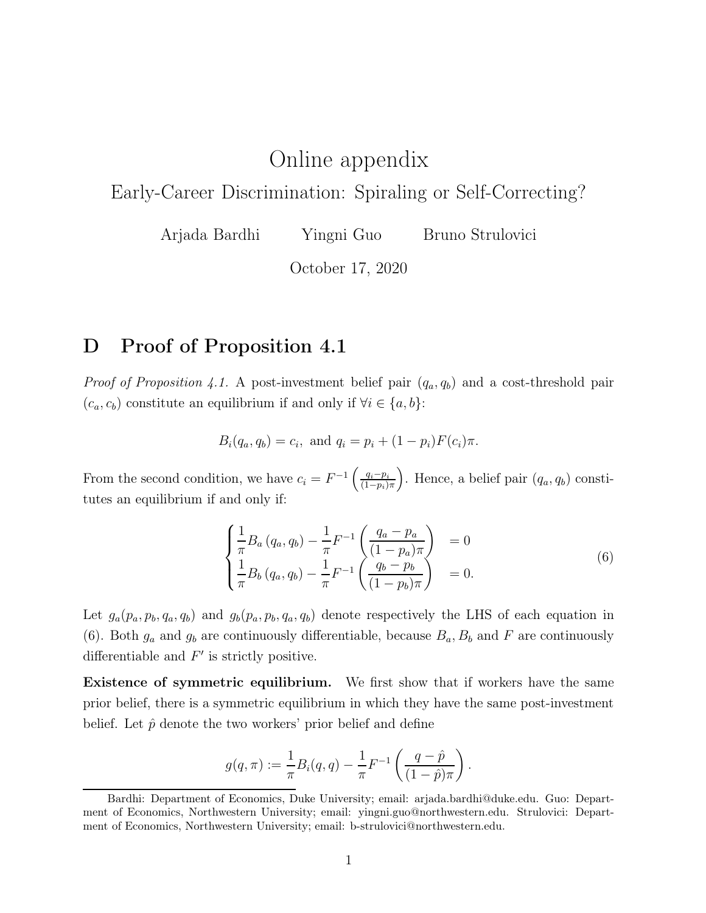# Online appendix

## Early-Career Discrimination: Spiraling or Self-Correcting?

Arjada Bardhi Yingni Guo Bruno Strulovici

October 17, 2020

## D Proof of Proposition 4.1

*Proof of Proposition 4.1.* A post-investment belief pair $(q_a, q_b)$ and a cost-threshold pair $(c_a, c_b)$ constitute an equilibrium if and only if $\forall i \in \{a, b\}$:

$$B_i(q_a, q_b) = c_i, \text{ and } q_i = p_i + (1 - p_i)F(c_i)\pi.$$

From the second condition, we have $c_i = F^{-1}\left(\frac{q_i - p_i}{(1-p_i)\pi}\right)$. Hence, a belief pair $(q_a, q_b)$ constitutes an equilibrium if and only if:

$$\begin{cases} \dfrac{1}{\pi}B_a(q_a, q_b) - \dfrac{1}{\pi}F^{-1}\left(\dfrac{q_a - p_a}{(1-p_a)\pi}\right) & = 0 \\ \dfrac{1}{\pi}B_b(q_a, q_b) - \dfrac{1}{\pi}F^{-1}\left(\dfrac{q_b - p_b}{(1-p_b)\pi}\right) & = 0. \end{cases} \tag{6}$$

Let $g_a(p_a, p_b, q_a, q_b)$ and $g_b(p_a, p_b, q_a, q_b)$ denote respectively the LHS of each equation in (6). Both $g_a$ and $g_b$ are continuously differentiable, because $B_a, B_b$ and $F$ are continuously differentiable and $F'$ is strictly positive.

**Existence of symmetric equilibrium.** We first show that if workers have the same prior belief, there is a symmetric equilibrium in which they have the same post-investment belief. Let $\hat{p}$ denote the two workers' prior belief and define

$$g(q, \pi) := \frac{1}{\pi}B_i(q, q) - \frac{1}{\pi}F^{-1}\left(\frac{q - \hat{p}}{(1-\hat{p})\pi}\right).$$

Bardhi: Department of Economics, Duke University; email: arjada.bardhi@duke.edu. Guo: Department of Economics, Northwestern University; email: yingni.guo@northwestern.edu. Strulovici: Department of Economics, Northwestern University; email: b-strulovici@northwestern.edu.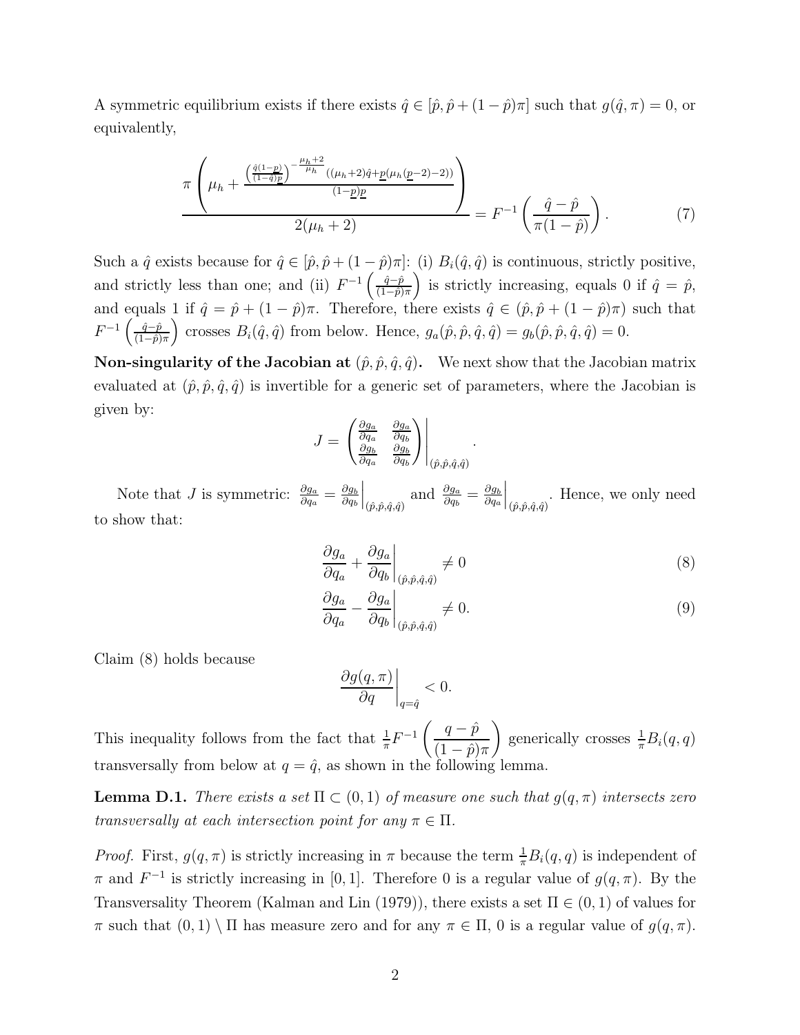A symmetric equilibrium exists if there exists $\hat{q} \in [\hat{p}, \hat{p} + (1-\hat{p})\pi]$ such that $g(\hat{q}, \pi) = 0$, or equivalently,

$$\frac{\pi \left( \mu_h + \frac{\left(\frac{\hat{q}(1-\underline{p})}{(1-\hat{q})\underline{p}}\right)^{-\frac{\mu_h+2}{\mu_h}} ((\mu_h+2)\hat{q} + \underline{p}(\mu_h(\underline{p}-2)-2))}{(1-\underline{p})\underline{p}} \right)}{2(\mu_h+2)} = F^{-1}\left(\frac{\hat{q}-\hat{p}}{\pi(1-\hat{p})}\right). \tag{7}$$

Such a $\hat{q}$ exists because for $\hat{q} \in [\hat{p}, \hat{p} + (1-\hat{p})\pi]$: (i) $B_i(\hat{q}, \hat{q})$ is continuous, strictly positive, and strictly less than one; and (ii) $F^{-1}\left(\frac{\hat{q}-\hat{p}}{(1-\hat{p})\pi}\right)$ is strictly increasing, equals 0 if $\hat{q} = \hat{p}$, and equals 1 if $\hat{q} = \hat{p} + (1-\hat{p})\pi$. Therefore, there exists $\hat{q} \in (\hat{p}, \hat{p} + (1-\hat{p})\pi)$ such that $F^{-1}\left(\frac{\hat{q}-\hat{p}}{(1-\hat{p})\pi}\right)$ crosses $B_i(\hat{q}, \hat{q})$ from below. Hence, $g_a(\hat{p}, \hat{p}, \hat{q}, \hat{q}) = g_b(\hat{p}, \hat{p}, \hat{q}, \hat{q}) = 0$.

**Non-singularity of the Jacobian at $(\hat{p}, \hat{p}, \hat{q}, \hat{q})$.** We next show that the Jacobian matrix evaluated at $(\hat{p}, \hat{p}, \hat{q}, \hat{q})$ is invertible for a generic set of parameters, where the Jacobian is given by:

$$J = \begin{pmatrix} \frac{\partial g_a}{\partial q_a} & \frac{\partial g_a}{\partial q_b} \\ \frac{\partial g_b}{\partial q_a} & \frac{\partial g_b}{\partial q_b} \end{pmatrix}\Bigg|_{(\hat{p},\hat{p},\hat{q},\hat{q})}.$$

Note that $J$ is symmetric: $\frac{\partial g_a}{\partial q_a} = \frac{\partial g_b}{\partial q_b}\Big|_{(\hat{p},\hat{p},\hat{q},\hat{q})}$ and $\frac{\partial g_a}{\partial q_b} = \frac{\partial g_b}{\partial q_a}\Big|_{(\hat{p},\hat{p},\hat{q},\hat{q})}$. Hence, we only need to show that:

$$\frac{\partial g_a}{\partial q_a} + \frac{\partial g_a}{\partial q_b}\bigg|_{(\hat{p},\hat{p},\hat{q},\hat{q})} \neq 0 \tag{8}$$

$$\frac{\partial g_a}{\partial q_a} - \frac{\partial g_a}{\partial q_b}\bigg|_{(\hat{p},\hat{p},\hat{q},\hat{q})} \neq 0. \tag{9}$$

Claim (8) holds because

$$\frac{\partial g(q,\pi)}{\partial q}\bigg|_{q=\hat{q}} < 0.$$

This inequality follows from the fact that $\frac{1}{\pi}F^{-1}\left(\frac{q-\hat{p}}{(1-\hat{p})\pi}\right)$ generically crosses $\frac{1}{\pi}B_i(q,q)$ transversally from below at $q = \hat{q}$, as shown in the following lemma.

**Lemma D.1.** *There exists a set $\Pi \subset (0,1)$ of measure one such that $g(q,\pi)$ intersects zero transversally at each intersection point for any $\pi \in \Pi$.*

*Proof.* First, $g(q,\pi)$ is strictly increasing in $\pi$ because the term $\frac{1}{\pi}B_i(q,q)$ is independent of $\pi$ and $F^{-1}$ is strictly increasing in $[0,1]$. Therefore 0 is a regular value of $g(q,\pi)$. By the Transversality Theorem (Kalman and Lin (1979)), there exists a set $\Pi \in (0,1)$ of values for $\pi$ such that $(0,1) \setminus \Pi$ has measure zero and for any $\pi \in \Pi$, 0 is a regular value of $g(q,\pi)$.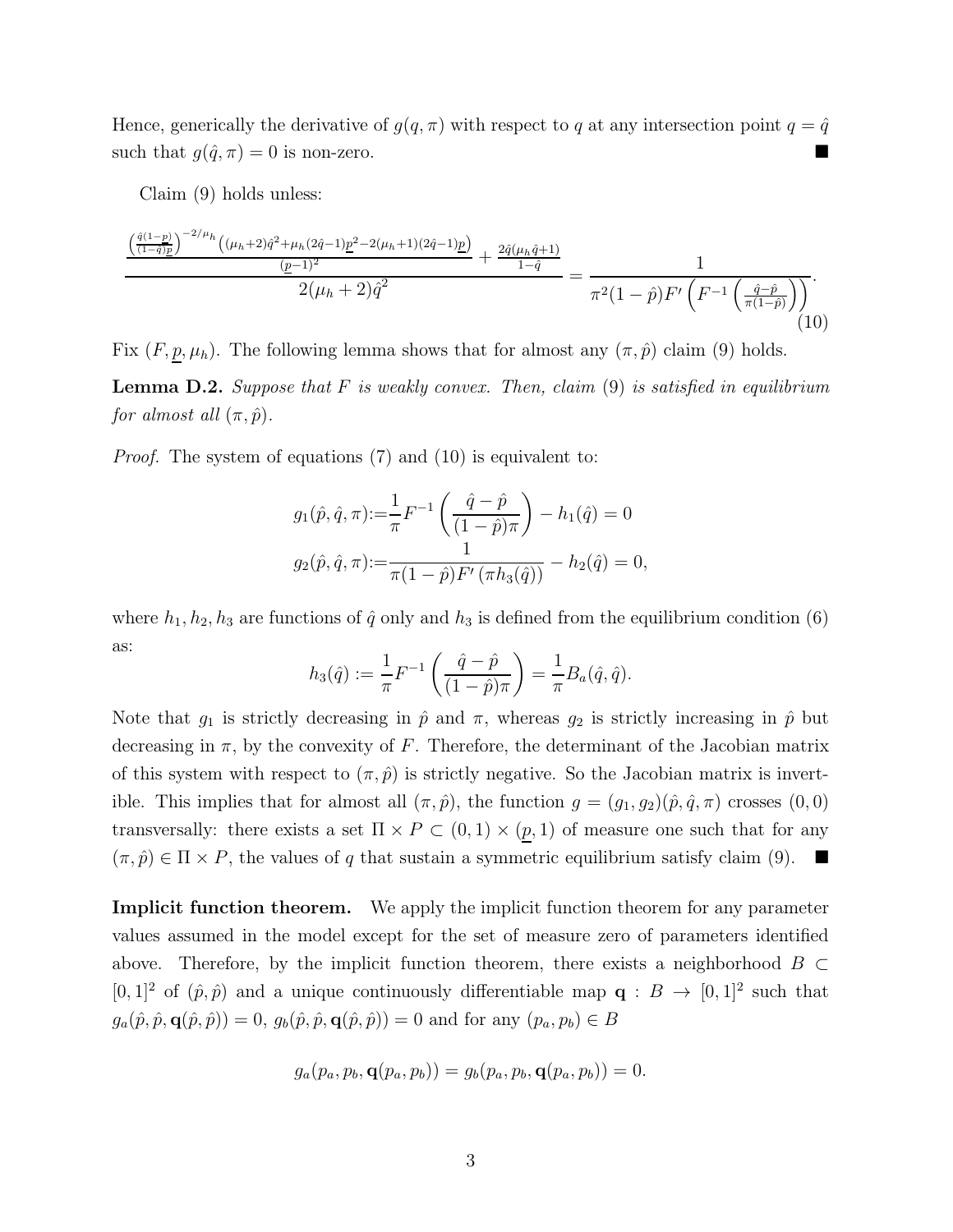Hence, generically the derivative of $g(q,\pi)$ with respect to $q$ at any intersection point $q = \hat{q}$ such that $g(\hat{q},\pi) = 0$ is non-zero. ■

Claim (9) holds unless:

$$\frac{\frac{\left(\frac{\hat{q}(1-\underline{p})}{(1-\hat{q})\underline{p}}\right)^{-2/\mu_h}\left((\mu_h+2)\hat{q}^2+\mu_h(2\hat{q}-1)\underline{p}^2-2(\mu_h+1)(2\hat{q}-1)\underline{p}\right)}{(\underline{p}-1)^2}+\frac{2\hat{q}(\mu_h\hat{q}+1)}{1-\hat{q}}}{2(\mu_h+2)\hat{q}^2} = \frac{1}{\pi^2(1-\hat{p})F'\left(F^{-1}\left(\frac{\hat{q}-\hat{p}}{\pi(1-\hat{p})}\right)\right)}. \tag{10}$$

Fix $(F,\underline{p},\mu_h)$. The following lemma shows that for almost any $(\pi,\hat{p})$ claim (9) holds.

**Lemma D.2.** *Suppose that $F$ is weakly convex. Then, claim* (9) *is satisfied in equilibrium for almost all $(\pi,\hat{p})$.*

*Proof.* The system of equations (7) and (10) is equivalent to:

$$\begin{aligned}
g_1(\hat{p},\hat{q},\pi) &:= \frac{1}{\pi}F^{-1}\left(\frac{\hat{q}-\hat{p}}{(1-\hat{p})\pi}\right) - h_1(\hat{q}) = 0\\
g_2(\hat{p},\hat{q},\pi) &:= \frac{1}{\pi(1-\hat{p})F'\left(\pi h_3(\hat{q})\right)} - h_2(\hat{q}) = 0,
\end{aligned}$$

where $h_1, h_2, h_3$ are functions of $\hat{q}$ only and $h_3$ is defined from the equilibrium condition (6) as:

$$h_3(\hat{q}) := \frac{1}{\pi}F^{-1}\left(\frac{\hat{q}-\hat{p}}{(1-\hat{p})\pi}\right) = \frac{1}{\pi}B_a(\hat{q},\hat{q}).$$

Note that $g_1$ is strictly decreasing in $\hat{p}$ and $\pi$, whereas $g_2$ is strictly increasing in $\hat{p}$ but decreasing in $\pi$, by the convexity of $F$. Therefore, the determinant of the Jacobian matrix of this system with respect to $(\pi,\hat{p})$ is strictly negative. So the Jacobian matrix is invertible. This implies that for almost all $(\pi,\hat{p})$, the function $g = (g_1,g_2)(\hat{p},\hat{q},\pi)$ crosses $(0,0)$ transversally: there exists a set $\Pi \times P \subset (0,1)\times(\underline{p},1)$ of measure one such that for any $(\pi,\hat{p}) \in \Pi \times P$, the values of $q$ that sustain a symmetric equilibrium satisfy claim (9). ■

**Implicit function theorem.** We apply the implicit function theorem for any parameter values assumed in the model except for the set of measure zero of parameters identified above. Therefore, by the implicit function theorem, there exists a neighborhood $B \subset [0,1]^2$ of $(\hat{p},\hat{p})$ and a unique continuously differentiable map $\mathbf{q} : B \to [0,1]^2$ such that $g_a(\hat{p},\hat{p},\mathbf{q}(\hat{p},\hat{p})) = 0$, $g_b(\hat{p},\hat{p},\mathbf{q}(\hat{p},\hat{p})) = 0$ and for any $(p_a,p_b) \in B$

$$g_a(p_a,p_b,\mathbf{q}(p_a,p_b)) = g_b(p_a,p_b,\mathbf{q}(p_a,p_b)) = 0.$$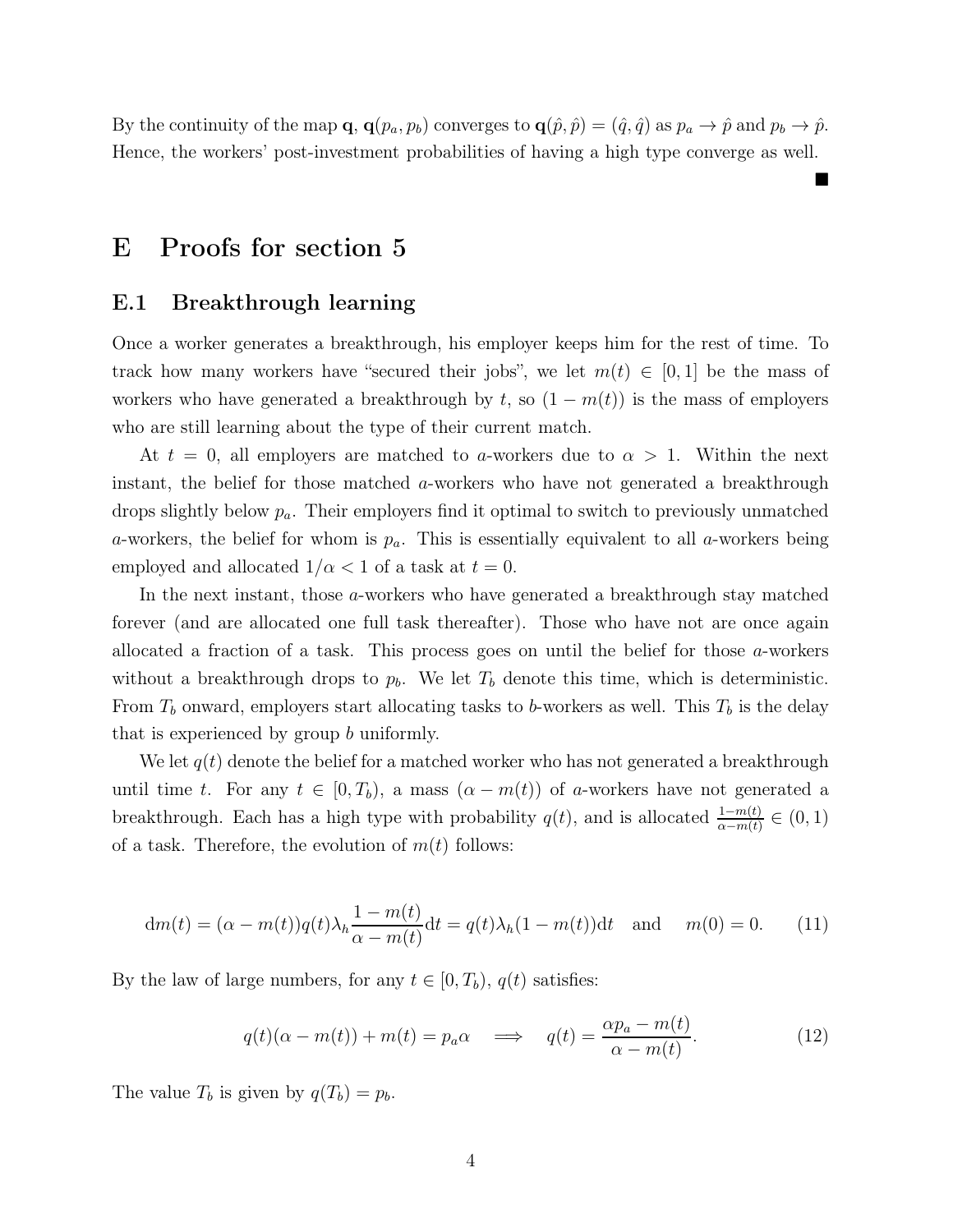By the continuity of the map $\mathbf{q}$, $\mathbf{q}(p_a, p_b)$ converges to $\mathbf{q}(\hat{p}, \hat{p}) = (\hat{q}, \hat{q})$ as $p_a \to \hat{p}$ and $p_b \to \hat{p}$. Hence, the workers' post-investment probabilities of having a high type converge as well.

■

# E Proofs for section 5

## E.1 Breakthrough learning

Once a worker generates a breakthrough, his employer keeps him for the rest of time. To track how many workers have "secured their jobs", we let $m(t) \in [0, 1]$ be the mass of workers who have generated a breakthrough by $t$, so $(1 - m(t))$ is the mass of employers who are still learning about the type of their current match.

At $t = 0$, all employers are matched to $a$-workers due to $\alpha > 1$. Within the next instant, the belief for those matched $a$-workers who have not generated a breakthrough drops slightly below $p_a$. Their employers find it optimal to switch to previously unmatched $a$-workers, the belief for whom is $p_a$. This is essentially equivalent to all $a$-workers being employed and allocated $1/\alpha < 1$ of a task at $t = 0$.

In the next instant, those $a$-workers who have generated a breakthrough stay matched forever (and are allocated one full task thereafter). Those who have not are once again allocated a fraction of a task. This process goes on until the belief for those $a$-workers without a breakthrough drops to $p_b$. We let $T_b$ denote this time, which is deterministic. From $T_b$ onward, employers start allocating tasks to $b$-workers as well. This $T_b$ is the delay that is experienced by group $b$ uniformly.

We let $q(t)$ denote the belief for a matched worker who has not generated a breakthrough until time $t$. For any $t \in [0, T_b)$, a mass $(\alpha - m(t))$ of $a$-workers have not generated a breakthrough. Each has a high type with probability $q(t)$, and is allocated $\frac{1-m(t)}{\alpha - m(t)} \in (0, 1)$ of a task. Therefore, the evolution of $m(t)$ follows:

$$\mathrm{d}m(t) = (\alpha - m(t))q(t)\lambda_h \frac{1 - m(t)}{\alpha - m(t)}\mathrm{d}t = q(t)\lambda_h(1 - m(t))\mathrm{d}t \quad \text{and} \quad m(0) = 0. \tag{11}$$

By the law of large numbers, for any $t \in [0, T_b)$, $q(t)$ satisfies:

$$q(t)(\alpha - m(t)) + m(t) = p_a\alpha \quad \Longrightarrow \quad q(t) = \frac{\alpha p_a - m(t)}{\alpha - m(t)}. \tag{12}$$

The value $T_b$ is given by $q(T_b) = p_b$.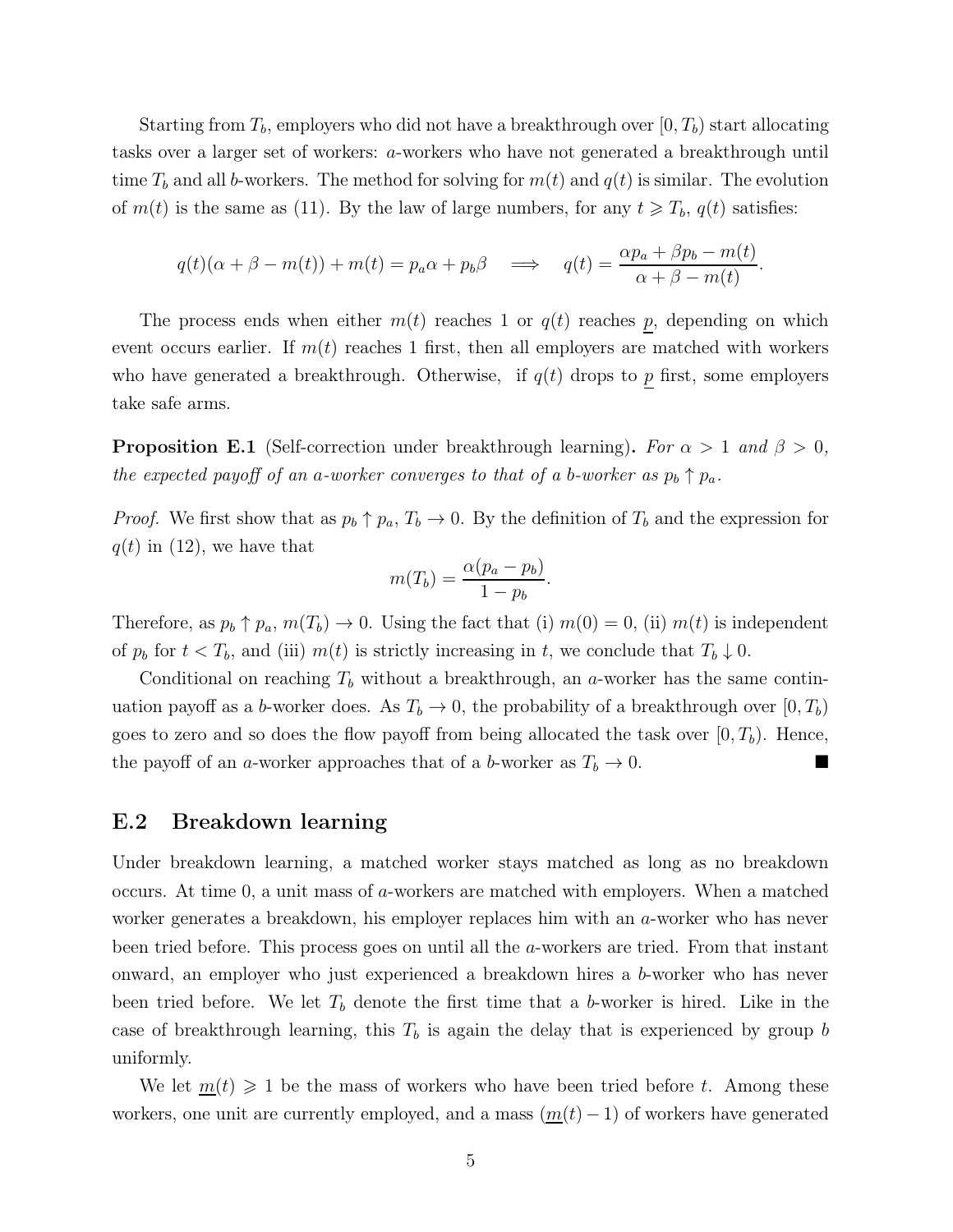Starting from $T_b$, employers who did not have a breakthrough over $[0, T_b)$ start allocating tasks over a larger set of workers: $a$-workers who have not generated a breakthrough until time $T_b$ and all $b$-workers. The method for solving for $m(t)$ and $q(t)$ is similar. The evolution of $m(t)$ is the same as (11). By the law of large numbers, for any $t \geqslant T_b$, $q(t)$ satisfies:

$$q(t)(\alpha + \beta - m(t)) + m(t) = p_a \alpha + p_b \beta \quad \Longrightarrow \quad q(t) = \frac{\alpha p_a + \beta p_b - m(t)}{\alpha + \beta - m(t)}.$$

The process ends when either $m(t)$ reaches 1 or $q(t)$ reaches $\underline{p}$, depending on which event occurs earlier. If $m(t)$ reaches 1 first, then all employers are matched with workers who have generated a breakthrough. Otherwise, if $q(t)$ drops to $\underline{p}$ first, some employers take safe arms.

**Proposition E.1** (Self-correction under breakthrough learning)**.** *For $\alpha > 1$ and $\beta > 0$, the expected payoff of an $a$-worker converges to that of a $b$-worker as $p_b \uparrow p_a$.*

*Proof.* We first show that as $p_b \uparrow p_a$, $T_b \to 0$. By the definition of $T_b$ and the expression for $q(t)$ in (12), we have that

$$m(T_b) = \frac{\alpha(p_a - p_b)}{1 - p_b}.$$

Therefore, as $p_b \uparrow p_a$, $m(T_b) \to 0$. Using the fact that (i) $m(0) = 0$, (ii) $m(t)$ is independent of $p_b$ for $t < T_b$, and (iii) $m(t)$ is strictly increasing in $t$, we conclude that $T_b \downarrow 0$.

Conditional on reaching $T_b$ without a breakthrough, an $a$-worker has the same continuation payoff as a $b$-worker does. As $T_b \to 0$, the probability of a breakthrough over $[0, T_b)$ goes to zero and so does the flow payoff from being allocated the task over $[0, T_b)$. Hence, the payoff of an $a$-worker approaches that of a $b$-worker as $T_b \to 0$. ■

## E.2 Breakdown learning

Under breakdown learning, a matched worker stays matched as long as no breakdown occurs. At time 0, a unit mass of $a$-workers are matched with employers. When a matched worker generates a breakdown, his employer replaces him with an $a$-worker who has never been tried before. This process goes on until all the $a$-workers are tried. From that instant onward, an employer who just experienced a breakdown hires a $b$-worker who has never been tried before. We let $T_b$ denote the first time that a $b$-worker is hired. Like in the case of breakthrough learning, this $T_b$ is again the delay that is experienced by group $b$ uniformly.

We let $\underline{m}(t) \geqslant 1$ be the mass of workers who have been tried before $t$. Among these workers, one unit are currently employed, and a mass $(\underline{m}(t) - 1)$ of workers have generated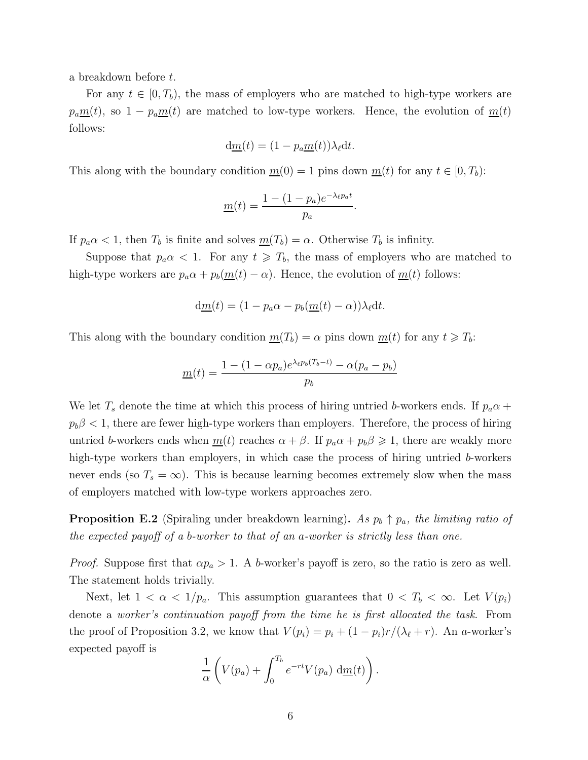a breakdown before $t$.

For any $t \in [0, T_b)$, the mass of employers who are matched to high-type workers are $p_a \underline{m}(t)$, so $1 - p_a \underline{m}(t)$ are matched to low-type workers. Hence, the evolution of $\underline{m}(t)$ follows:

$$\mathrm{d}\underline{m}(t) = (1 - p_a \underline{m}(t))\lambda_\ell \mathrm{d}t.$$

This along with the boundary condition $\underline{m}(0) = 1$ pins down $\underline{m}(t)$ for any $t \in [0, T_b)$:

$$\underline{m}(t) = \frac{1 - (1 - p_a)e^{-\lambda_\ell p_a t}}{p_a}.$$

If $p_a \alpha < 1$, then $T_b$ is finite and solves $\underline{m}(T_b) = \alpha$. Otherwise $T_b$ is infinity.

Suppose that $p_a \alpha < 1$. For any $t \geqslant T_b$, the mass of employers who are matched to high-type workers are $p_a \alpha + p_b(\underline{m}(t) - \alpha)$. Hence, the evolution of $\underline{m}(t)$ follows:

$$\mathrm{d}\underline{m}(t) = (1 - p_a \alpha - p_b(\underline{m}(t) - \alpha))\lambda_\ell \mathrm{d}t.$$

This along with the boundary condition $\underline{m}(T_b) = \alpha$ pins down $\underline{m}(t)$ for any $t \geqslant T_b$:

$$\underline{m}(t) = \frac{1 - (1 - \alpha p_a)e^{\lambda_\ell p_b (T_b - t)} - \alpha(p_a - p_b)}{p_b}$$

We let $T_s$ denote the time at which this process of hiring untried $b$-workers ends. If $p_a \alpha + p_b \beta < 1$, there are fewer high-type workers than employers. Therefore, the process of hiring untried $b$-workers ends when $\underline{m}(t)$ reaches $\alpha + \beta$. If $p_a \alpha + p_b \beta \geqslant 1$, there are weakly more high-type workers than employers, in which case the process of hiring untried $b$-workers never ends (so $T_s = \infty$). This is because learning becomes extremely slow when the mass of employers matched with low-type workers approaches zero.

**Proposition E.2** (Spiraling under breakdown learning)**.** *As $p_b \uparrow p_a$, the limiting ratio of the expected payoff of a $b$-worker to that of an $a$-worker is strictly less than one.*

*Proof.* Suppose first that $\alpha p_a > 1$. A $b$-worker's payoff is zero, so the ratio is zero as well. The statement holds trivially.

Next, let $1 < \alpha < 1/p_a$. This assumption guarantees that $0 < T_b < \infty$. Let $V(p_i)$ denote a *worker's continuation payoff from the time he is first allocated the task*. From the proof of Proposition 3.2, we know that $V(p_i) = p_i + (1 - p_i)r/(\lambda_\ell + r)$. An $a$-worker's expected payoff is

$$\frac{1}{\alpha}\left(V(p_a) + \int_0^{T_b} e^{-rt} V(p_a)\ \mathrm{d}\underline{m}(t)\right).$$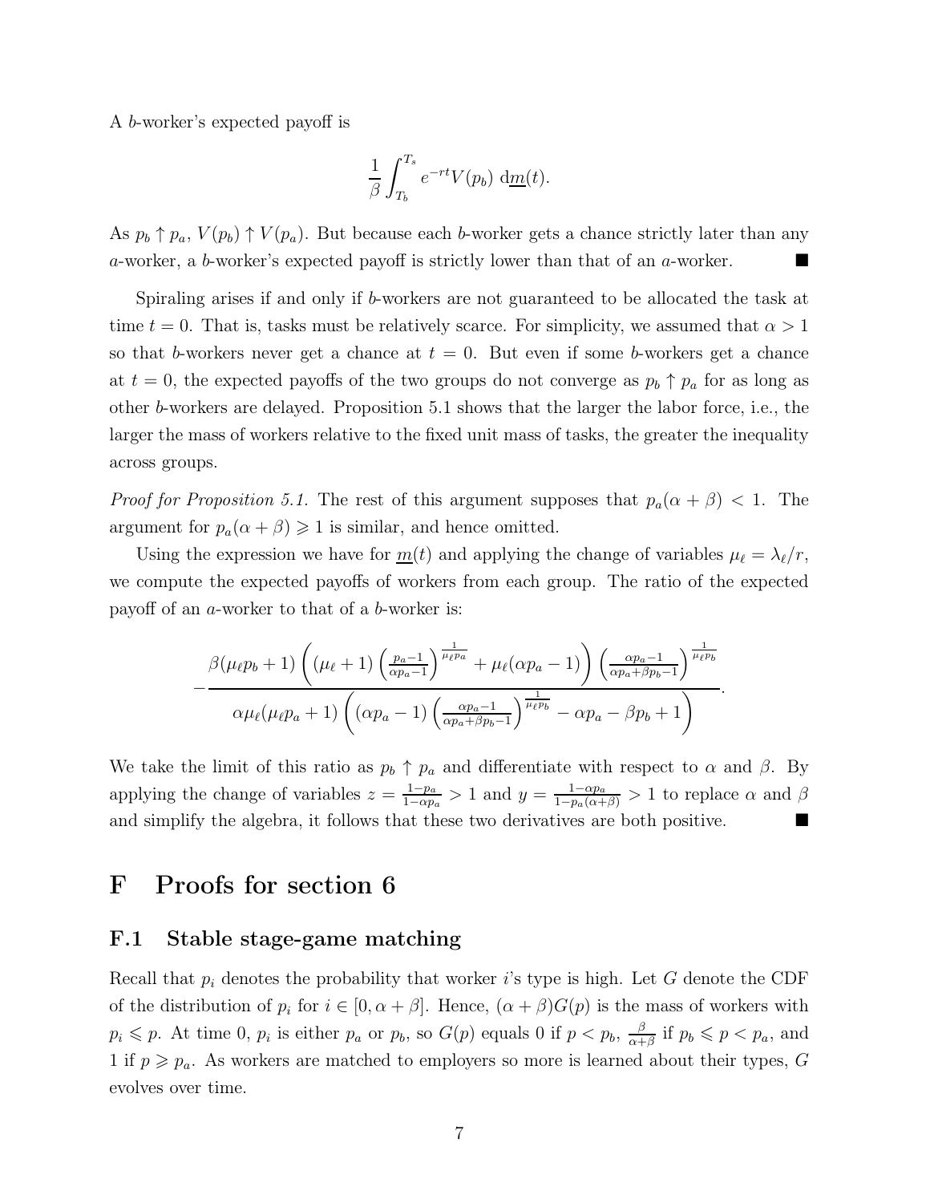A $b$-worker's expected payoff is

$$\frac{1}{\beta}\int_{T_b}^{T_s} e^{-rt} V(p_b)\ \mathrm{d}\underline{m}(t).$$

As $p_b \uparrow p_a$, $V(p_b) \uparrow V(p_a)$. But because each $b$-worker gets a chance strictly later than any $a$-worker, a $b$-worker's expected payoff is strictly lower than that of an $a$-worker. ■

Spiraling arises if and only if $b$-workers are not guaranteed to be allocated the task at time $t = 0$. That is, tasks must be relatively scarce. For simplicity, we assumed that $\alpha > 1$ so that $b$-workers never get a chance at $t = 0$. But even if some $b$-workers get a chance at $t = 0$, the expected payoffs of the two groups do not converge as $p_b \uparrow p_a$ for as long as other $b$-workers are delayed. Proposition 5.1 shows that the larger the labor force, i.e., the larger the mass of workers relative to the fixed unit mass of tasks, the greater the inequality across groups.

*Proof for Proposition 5.1.* The rest of this argument supposes that $p_a(\alpha+\beta) < 1$. The argument for $p_a(\alpha+\beta) \geqslant 1$ is similar, and hence omitted.

Using the expression we have for $\underline{m}(t)$ and applying the change of variables $\mu_\ell = \lambda_\ell / r$, we compute the expected payoffs of workers from each group. The ratio of the expected payoff of an $a$-worker to that of a $b$-worker is:

$$-\frac{\beta(\mu_\ell p_b + 1)\left((\mu_\ell+1)\left(\frac{p_a-1}{\alpha p_a - 1}\right)^{\frac{1}{\mu_\ell p_a}} + \mu_\ell(\alpha p_a - 1)\right)\left(\frac{\alpha p_a - 1}{\alpha p_a + \beta p_b - 1}\right)^{\frac{1}{\mu_\ell p_b}}}{\alpha\mu_\ell(\mu_\ell p_a + 1)\left((\alpha p_a - 1)\left(\frac{\alpha p_a - 1}{\alpha p_a + \beta p_b - 1}\right)^{\frac{1}{\mu_\ell p_b}} - \alpha p_a - \beta p_b + 1\right)}.$$

We take the limit of this ratio as $p_b \uparrow p_a$ and differentiate with respect to $\alpha$ and $\beta$. By applying the change of variables $z = \frac{1-p_a}{1-\alpha p_a} > 1$ and $y = \frac{1-\alpha p_a}{1-p_a(\alpha+\beta)} > 1$ to replace $\alpha$ and $\beta$ and simplify the algebra, it follows that these two derivatives are both positive. ■

# F Proofs for section 6

## F.1 Stable stage-game matching

Recall that $p_i$ denotes the probability that worker $i$'s type is high. Let $G$ denote the CDF of the distribution of $p_i$ for $i \in [0, \alpha+\beta]$. Hence, $(\alpha+\beta)G(p)$ is the mass of workers with $p_i \leqslant p$. At time 0, $p_i$ is either $p_a$ or $p_b$, so $G(p)$ equals 0 if $p < p_b$, $\frac{\beta}{\alpha+\beta}$ if $p_b \leqslant p < p_a$, and 1 if $p \geqslant p_a$. As workers are matched to employers so more is learned about their types, $G$ evolves over time.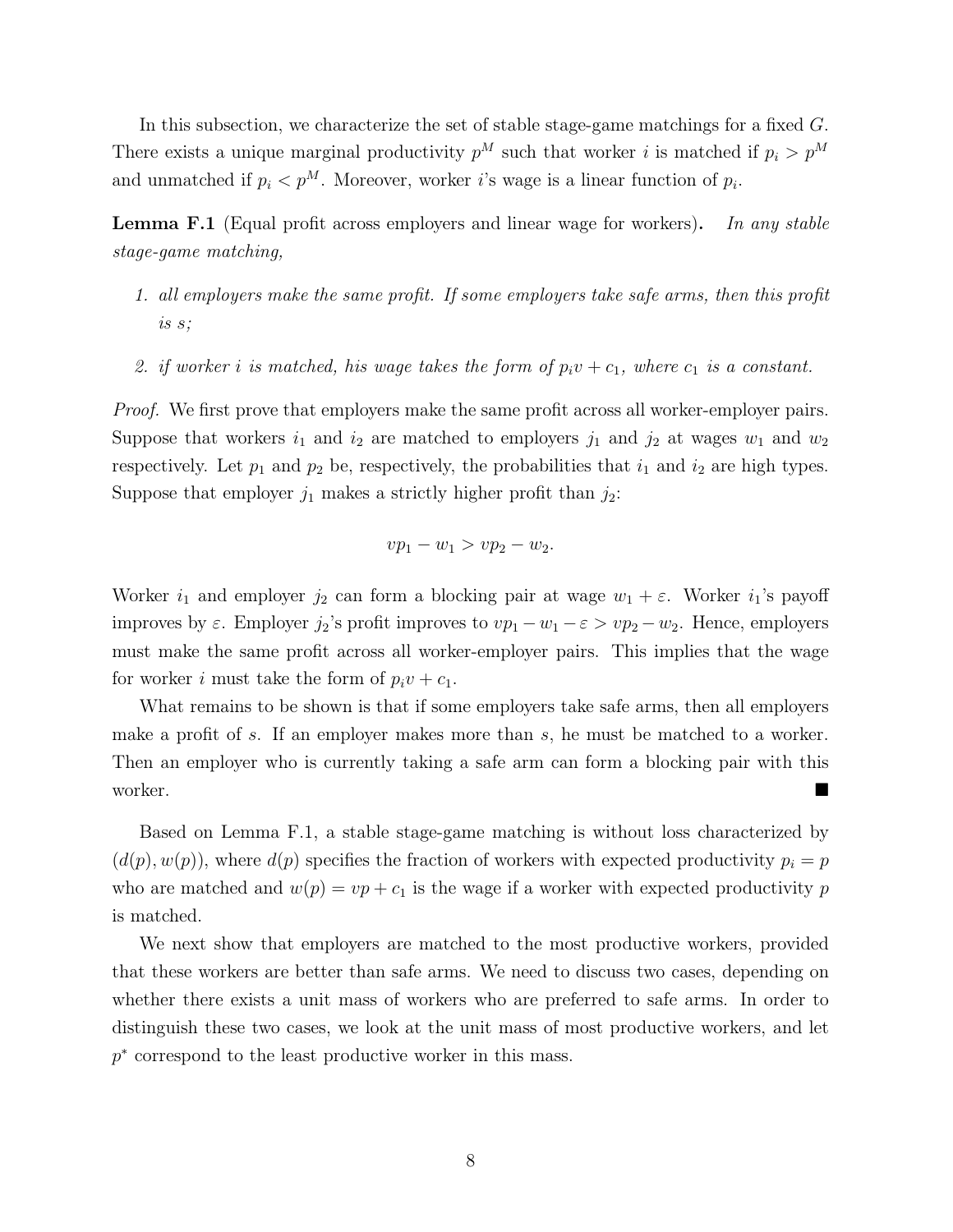In this subsection, we characterize the set of stable stage-game matchings for a fixed $G$. There exists a unique marginal productivity $p^M$ such that worker $i$ is matched if $p_i > p^M$ and unmatched if $p_i < p^M$. Moreover, worker $i$'s wage is a linear function of $p_i$.

**Lemma F.1** (Equal profit across employers and linear wage for workers). *In any stable stage-game matching,*

1. *all employers make the same profit. If some employers take safe arms, then this profit is $s$;*
2. *if worker $i$ is matched, his wage takes the form of $p_i v + c_1$, where $c_1$ is a constant.*

*Proof.* We first prove that employers make the same profit across all worker-employer pairs. Suppose that workers $i_1$ and $i_2$ are matched to employers $j_1$ and $j_2$ at wages $w_1$ and $w_2$ respectively. Let $p_1$ and $p_2$ be, respectively, the probabilities that $i_1$ and $i_2$ are high types. Suppose that employer $j_1$ makes a strictly higher profit than $j_2$:

$$vp_1 - w_1 > vp_2 - w_2.$$

Worker $i_1$ and employer $j_2$ can form a blocking pair at wage $w_1 + \varepsilon$. Worker $i_1$'s payoff improves by $\varepsilon$. Employer $j_2$'s profit improves to $vp_1 - w_1 - \varepsilon > vp_2 - w_2$. Hence, employers must make the same profit across all worker-employer pairs. This implies that the wage for worker $i$ must take the form of $p_i v + c_1$.

What remains to be shown is that if some employers take safe arms, then all employers make a profit of $s$. If an employer makes more than $s$, he must be matched to a worker. Then an employer who is currently taking a safe arm can form a blocking pair with this worker. ■

Based on Lemma F.1, a stable stage-game matching is without loss characterized by $(d(p), w(p))$, where $d(p)$ specifies the fraction of workers with expected productivity $p_i = p$ who are matched and $w(p) = vp + c_1$ is the wage if a worker with expected productivity $p$ is matched.

We next show that employers are matched to the most productive workers, provided that these workers are better than safe arms. We need to discuss two cases, depending on whether there exists a unit mass of workers who are preferred to safe arms. In order to distinguish these two cases, we look at the unit mass of most productive workers, and let $p^*$ correspond to the least productive worker in this mass.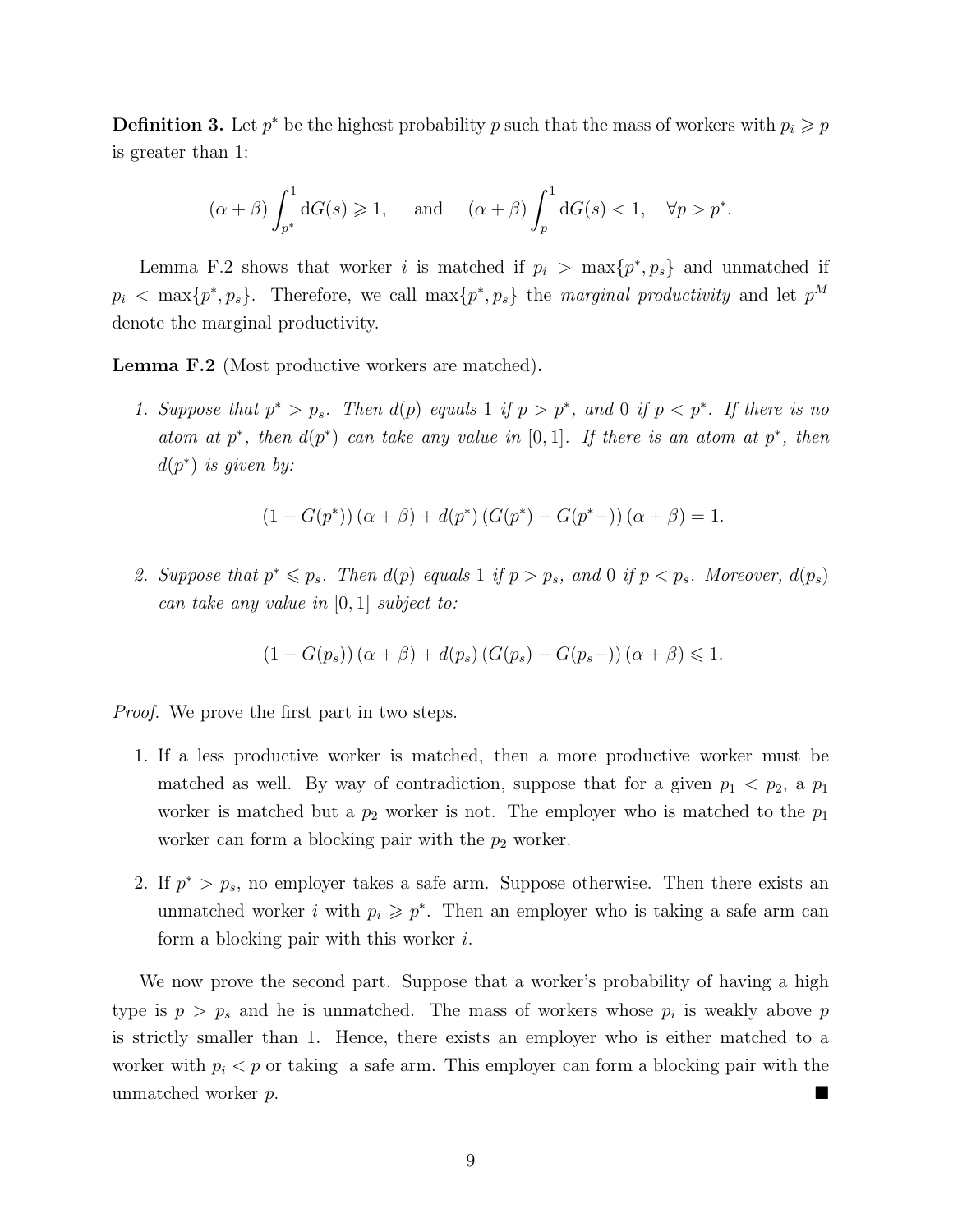**Definition 3.** Let $p^*$ be the highest probability $p$ such that the mass of workers with $p_i \geqslant p$ is greater than 1:

$$(\alpha + \beta) \int_{p^*}^{1} \mathrm{d}G(s) \geqslant 1, \quad \text{and} \quad (\alpha + \beta) \int_{p}^{1} \mathrm{d}G(s) < 1, \quad \forall p > p^*.$$

Lemma F.2 shows that worker $i$ is matched if $p_i > \max\{p^*, p_s\}$ and unmatched if $p_i < \max\{p^*, p_s\}$. Therefore, we call $\max\{p^*, p_s\}$ the *marginal productivity* and let $p^M$ denote the marginal productivity.

**Lemma F.2** (Most productive workers are matched)**.**

1. *Suppose that $p^* > p_s$. Then $d(p)$ equals 1 if $p > p^*$, and 0 if $p < p^*$. If there is no atom at $p^*$, then $d(p^*)$ can take any value in $[0, 1]$. If there is an atom at $p^*$, then $d(p^*)$ is given by:*

$$(1 - G(p^*))\,(\alpha + \beta) + d(p^*)\,(G(p^*) - G(p^*-))\,(\alpha + \beta) = 1.$$

2. *Suppose that $p^* \leqslant p_s$. Then $d(p)$ equals 1 if $p > p_s$, and 0 if $p < p_s$. Moreover, $d(p_s)$ can take any value in $[0, 1]$ subject to:*

$$(1 - G(p_s))\,(\alpha + \beta) + d(p_s)\,(G(p_s) - G(p_s-))\,(\alpha + \beta) \leqslant 1.$$

*Proof.* We prove the first part in two steps.

1. If a less productive worker is matched, then a more productive worker must be matched as well. By way of contradiction, suppose that for a given $p_1 < p_2$, a $p_1$ worker is matched but a $p_2$ worker is not. The employer who is matched to the $p_1$ worker can form a blocking pair with the $p_2$ worker.

2. If $p^* > p_s$, no employer takes a safe arm. Suppose otherwise. Then there exists an unmatched worker $i$ with $p_i \geqslant p^*$. Then an employer who is taking a safe arm can form a blocking pair with this worker $i$.

We now prove the second part. Suppose that a worker's probability of having a high type is $p > p_s$ and he is unmatched. The mass of workers whose $p_i$ is weakly above $p$ is strictly smaller than 1. Hence, there exists an employer who is either matched to a worker with $p_i < p$ or taking a safe arm. This employer can form a blocking pair with the unmatched worker $p$. ■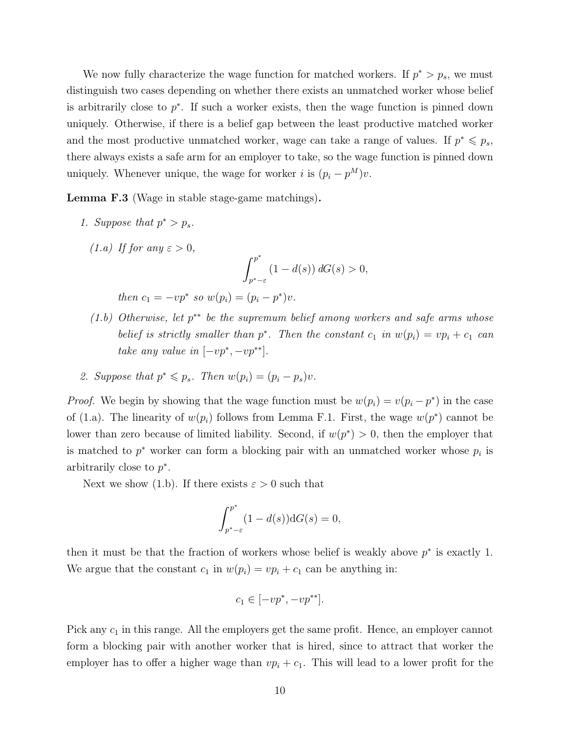We now fully characterize the wage function for matched workers. If $p^* > p_s$, we must distinguish two cases depending on whether there exists an unmatched worker whose belief is arbitrarily close to $p^*$. If such a worker exists, then the wage function is pinned down uniquely. Otherwise, if there is a belief gap between the least productive matched worker and the most productive unmatched worker, wage can take a range of values. If $p^* \leqslant p_s$, there always exists a safe arm for an employer to take, so the wage function is pinned down uniquely. Whenever unique, the wage for worker $i$ is $(p_i - p^M)v$.

**Lemma F.3** (Wage in stable stage-game matchings)**.**

1. *Suppose that $p^* > p_s$.*

   *(1.a) If for any $\varepsilon > 0$,*
   $$\int_{p^*-\varepsilon}^{p^*} (1 - d(s))\, dG(s) > 0,$$
   *then $c_1 = -vp^*$ so $w(p_i) = (p_i - p^*)v$.*

   *(1.b) Otherwise, let $p^{**}$ be the supremum belief among workers and safe arms whose belief is strictly smaller than $p^*$. Then the constant $c_1$ in $w(p_i) = vp_i + c_1$ can take any value in $[-vp^*, -vp^{**}]$.*

2. *Suppose that $p^* \leqslant p_s$. Then $w(p_i) = (p_i - p_s)v$.*

*Proof.* We begin by showing that the wage function must be $w(p_i) = v(p_i - p^*)$ in the case of (1.a). The linearity of $w(p_i)$ follows from Lemma F.1. First, the wage $w(p^*)$ cannot be lower than zero because of limited liability. Second, if $w(p^*) > 0$, then the employer that is matched to $p^*$ worker can form a blocking pair with an unmatched worker whose $p_i$ is arbitrarily close to $p^*$.

Next we show (1.b). If there exists $\varepsilon > 0$ such that

$$\int_{p^*-\varepsilon}^{p^*} (1 - d(s))\mathrm{d}G(s) = 0,$$

then it must be that the fraction of workers whose belief is weakly above $p^*$ is exactly 1. We argue that the constant $c_1$ in $w(p_i) = vp_i + c_1$ can be anything in:

$$c_1 \in [-vp^*, -vp^{**}].$$

Pick any $c_1$ in this range. All the employers get the same profit. Hence, an employer cannot form a blocking pair with another worker that is hired, since to attract that worker the employer has to offer a higher wage than $vp_i + c_1$. This will lead to a lower profit for the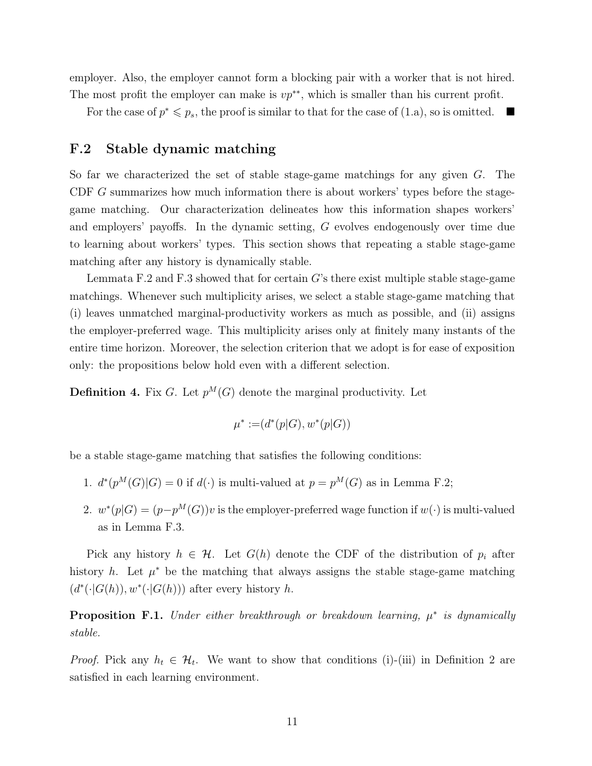employer. Also, the employer cannot form a blocking pair with a worker that is not hired. The most profit the employer can make is $vp^{**}$, which is smaller than his current profit.

For the case of $p^* \leqslant p_s$, the proof is similar to that for the case of (1.a), so is omitted. ■

## F.2 Stable dynamic matching

So far we characterized the set of stable stage-game matchings for any given $G$. The CDF $G$ summarizes how much information there is about workers' types before the stage-game matching. Our characterization delineates how this information shapes workers' and employers' payoffs. In the dynamic setting, $G$ evolves endogenously over time due to learning about workers' types. This section shows that repeating a stable stage-game matching after any history is dynamically stable.

Lemmata F.2 and F.3 showed that for certain $G$'s there exist multiple stable stage-game matchings. Whenever such multiplicity arises, we select a stable stage-game matching that (i) leaves unmatched marginal-productivity workers as much as possible, and (ii) assigns the employer-preferred wage. This multiplicity arises only at finitely many instants of the entire time horizon. Moreover, the selection criterion that we adopt is for ease of exposition only: the propositions below hold even with a different selection.

**Definition 4.** Fix $G$. Let $p^M(G)$ denote the marginal productivity. Let

$$\mu^* := (d^*(p|G), w^*(p|G))$$

be a stable stage-game matching that satisfies the following conditions:

1. $d^*(p^M(G)|G) = 0$ if $d(\cdot)$ is multi-valued at $p = p^M(G)$ as in Lemma F.2;
2. $w^*(p|G) = (p - p^M(G))v$ is the employer-preferred wage function if $w(\cdot)$ is multi-valued as in Lemma F.3.

Pick any history $h \in \mathcal{H}$. Let $G(h)$ denote the CDF of the distribution of $p_i$ after history $h$. Let $\mu^*$ be the matching that always assigns the stable stage-game matching $(d^*(\cdot|G(h)), w^*(\cdot|G(h)))$ after every history $h$.

**Proposition F.1.** *Under either breakthrough or breakdown learning, $\mu^*$ is dynamically stable.*

*Proof.* Pick any $h_t \in \mathcal{H}_t$. We want to show that conditions (i)-(iii) in Definition 2 are satisfied in each learning environment.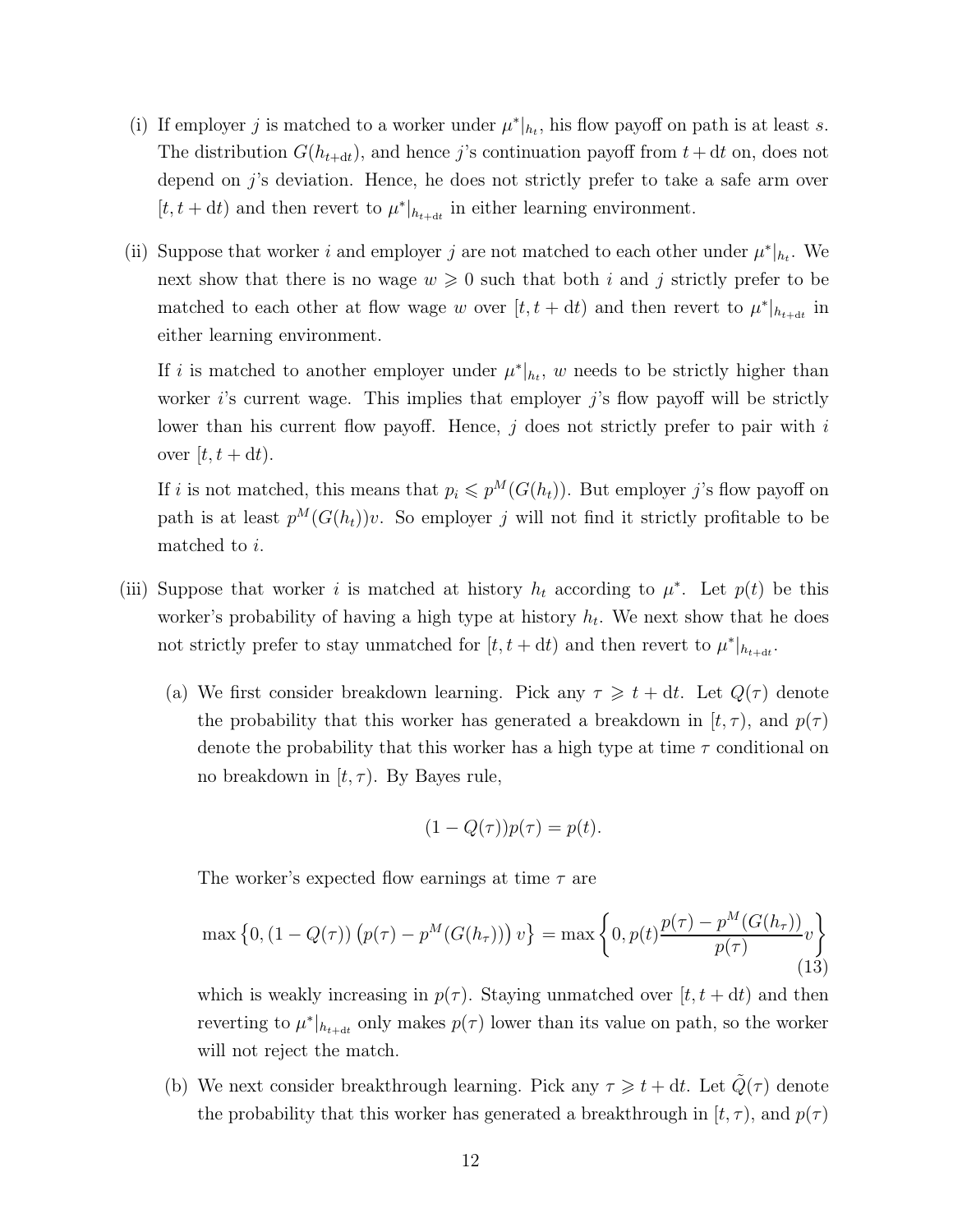(i) If employer $j$ is matched to a worker under $\mu^*|_{h_t}$, his flow payoff on path is at least $s$. The distribution $G(h_{t+\mathrm{d}t})$, and hence $j$'s continuation payoff from $t + \mathrm{d}t$ on, does not depend on $j$'s deviation. Hence, he does not strictly prefer to take a safe arm over $[t, t + \mathrm{d}t)$ and then revert to $\mu^*|_{h_{t+\mathrm{d}t}}$ in either learning environment.

(ii) Suppose that worker $i$ and employer $j$ are not matched to each other under $\mu^*|_{h_t}$. We next show that there is no wage $w \geqslant 0$ such that both $i$ and $j$ strictly prefer to be matched to each other at flow wage $w$ over $[t, t + \mathrm{d}t)$ and then revert to $\mu^*|_{h_{t+\mathrm{d}t}}$ in either learning environment.

   If $i$ is matched to another employer under $\mu^*|_{h_t}$, $w$ needs to be strictly higher than worker $i$'s current wage. This implies that employer $j$'s flow payoff will be strictly lower than his current flow payoff. Hence, $j$ does not strictly prefer to pair with $i$ over $[t, t + \mathrm{d}t)$.

   If $i$ is not matched, this means that $p_i \leqslant p^M(G(h_t))$. But employer $j$'s flow payoff on path is at least $p^M(G(h_t))v$. So employer $j$ will not find it strictly profitable to be matched to $i$.

(iii) Suppose that worker $i$ is matched at history $h_t$ according to $\mu^*$. Let $p(t)$ be this worker's probability of having a high type at history $h_t$. We next show that he does not strictly prefer to stay unmatched for $[t, t + \mathrm{d}t)$ and then revert to $\mu^*|_{h_{t+\mathrm{d}t}}$.

   (a) We first consider breakdown learning. Pick any $\tau \geqslant t + \mathrm{d}t$. Let $Q(\tau)$ denote the probability that this worker has generated a breakdown in $[t, \tau)$, and $p(\tau)$ denote the probability that this worker has a high type at time $\tau$ conditional on no breakdown in $[t, \tau)$. By Bayes rule,

   $$(1 - Q(\tau))p(\tau) = p(t).$$

   The worker's expected flow earnings at time $\tau$ are

   $$\max\left\{0, (1 - Q(\tau))\left(p(\tau) - p^M(G(h_\tau))\right)v\right\} = \max\left\{0, p(t)\frac{p(\tau) - p^M(G(h_\tau))}{p(\tau)}v\right\} \tag{13}$$

   which is weakly increasing in $p(\tau)$. Staying unmatched over $[t, t + \mathrm{d}t)$ and then reverting to $\mu^*|_{h_{t+\mathrm{d}t}}$ only makes $p(\tau)$ lower than its value on path, so the worker will not reject the match.

   (b) We next consider breakthrough learning. Pick any $\tau \geqslant t + \mathrm{d}t$. Let $\tilde{Q}(\tau)$ denote the probability that this worker has generated a breakthrough in $[t, \tau)$, and $p(\tau)$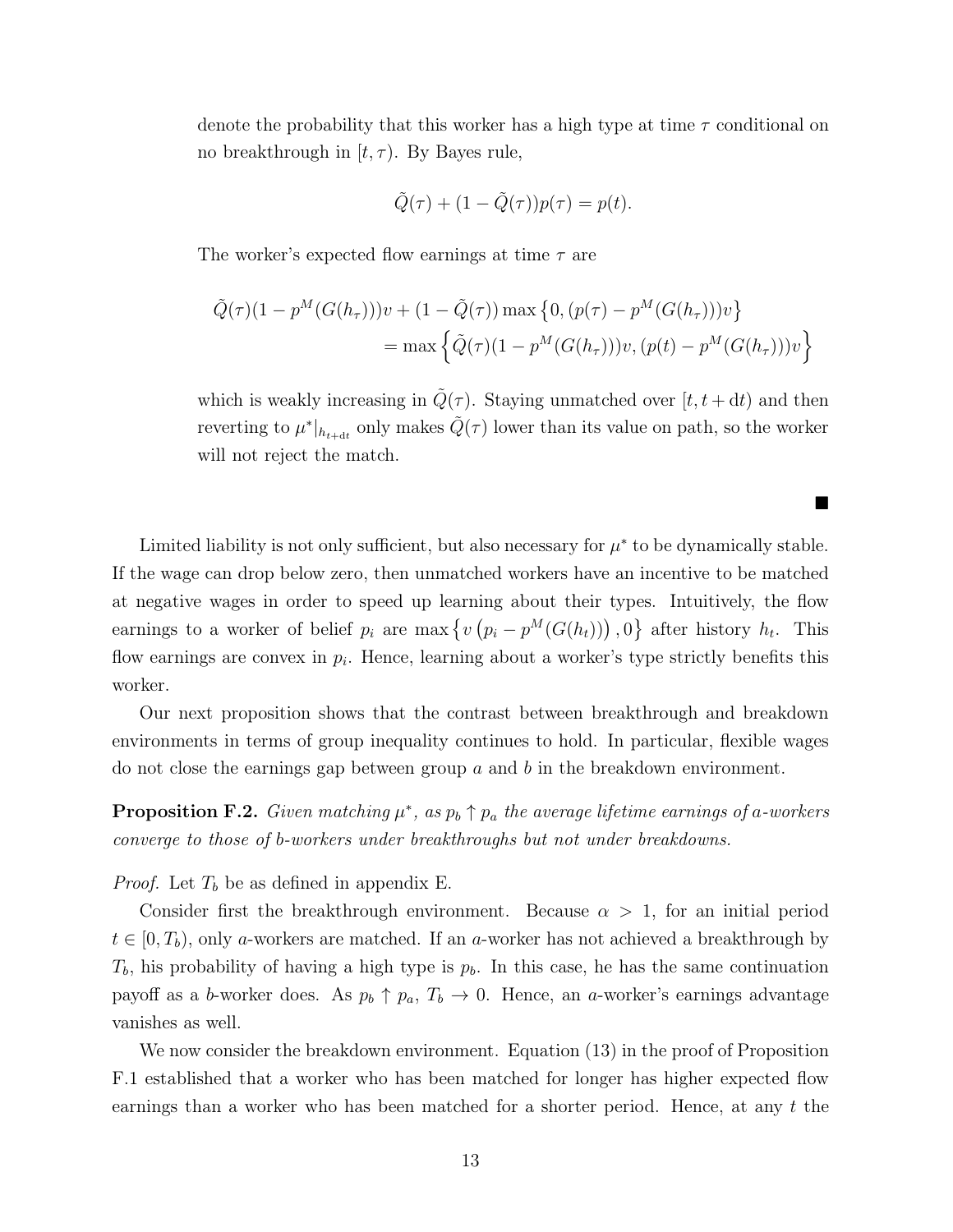denote the probability that this worker has a high type at time $\tau$ conditional on no breakthrough in $[t, \tau)$. By Bayes rule,

$$\tilde{Q}(\tau) + (1 - \tilde{Q}(\tau))p(\tau) = p(t).$$

The worker's expected flow earnings at time $\tau$ are

$$\begin{aligned}\tilde{Q}(\tau)(1 - p^M(G(h_\tau)))v + (1 - \tilde{Q}(\tau)) \max\left\{0, (p(\tau) - p^M(G(h_\tau)))v\right\} \\ = \max\left\{\tilde{Q}(\tau)(1 - p^M(G(h_\tau)))v, (p(t) - p^M(G(h_\tau)))v\right\}\end{aligned}$$

which is weakly increasing in $\tilde{Q}(\tau)$. Staying unmatched over $[t, t + \mathrm{d}t)$ and then reverting to $\mu^*|_{h_{t+\mathrm{d}t}}$ only makes $\tilde{Q}(\tau)$ lower than its value on path, so the worker will not reject the match.

■

Limited liability is not only sufficient, but also necessary for $\mu^*$ to be dynamically stable. If the wage can drop below zero, then unmatched workers have an incentive to be matched at negative wages in order to speed up learning about their types. Intuitively, the flow earnings to a worker of belief $p_i$ are $\max\left\{v\left(p_i - p^M(G(h_t))\right), 0\right\}$ after history $h_t$. This flow earnings are convex in $p_i$. Hence, learning about a worker's type strictly benefits this worker.

Our next proposition shows that the contrast between breakthrough and breakdown environments in terms of group inequality continues to hold. In particular, flexible wages do not close the earnings gap between group $a$ and $b$ in the breakdown environment.

**Proposition F.2.** *Given matching $\mu^*$, as $p_b \uparrow p_a$ the average lifetime earnings of $a$-workers converge to those of $b$-workers under breakthroughs but not under breakdowns.*

*Proof.* Let $T_b$ be as defined in appendix E.

Consider first the breakthrough environment. Because $\alpha > 1$, for an initial period $t \in [0, T_b)$, only $a$-workers are matched. If an $a$-worker has not achieved a breakthrough by $T_b$, his probability of having a high type is $p_b$. In this case, he has the same continuation payoff as a $b$-worker does. As $p_b \uparrow p_a$, $T_b \to 0$. Hence, an $a$-worker's earnings advantage vanishes as well.

We now consider the breakdown environment. Equation (13) in the proof of Proposition F.1 established that a worker who has been matched for longer has higher expected flow earnings than a worker who has been matched for a shorter period. Hence, at any $t$ the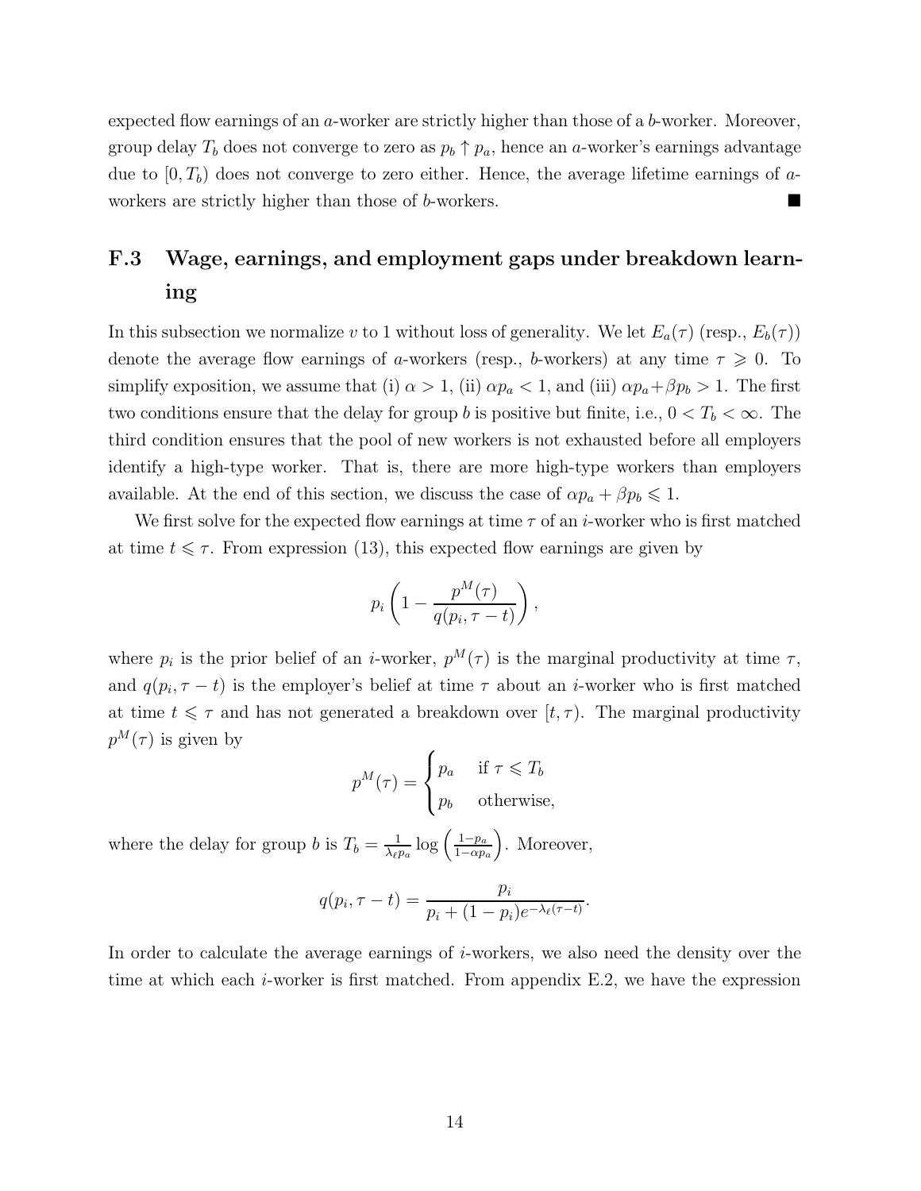expected flow earnings of an $a$-worker are strictly higher than those of a $b$-worker. Moreover, group delay $T_b$ does not converge to zero as $p_b \uparrow p_a$, hence an $a$-worker's earnings advantage due to $[0, T_b)$ does not converge to zero either. Hence, the average lifetime earnings of $a$-workers are strictly higher than those of $b$-workers. ■

## F.3 Wage, earnings, and employment gaps under breakdown learning

In this subsection we normalize $v$ to 1 without loss of generality. We let $E_a(\tau)$ (resp., $E_b(\tau)$) denote the average flow earnings of $a$-workers (resp., $b$-workers) at any time $\tau \geqslant 0$. To simplify exposition, we assume that (i) $\alpha > 1$, (ii) $\alpha p_a < 1$, and (iii) $\alpha p_a + \beta p_b > 1$. The first two conditions ensure that the delay for group $b$ is positive but finite, i.e., $0 < T_b < \infty$. The third condition ensures that the pool of new workers is not exhausted before all employers identify a high-type worker. That is, there are more high-type workers than employers available. At the end of this section, we discuss the case of $\alpha p_a + \beta p_b \leqslant 1$.

We first solve for the expected flow earnings at time $\tau$ of an $i$-worker who is first matched at time $t \leqslant \tau$. From expression (13), this expected flow earnings are given by

$$p_i \left( 1 - \frac{p^M(\tau)}{q(p_i, \tau - t)} \right),$$

where $p_i$ is the prior belief of an $i$-worker, $p^M(\tau)$ is the marginal productivity at time $\tau$, and $q(p_i, \tau - t)$ is the employer's belief at time $\tau$ about an $i$-worker who is first matched at time $t \leqslant \tau$ and has not generated a breakdown over $[t, \tau)$. The marginal productivity $p^M(\tau)$ is given by

$$p^M(\tau) = \begin{cases} p_a & \text{if } \tau \leqslant T_b \\ p_b & \text{otherwise,} \end{cases}$$

where the delay for group $b$ is $T_b = \frac{1}{\lambda_\ell p_a} \log \left( \frac{1-p_a}{1-\alpha p_a} \right)$. Moreover,

$$q(p_i, \tau - t) = \frac{p_i}{p_i + (1 - p_i)e^{-\lambda_\ell(\tau - t)}}.$$

In order to calculate the average earnings of $i$-workers, we also need the density over the time at which each $i$-worker is first matched. From appendix E.2, we have the expression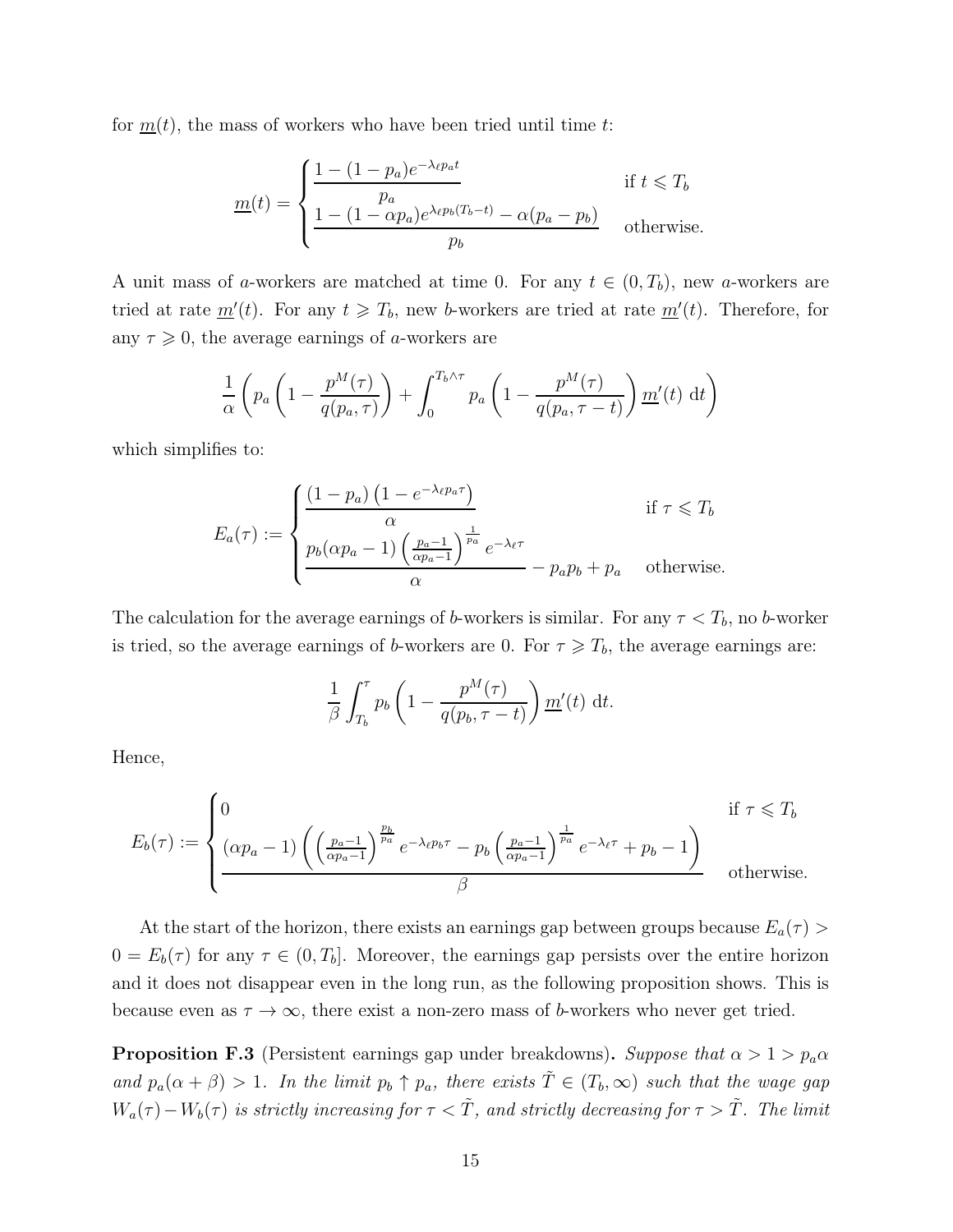for $\underline{m}(t)$, the mass of workers who have been tried until time $t$:

$$\underline{m}(t) = \begin{cases} \dfrac{1-(1-p_a)e^{-\lambda_\ell p_a t}}{p_a} & \text{if } t \leqslant T_b \\ \dfrac{1-(1-\alpha p_a)e^{\lambda_\ell p_b (T_b - t)} - \alpha(p_a - p_b)}{p_b} & \text{otherwise.} \end{cases}$$

A unit mass of $a$-workers are matched at time 0. For any $t \in (0, T_b)$, new $a$-workers are tried at rate $\underline{m}'(t)$. For any $t \geqslant T_b$, new $b$-workers are tried at rate $\underline{m}'(t)$. Therefore, for any $\tau \geqslant 0$, the average earnings of $a$-workers are

$$\frac{1}{\alpha}\left( p_a \left(1 - \frac{p^M(\tau)}{q(p_a, \tau)}\right) + \int_0^{T_b \wedge \tau} p_a \left(1 - \frac{p^M(\tau)}{q(p_a, \tau - t)}\right) \underline{m}'(t) \, \mathrm{d}t \right)$$

which simplifies to:

$$E_a(\tau) := \begin{cases} \dfrac{(1-p_a)\left(1 - e^{-\lambda_\ell p_a \tau}\right)}{\alpha} & \text{if } \tau \leqslant T_b \\ \dfrac{p_b(\alpha p_a - 1)\left(\frac{p_a - 1}{\alpha p_a - 1}\right)^{\frac{1}{p_a}} e^{-\lambda_\ell \tau}}{\alpha} - p_a p_b + p_a & \text{otherwise.} \end{cases}$$

The calculation for the average earnings of $b$-workers is similar. For any $\tau < T_b$, no $b$-worker is tried, so the average earnings of $b$-workers are 0. For $\tau \geqslant T_b$, the average earnings are:

$$\frac{1}{\beta}\int_{T_b}^{\tau} p_b \left(1 - \frac{p^M(\tau)}{q(p_b, \tau - t)}\right) \underline{m}'(t) \, \mathrm{d}t.$$

Hence,

$$E_b(\tau) := \begin{cases} 0 & \text{if } \tau \leqslant T_b \\ \dfrac{(\alpha p_a - 1)\left(\left(\frac{p_a - 1}{\alpha p_a - 1}\right)^{\frac{p_b}{p_a}} e^{-\lambda_\ell p_b \tau} - p_b \left(\frac{p_a - 1}{\alpha p_a - 1}\right)^{\frac{1}{p_a}} e^{-\lambda_\ell \tau} + p_b - 1\right)}{\beta} & \text{otherwise.} \end{cases}$$

At the start of the horizon, there exists an earnings gap between groups because $E_a(\tau) > 0 = E_b(\tau)$ for any $\tau \in (0, T_b]$. Moreover, the earnings gap persists over the entire horizon and it does not disappear even in the long run, as the following proposition shows. This is because even as $\tau \to \infty$, there exist a non-zero mass of $b$-workers who never get tried.

**Proposition F.3** (Persistent earnings gap under breakdowns)**.** *Suppose that $\alpha > 1 > p_a \alpha$ and $p_a(\alpha + \beta) > 1$. In the limit $p_b \uparrow p_a$, there exists $\tilde{T} \in (T_b, \infty)$ such that the wage gap $W_a(\tau) - W_b(\tau)$ is strictly increasing for $\tau < \tilde{T}$, and strictly decreasing for $\tau > \tilde{T}$. The limit*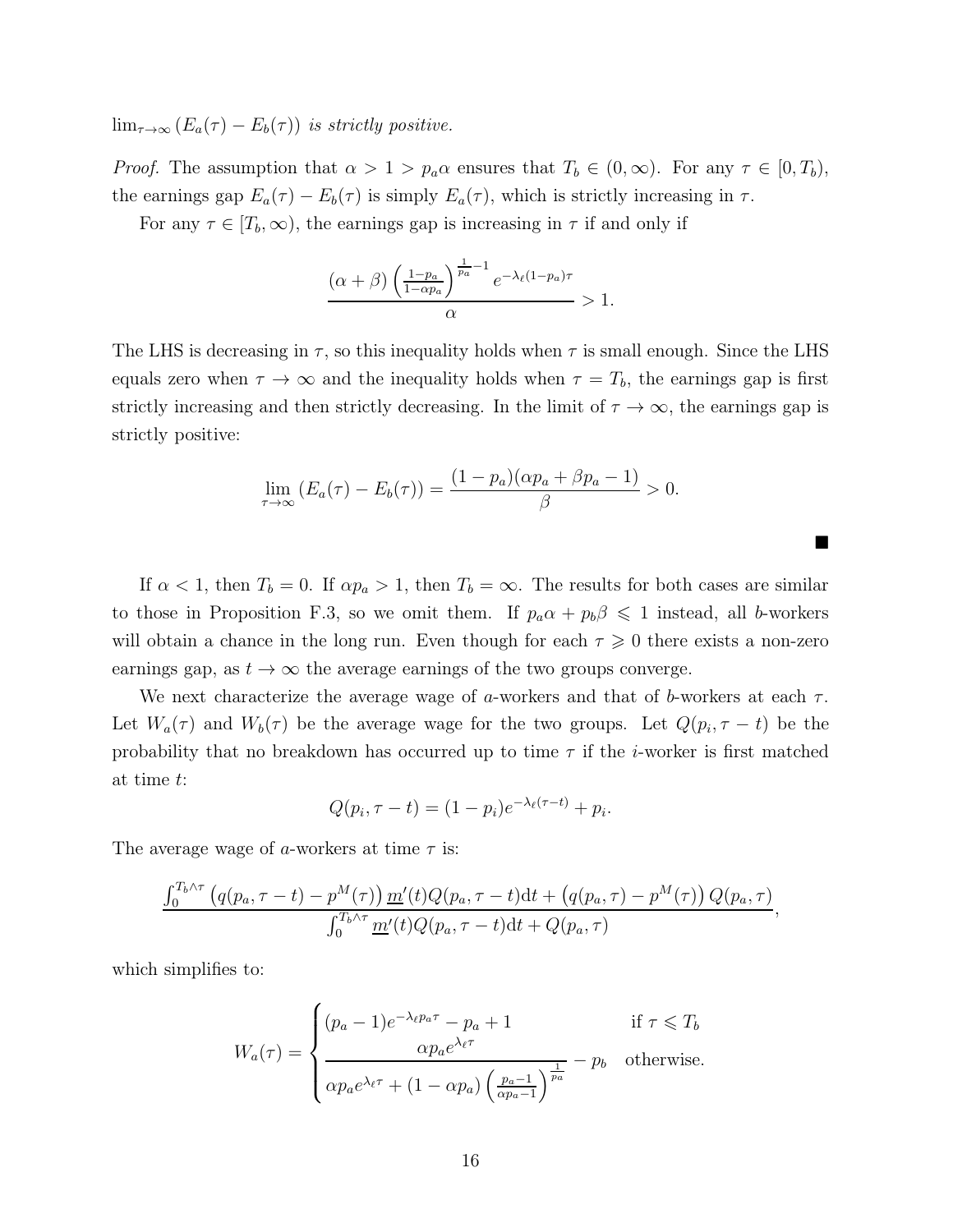$\lim_{\tau \to \infty} (E_a(\tau) - E_b(\tau))$ *is strictly positive.*

*Proof.* The assumption that $\alpha > 1 > p_a \alpha$ ensures that $T_b \in (0, \infty)$. For any $\tau \in [0, T_b)$, the earnings gap $E_a(\tau) - E_b(\tau)$ is simply $E_a(\tau)$, which is strictly increasing in $\tau$.

For any $\tau \in [T_b, \infty)$, the earnings gap is increasing in $\tau$ if and only if

$$\frac{(\alpha + \beta) \left( \frac{1-p_a}{1-\alpha p_a} \right)^{\frac{1}{p_a} - 1} e^{-\lambda_\ell (1-p_a)\tau}}{\alpha} > 1.$$

The LHS is decreasing in $\tau$, so this inequality holds when $\tau$ is small enough. Since the LHS equals zero when $\tau \to \infty$ and the inequality holds when $\tau = T_b$, the earnings gap is first strictly increasing and then strictly decreasing. In the limit of $\tau \to \infty$, the earnings gap is strictly positive:

$$\lim_{\tau \to \infty} (E_a(\tau) - E_b(\tau)) = \frac{(1-p_a)(\alpha p_a + \beta p_a - 1)}{\beta} > 0.$$

■

If $\alpha < 1$, then $T_b = 0$. If $\alpha p_a > 1$, then $T_b = \infty$. The results for both cases are similar to those in Proposition F.3, so we omit them. If $p_a \alpha + p_b \beta \leqslant 1$ instead, all $b$-workers will obtain a chance in the long run. Even though for each $\tau \geqslant 0$ there exists a non-zero earnings gap, as $t \to \infty$ the average earnings of the two groups converge.

We next characterize the average wage of $a$-workers and that of $b$-workers at each $\tau$. Let $W_a(\tau)$ and $W_b(\tau)$ be the average wage for the two groups. Let $Q(p_i, \tau - t)$ be the probability that no breakdown has occurred up to time $\tau$ if the $i$-worker is first matched at time $t$:

$$Q(p_i, \tau - t) = (1 - p_i) e^{-\lambda_\ell (\tau - t)} + p_i.$$

The average wage of $a$-workers at time $\tau$ is:

$$\frac{\int_0^{T_b \wedge \tau} \left( q(p_a, \tau - t) - p^M(\tau) \right) \underline{m}'(t) Q(p_a, \tau - t) \mathrm{d}t + \left( q(p_a, \tau) - p^M(\tau) \right) Q(p_a, \tau)}{\int_0^{T_b \wedge \tau} \underline{m}'(t) Q(p_a, \tau - t) \mathrm{d}t + Q(p_a, \tau)},$$

which simplifies to:

$$W_a(\tau) = \begin{cases} (p_a - 1) e^{-\lambda_\ell p_a \tau} - p_a + 1 & \text{if } \tau \leqslant T_b \\ \dfrac{\alpha p_a e^{\lambda_\ell \tau}}{\alpha p_a e^{\lambda_\ell \tau} + (1 - \alpha p_a) \left( \frac{p_a - 1}{\alpha p_a - 1} \right)^{\frac{1}{p_a}}} - p_b & \text{otherwise.} \end{cases}$$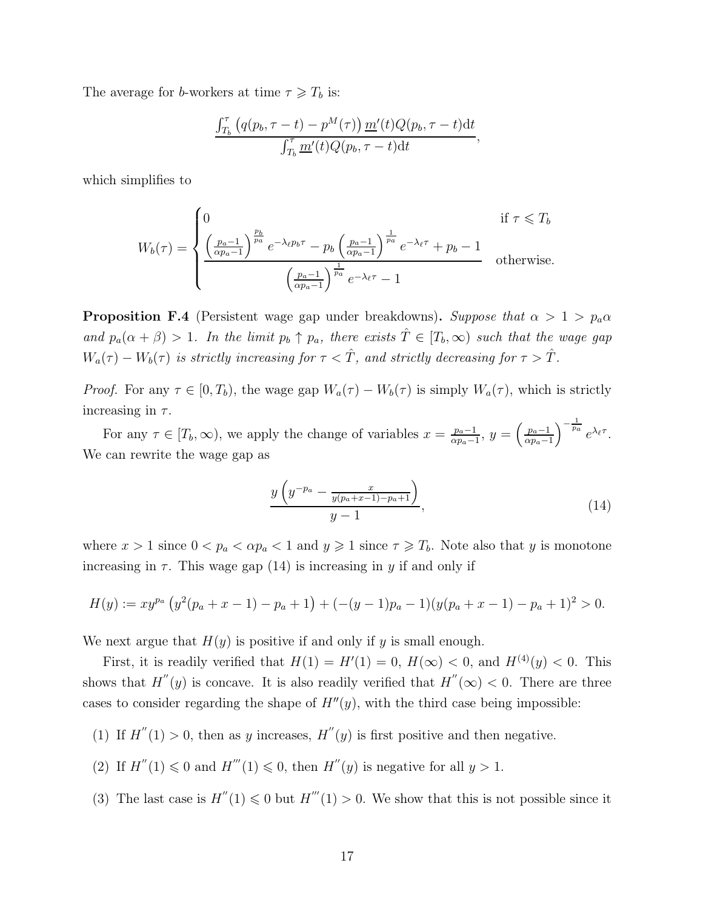The average for $b$-workers at time $\tau \geqslant T_b$ is:

$$\frac{\int_{T_b}^{\tau} \left(q(p_b, \tau - t) - p^M(\tau)\right) \underline{m}'(t) Q(p_b, \tau - t) \mathrm{d}t}{\int_{T_b}^{\tau} \underline{m}'(t) Q(p_b, \tau - t) \mathrm{d}t},$$

which simplifies to

$$W_b(\tau) = \begin{cases} 0 & \text{if } \tau \leqslant T_b \\ \dfrac{\left(\frac{p_a - 1}{\alpha p_a - 1}\right)^{\frac{p_b}{p_a}} e^{-\lambda_\ell p_b \tau} - p_b \left(\frac{p_a - 1}{\alpha p_a - 1}\right)^{\frac{1}{p_a}} e^{-\lambda_\ell \tau} + p_b - 1}{\left(\frac{p_a - 1}{\alpha p_a - 1}\right)^{\frac{1}{p_a}} e^{-\lambda_\ell \tau} - 1} & \text{otherwise.} \end{cases}$$

**Proposition F.4** (Persistent wage gap under breakdowns)**.** *Suppose that $\alpha > 1 > p_a \alpha$ and $p_a(\alpha + \beta) > 1$. In the limit $p_b \uparrow p_a$, there exists $\hat{T} \in [T_b, \infty)$ such that the wage gap $W_a(\tau) - W_b(\tau)$ is strictly increasing for $\tau < \hat{T}$, and strictly decreasing for $\tau > \hat{T}$.*

*Proof.* For any $\tau \in [0, T_b)$, the wage gap $W_a(\tau) - W_b(\tau)$ is simply $W_a(\tau)$, which is strictly increasing in $\tau$.

For any $\tau \in [T_b, \infty)$, we apply the change of variables $x = \frac{p_a - 1}{\alpha p_a - 1}$, $y = \left(\frac{p_a - 1}{\alpha p_a - 1}\right)^{-\frac{1}{p_a}} e^{\lambda_\ell \tau}$. We can rewrite the wage gap as

$$\frac{y\left(y^{-p_a} - \frac{x}{y(p_a + x - 1) - p_a + 1}\right)}{y - 1}, \tag{14}$$

where $x > 1$ since $0 < p_a < \alpha p_a < 1$ and $y \geqslant 1$ since $\tau \geqslant T_b$. Note also that $y$ is monotone increasing in $\tau$. This wage gap (14) is increasing in $y$ if and only if

$$H(y) := x y^{p_a} \left(y^2 (p_a + x - 1) - p_a + 1\right) + (-(y - 1)p_a - 1)(y(p_a + x - 1) - p_a + 1)^2 > 0.$$

We next argue that $H(y)$ is positive if and only if $y$ is small enough.

First, it is readily verified that $H(1) = H'(1) = 0$, $H(\infty) < 0$, and $H^{(4)}(y) < 0$. This shows that $H''(y)$ is concave. It is also readily verified that $H''(\infty) < 0$. There are three cases to consider regarding the shape of $H''(y)$, with the third case being impossible:

(1) If $H''(1) > 0$, then as $y$ increases, $H''(y)$ is first positive and then negative.

(2) If $H''(1) \leqslant 0$ and $H'''(1) \leqslant 0$, then $H''(y)$ is negative for all $y > 1$.

(3) The last case is $H''(1) \leqslant 0$ but $H'''(1) > 0$. We show that this is not possible since it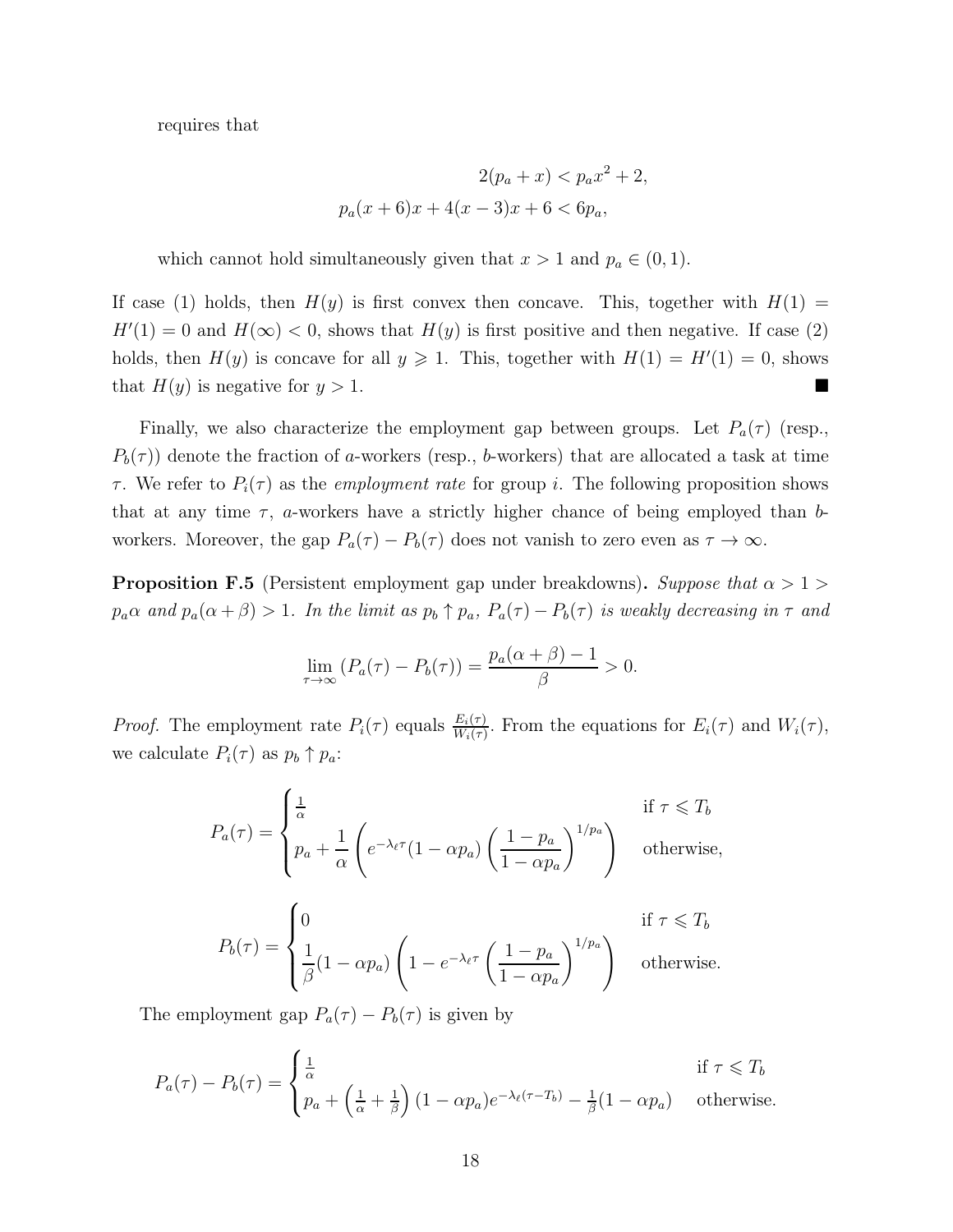requires that

$$
\begin{aligned}
2(p_a + x) &< p_a x^2 + 2, \\
p_a(x+6)x + 4(x-3)x + 6 &< 6p_a,
\end{aligned}
$$

which cannot hold simultaneously given that $x > 1$ and $p_a \in (0, 1)$.

If case (1) holds, then $H(y)$ is first convex then concave. This, together with $H(1) = H'(1) = 0$ and $H(\infty) < 0$, shows that $H(y)$ is first positive and then negative. If case (2) holds, then $H(y)$ is concave for all $y \geqslant 1$. This, together with $H(1) = H'(1) = 0$, shows that $H(y)$ is negative for $y > 1$. ■

Finally, we also characterize the employment gap between groups. Let $P_a(\tau)$ (resp., $P_b(\tau)$) denote the fraction of $a$-workers (resp., $b$-workers) that are allocated a task at time $\tau$. We refer to $P_i(\tau)$ as the *employment rate* for group $i$. The following proposition shows that at any time $\tau$, $a$-workers have a strictly higher chance of being employed than $b$-workers. Moreover, the gap $P_a(\tau) - P_b(\tau)$ does not vanish to zero even as $\tau \to \infty$.

**Proposition F.5** (Persistent employment gap under breakdowns)**.** *Suppose that $\alpha > 1 > p_a\alpha$ and $p_a(\alpha+\beta) > 1$. In the limit as $p_b \uparrow p_a$, $P_a(\tau) - P_b(\tau)$ is weakly decreasing in $\tau$ and*

$$
\lim_{\tau \to \infty} (P_a(\tau) - P_b(\tau)) = \frac{p_a(\alpha+\beta) - 1}{\beta} > 0.
$$

*Proof.* The employment rate $P_i(\tau)$ equals $\frac{E_i(\tau)}{W_i(\tau)}$. From the equations for $E_i(\tau)$ and $W_i(\tau)$, we calculate $P_i(\tau)$ as $p_b \uparrow p_a$:

$$
P_a(\tau) = \begin{cases} \frac{1}{\alpha} & \text{if } \tau \leqslant T_b \\ p_a + \frac{1}{\alpha}\left(e^{-\lambda_\ell \tau}(1-\alpha p_a)\left(\frac{1-p_a}{1-\alpha p_a}\right)^{1/p_a}\right) & \text{otherwise,} \end{cases}
$$

$$
P_b(\tau) = \begin{cases} 0 & \text{if } \tau \leqslant T_b \\ \frac{1}{\beta}(1-\alpha p_a)\left(1 - e^{-\lambda_\ell \tau}\left(\frac{1-p_a}{1-\alpha p_a}\right)^{1/p_a}\right) & \text{otherwise.} \end{cases}
$$

The employment gap $P_a(\tau) - P_b(\tau)$ is given by

$$
P_a(\tau) - P_b(\tau) = \begin{cases} \frac{1}{\alpha} & \text{if } \tau \leqslant T_b \\ p_a + \left(\frac{1}{\alpha} + \frac{1}{\beta}\right)(1-\alpha p_a)e^{-\lambda_\ell(\tau - T_b)} - \frac{1}{\beta}(1-\alpha p_a) & \text{otherwise.} \end{cases}
$$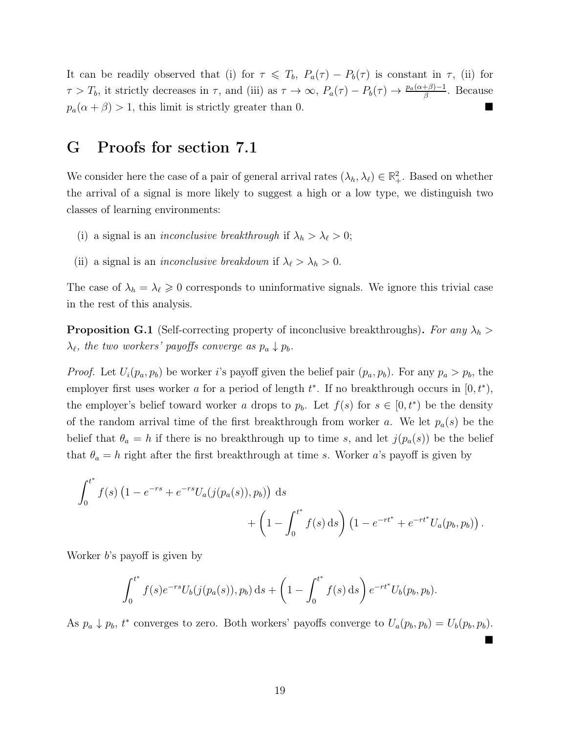It can be readily observed that (i) for $\tau \leqslant T_b$, $P_a(\tau) - P_b(\tau)$ is constant in $\tau$, (ii) for $\tau > T_b$, it strictly decreases in $\tau$, and (iii) as $\tau \to \infty$, $P_a(\tau) - P_b(\tau) \to \frac{p_a(\alpha+\beta)-1}{\beta}$. Because $p_a(\alpha + \beta) > 1$, this limit is strictly greater than 0. ■

# G Proofs for section 7.1

We consider here the case of a pair of general arrival rates $(\lambda_h, \lambda_\ell) \in \mathbb{R}^2_+$. Based on whether the arrival of a signal is more likely to suggest a high or a low type, we distinguish two classes of learning environments:

(i) a signal is an *inconclusive breakthrough* if $\lambda_h > \lambda_\ell > 0$;

(ii) a signal is an *inconclusive breakdown* if $\lambda_\ell > \lambda_h > 0$.

The case of $\lambda_h = \lambda_\ell \geqslant 0$ corresponds to uninformative signals. We ignore this trivial case in the rest of this analysis.

**Proposition G.1** (Self-correcting property of inconclusive breakthroughs)**.** *For any $\lambda_h > \lambda_\ell$, the two workers' payoffs converge as $p_a \downarrow p_b$.*

*Proof.* Let $U_i(p_a, p_b)$ be worker $i$'s payoff given the belief pair $(p_a, p_b)$. For any $p_a > p_b$, the employer first uses worker $a$ for a period of length $t^*$. If no breakthrough occurs in $[0, t^*)$, the employer's belief toward worker $a$ drops to $p_b$. Let $f(s)$ for $s \in [0, t^*)$ be the density of the random arrival time of the first breakthrough from worker $a$. We let $p_a(s)$ be the belief that $\theta_a = h$ if there is no breakthrough up to time $s$, and let $j(p_a(s))$ be the belief that $\theta_a = h$ right after the first breakthrough at time $s$. Worker $a$'s payoff is given by

$$\int_0^{t^*} f(s) \left(1 - e^{-rs} + e^{-rs} U_a(j(p_a(s)), p_b)\right) \mathrm{d}s + \left(1 - \int_0^{t^*} f(s)\,\mathrm{d}s\right) \left(1 - e^{-rt^*} + e^{-rt^*} U_a(p_b, p_b)\right).$$

Worker $b$'s payoff is given by

$$\int_0^{t^*} f(s) e^{-rs} U_b(j(p_a(s)), p_b)\,\mathrm{d}s + \left(1 - \int_0^{t^*} f(s)\,\mathrm{d}s\right) e^{-rt^*} U_b(p_b, p_b).$$

As $p_a \downarrow p_b$, $t^*$ converges to zero. Both workers' payoffs converge to $U_a(p_b, p_b) = U_b(p_b, p_b)$. ■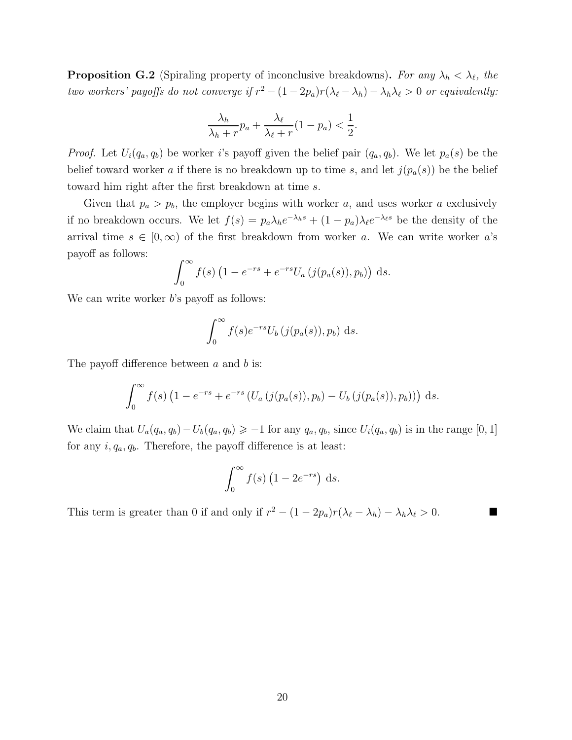**Proposition G.2** (Spiraling property of inconclusive breakdowns). *For any $\lambda_h < \lambda_\ell$, the two workers' payoffs do not converge if $r^2 - (1-2p_a)r(\lambda_\ell - \lambda_h) - \lambda_h\lambda_\ell > 0$ or equivalently:*

$$\frac{\lambda_h}{\lambda_h + r}p_a + \frac{\lambda_\ell}{\lambda_\ell + r}(1-p_a) < \frac{1}{2}.$$

*Proof.* Let $U_i(q_a, q_b)$ be worker $i$'s payoff given the belief pair $(q_a, q_b)$. We let $p_a(s)$ be the belief toward worker $a$ if there is no breakdown up to time $s$, and let $j(p_a(s))$ be the belief toward him right after the first breakdown at time $s$.

Given that $p_a > p_b$, the employer begins with worker $a$, and uses worker $a$ exclusively if no breakdown occurs. We let $f(s) = p_a\lambda_h e^{-\lambda_h s} + (1-p_a)\lambda_\ell e^{-\lambda_\ell s}$ be the density of the arrival time $s \in [0, \infty)$ of the first breakdown from worker $a$. We can write worker $a$'s payoff as follows:

$$\int_0^\infty f(s)\left(1 - e^{-rs} + e^{-rs}U_a\left(j(p_a(s)), p_b\right)\right) \mathrm{d}s.$$

We can write worker $b$'s payoff as follows:

$$\int_0^\infty f(s)e^{-rs}U_b\left(j(p_a(s)), p_b\right) \mathrm{d}s.$$

The payoff difference between $a$ and $b$ is:

$$\int_0^\infty f(s)\left(1 - e^{-rs} + e^{-rs}\left(U_a\left(j(p_a(s)), p_b\right) - U_b\left(j(p_a(s)), p_b\right)\right)\right) \mathrm{d}s.$$

We claim that $U_a(q_a, q_b) - U_b(q_a, q_b) \geqslant -1$ for any $q_a, q_b$, since $U_i(q_a, q_b)$ is in the range $[0, 1]$ for any $i, q_a, q_b$. Therefore, the payoff difference is at least:

$$\int_0^\infty f(s)\left(1 - 2e^{-rs}\right) \mathrm{d}s.$$

This term is greater than 0 if and only if $r^2 - (1-2p_a)r(\lambda_\ell - \lambda_h) - \lambda_h\lambda_\ell > 0$. ■